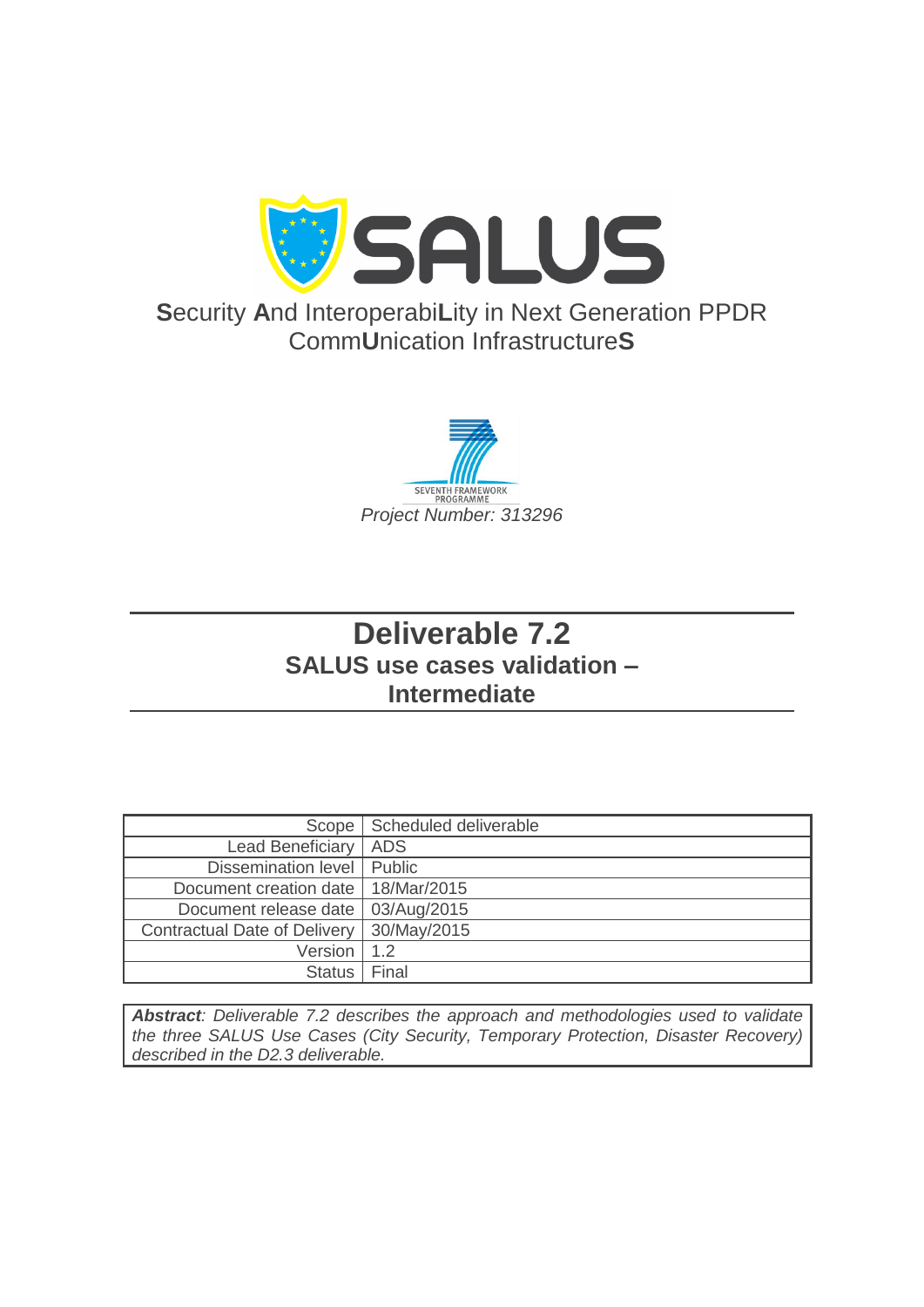# SALUS

**S**ecurity **A**nd InteroperabiL**ity** in Next Generation PPDR CommU**nication** InfrastructureS

SEVENTH FRAMEWORK PROGRAMME

*Project Number: 313296*

# Deliverable 7.2

## SALUS use cases validation – Intermediate

| | |
|---:|---|
| Scope | Scheduled deliverable |
| Lead Beneficiary | ADS |
| Dissemination level | Public |
| Document creation date | 18/Mar/2015 |
| Document release date | 03/Aug/2015 |
| Contractual Date of Delivery | 30/May/2015 |
| Version | 1.2 |
| Status | Final |

***Abstract**: Deliverable 7.2 describes the approach and methodologies used to validate the three SALUS Use Cases (City Security, Temporary Protection, Disaster Recovery) described in the D2.3 deliverable.*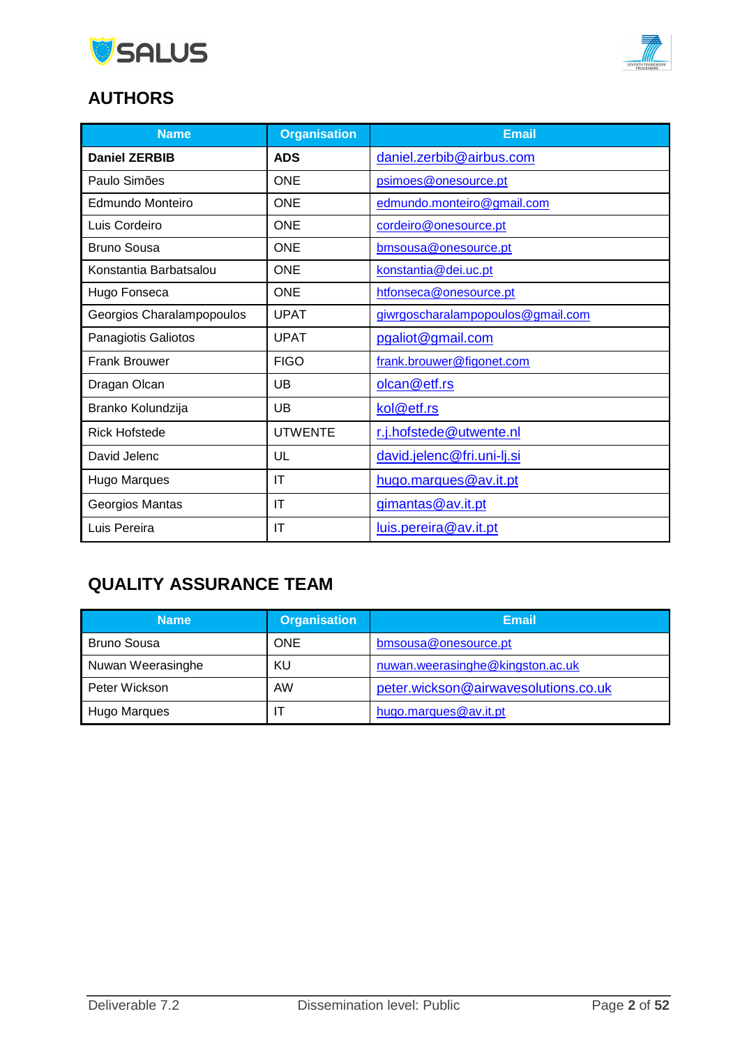## AUTHORS

| Name | Organisation | Email |
| --- | --- | --- |
| **Daniel ZERBIB** | **ADS** | daniel.zerbib@airbus.com |
| Paulo Simões | ONE | psimoes@onesource.pt |
| Edmundo Monteiro | ONE | edmundo.monteiro@gmail.com |
| Luis Cordeiro | ONE | cordeiro@onesource.pt |
| Bruno Sousa | ONE | bmsousa@onesource.pt |
| Konstantia Barbatsalou | ONE | konstantia@dei.uc.pt |
| Hugo Fonseca | ONE | htfonseca@onesource.pt |
| Georgios Charalampopoulos | UPAT | giwrgoscharalampopoulos@gmail.com |
| Panagiotis Galiotos | UPAT | pgaliot@gmail.com |
| Frank Brouwer | FIGO | frank.brouwer@figonet.com |
| Dragan Olcan | UB | olcan@etf.rs |
| Branko Kolundzija | UB | kol@etf.rs |
| Rick Hofstede | UTWENTE | r.j.hofstede@utwente.nl |
| David Jelenc | UL | david.jelenc@fri.uni-lj.si |
| Hugo Marques | IT | hugo.marques@av.it.pt |
| Georgios Mantas | IT | gimantas@av.it.pt |
| Luis Pereira | IT | luis.pereira@av.it.pt |

## QUALITY ASSURANCE TEAM

| Name | Organisation | Email |
| --- | --- | --- |
| Bruno Sousa | ONE | bmsousa@onesource.pt |
| Nuwan Weerasinghe | KU | nuwan.weerasinghe@kingston.ac.uk |
| Peter Wickson | AW | peter.wickson@airwavesolutions.co.uk |
| Hugo Marques | IT | hugo.marques@av.it.pt |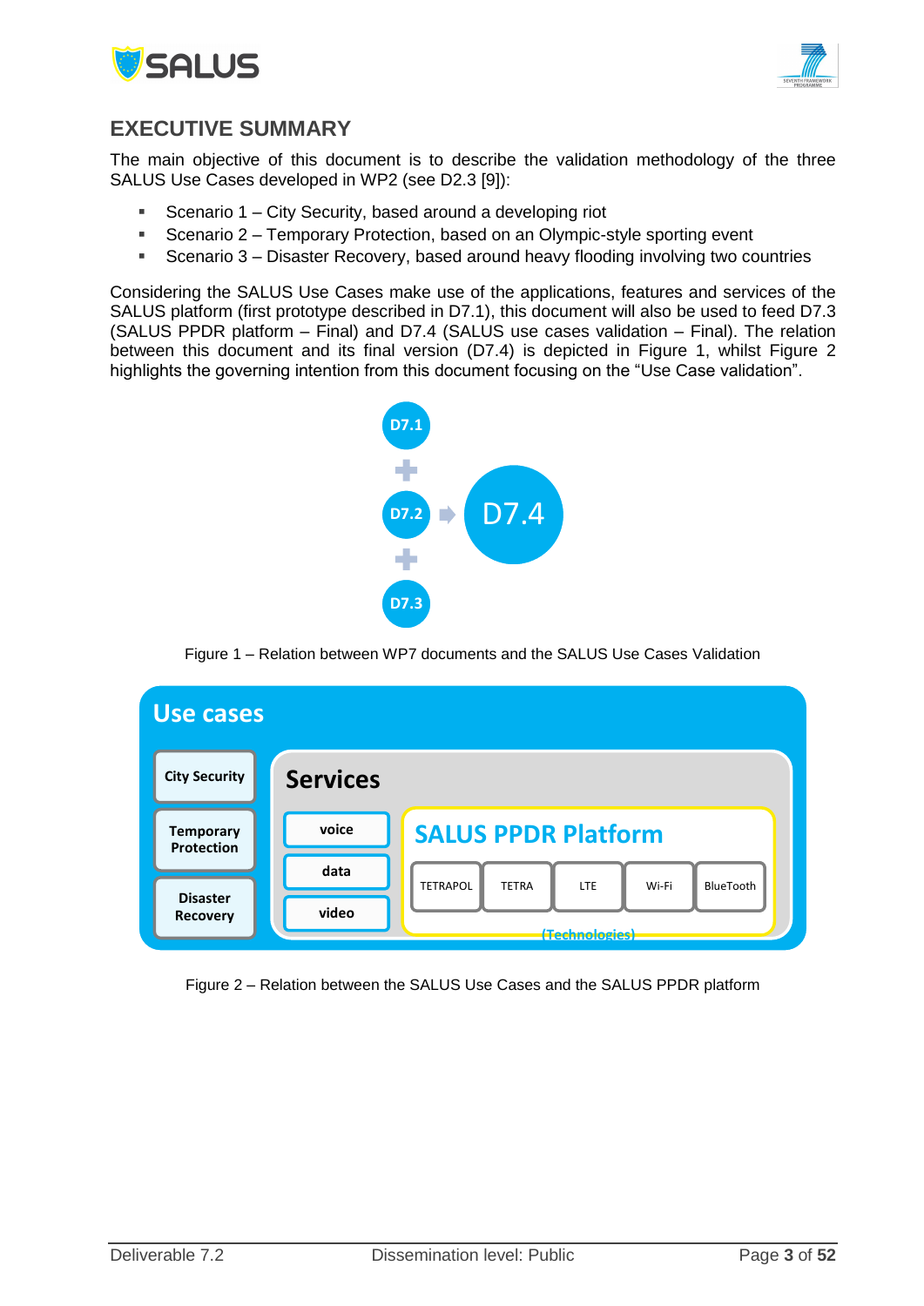## EXECUTIVE SUMMARY

The main objective of this document is to describe the validation methodology of the three SALUS Use Cases developed in WP2 (see D2.3 [9]):

- Scenario 1 – City Security, based around a developing riot
- Scenario 2 – Temporary Protection, based on an Olympic-style sporting event
- Scenario 3 – Disaster Recovery, based around heavy flooding involving two countries

Considering the SALUS Use Cases make use of the applications, features and services of the SALUS platform (first prototype described in D7.1), this document will also be used to feed D7.3 (SALUS PPDR platform – Final) and D7.4 (SALUS use cases validation – Final). The relation between this document and its final version (D7.4) is depicted in Figure 1, whilst Figure 2 highlights the governing intention from this document focusing on the "Use Case validation".

Figure 1 – Relation between WP7 documents and the SALUS Use Cases Validation

Figure 2 – Relation between the SALUS Use Cases and the SALUS PPDR platform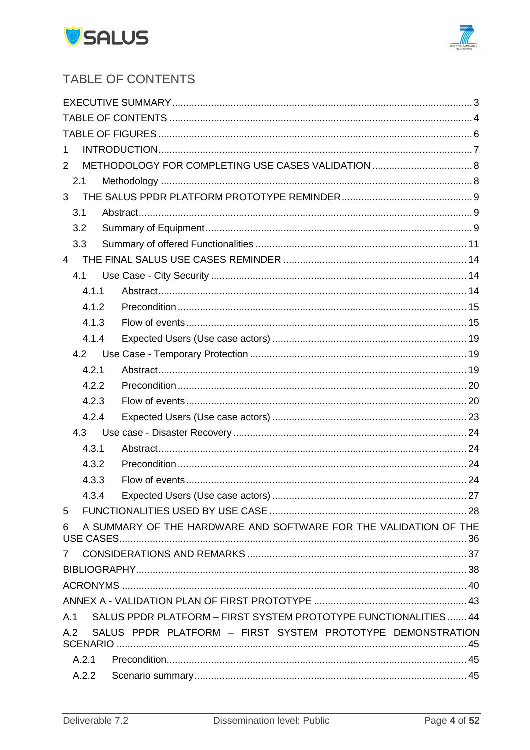# TABLE OF CONTENTS

EXECUTIVE SUMMARY ..... 3
TABLE OF CONTENTS ..... 4
TABLE OF FIGURES ..... 6
1 INTRODUCTION ..... 7
2 METHODOLOGY FOR COMPLETING USE CASES VALIDATION ..... 8
  2.1 Methodology ..... 8
3 THE SALUS PPDR PLATFORM PROTOTYPE REMINDER ..... 9
  3.1 Abstract ..... 9
  3.2 Summary of Equipment ..... 9
  3.3 Summary of offered Functionalities ..... 11
4 THE FINAL SALUS USE CASES REMINDER ..... 14
  4.1 Use Case - City Security ..... 14
    4.1.1 Abstract ..... 14
    4.1.2 Precondition ..... 15
    4.1.3 Flow of events ..... 15
    4.1.4 Expected Users (Use case actors) ..... 19
  4.2 Use Case - Temporary Protection ..... 19
    4.2.1 Abstract ..... 19
    4.2.2 Precondition ..... 20
    4.2.3 Flow of events ..... 20
    4.2.4 Expected Users (Use case actors) ..... 23
  4.3 Use case - Disaster Recovery ..... 24
    4.3.1 Abstract ..... 24
    4.3.2 Precondition ..... 24
    4.3.3 Flow of events ..... 24
    4.3.4 Expected Users (Use case actors) ..... 27
5 FUNCTIONALITIES USED BY USE CASE ..... 28
6 A SUMMARY OF THE HARDWARE AND SOFTWARE FOR THE VALIDATION OF THE USE CASES ..... 36
7 CONSIDERATIONS AND REMARKS ..... 37
BIBLIOGRAPHY ..... 38
ACRONYMS ..... 40
ANNEX A - VALIDATION PLAN OF FIRST PROTOTYPE ..... 43
A.1 SALUS PPDR PLATFORM – FIRST SYSTEM PROTOTYPE FUNCTIONALITIES ..... 44
A.2 SALUS PPDR PLATFORM – FIRST SYSTEM PROTOTYPE DEMONSTRATION SCENARIO ..... 45
  A.2.1 Precondition ..... 45
  A.2.2 Scenario summary ..... 45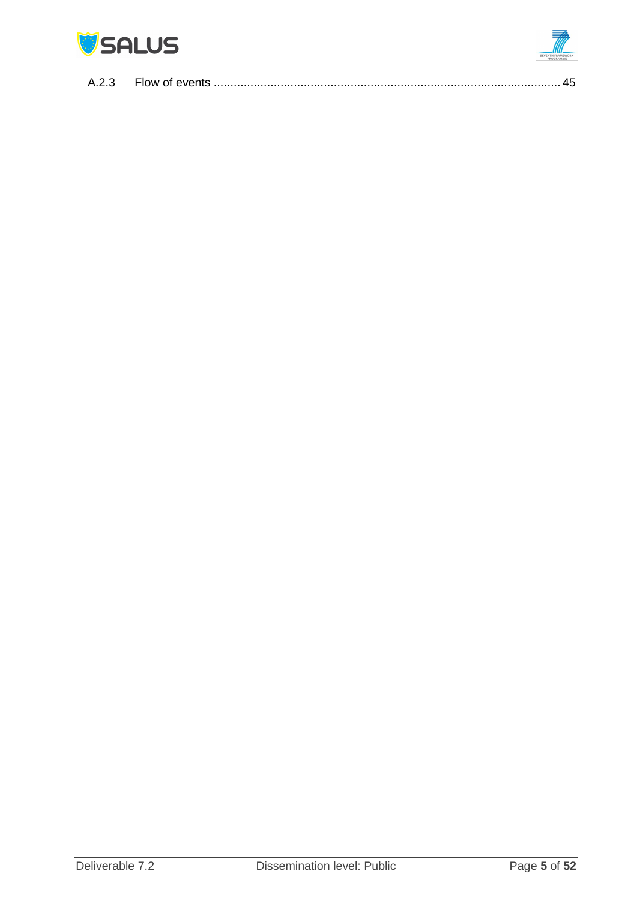A.2.3 Flow of events ........................................................................................................ 45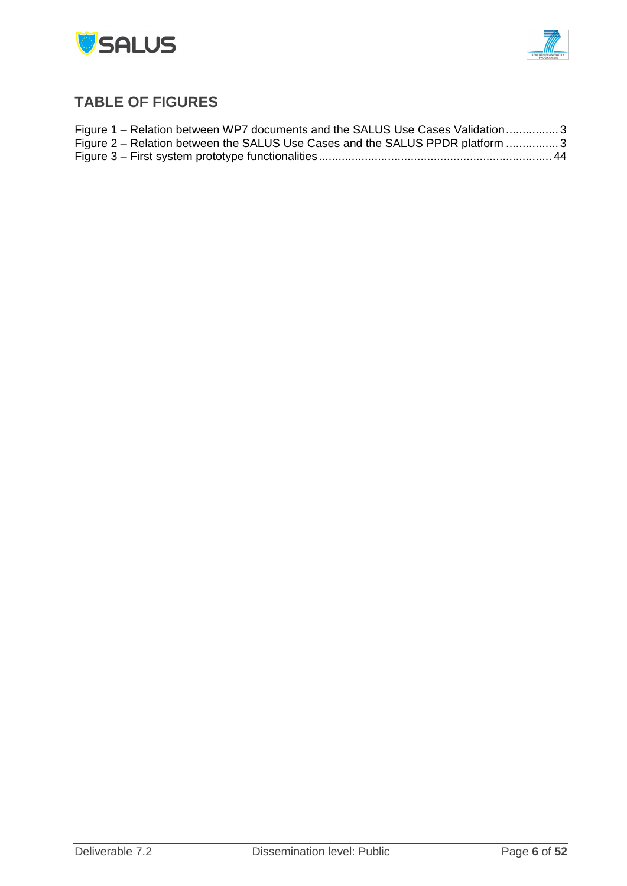## TABLE OF FIGURES

Figure 1 – Relation between WP7 documents and the SALUS Use Cases Validation ................ 3
Figure 2 – Relation between the SALUS Use Cases and the SALUS PPDR platform ................ 3
Figure 3 – First system prototype functionalities ........................................................................ 44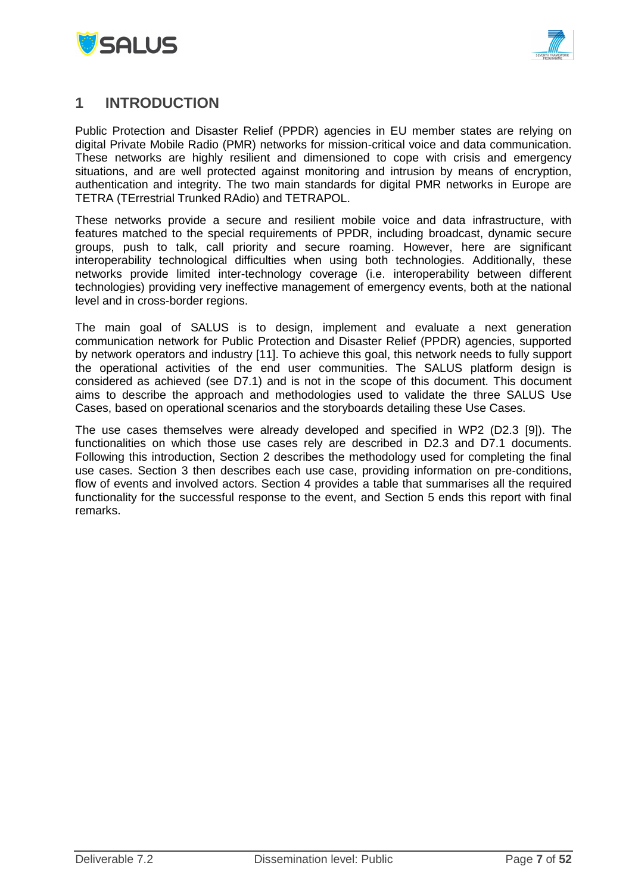# 1 INTRODUCTION

Public Protection and Disaster Relief (PPDR) agencies in EU member states are relying on digital Private Mobile Radio (PMR) networks for mission-critical voice and data communication. These networks are highly resilient and dimensioned to cope with crisis and emergency situations, and are well protected against monitoring and intrusion by means of encryption, authentication and integrity. The two main standards for digital PMR networks in Europe are TETRA (TErrestrial Trunked RAdio) and TETRAPOL.

These networks provide a secure and resilient mobile voice and data infrastructure, with features matched to the special requirements of PPDR, including broadcast, dynamic secure groups, push to talk, call priority and secure roaming. However, here are significant interoperability technological difficulties when using both technologies. Additionally, these networks provide limited inter-technology coverage (i.e. interoperability between different technologies) providing very ineffective management of emergency events, both at the national level and in cross-border regions.

The main goal of SALUS is to design, implement and evaluate a next generation communication network for Public Protection and Disaster Relief (PPDR) agencies, supported by network operators and industry [11]. To achieve this goal, this network needs to fully support the operational activities of the end user communities. The SALUS platform design is considered as achieved (see D7.1) and is not in the scope of this document. This document aims to describe the approach and methodologies used to validate the three SALUS Use Cases, based on operational scenarios and the storyboards detailing these Use Cases.

The use cases themselves were already developed and specified in WP2 (D2.3 [9]). The functionalities on which those use cases rely are described in D2.3 and D7.1 documents. Following this introduction, Section 2 describes the methodology used for completing the final use cases. Section 3 then describes each use case, providing information on pre-conditions, flow of events and involved actors. Section 4 provides a table that summarises all the required functionality for the successful response to the event, and Section 5 ends this report with final remarks.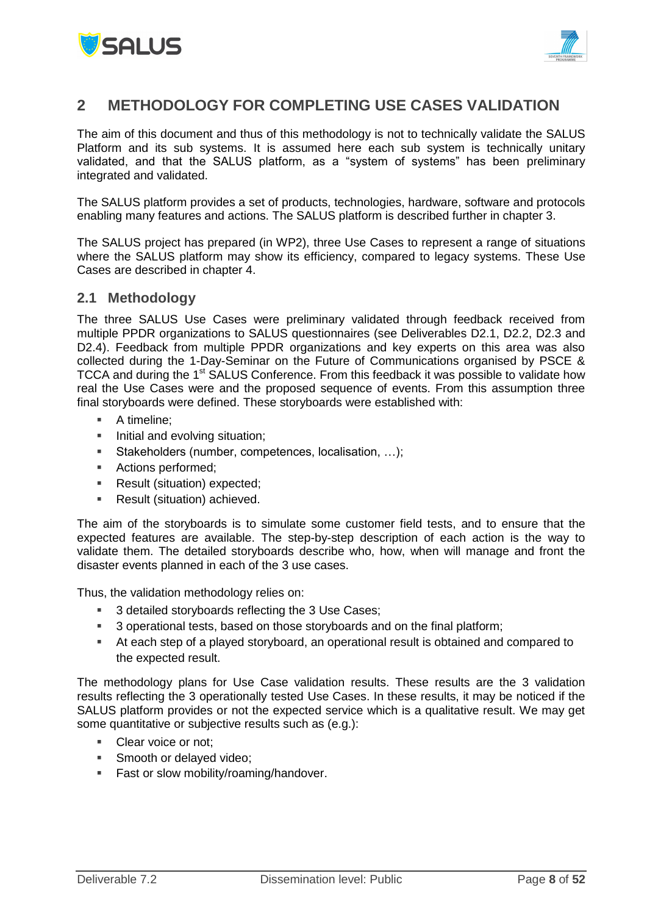# 2 METHODOLOGY FOR COMPLETING USE CASES VALIDATION

The aim of this document and thus of this methodology is not to technically validate the SALUS Platform and its sub systems. It is assumed here each sub system is technically unitary validated, and that the SALUS platform, as a "system of systems" has been preliminary integrated and validated.

The SALUS platform provides a set of products, technologies, hardware, software and protocols enabling many features and actions. The SALUS platform is described further in chapter 3.

The SALUS project has prepared (in WP2), three Use Cases to represent a range of situations where the SALUS platform may show its efficiency, compared to legacy systems. These Use Cases are described in chapter 4.

## 2.1 Methodology

The three SALUS Use Cases were preliminary validated through feedback received from multiple PPDR organizations to SALUS questionnaires (see Deliverables D2.1, D2.2, D2.3 and D2.4). Feedback from multiple PPDR organizations and key experts on this area was also collected during the 1-Day-Seminar on the Future of Communications organised by PSCE & TCCA and during the 1st SALUS Conference. From this feedback it was possible to validate how real the Use Cases were and the proposed sequence of events. From this assumption three final storyboards were defined. These storyboards were established with:

- A timeline;
- Initial and evolving situation;
- Stakeholders (number, competences, localisation, …);
- Actions performed;
- Result (situation) expected;
- Result (situation) achieved.

The aim of the storyboards is to simulate some customer field tests, and to ensure that the expected features are available. The step-by-step description of each action is the way to validate them. The detailed storyboards describe who, how, when will manage and front the disaster events planned in each of the 3 use cases.

Thus, the validation methodology relies on:

- 3 detailed storyboards reflecting the 3 Use Cases;
- 3 operational tests, based on those storyboards and on the final platform;
- At each step of a played storyboard, an operational result is obtained and compared to the expected result.

The methodology plans for Use Case validation results. These results are the 3 validation results reflecting the 3 operationally tested Use Cases. In these results, it may be noticed if the SALUS platform provides or not the expected service which is a qualitative result. We may get some quantitative or subjective results such as (e.g.):

- Clear voice or not;
- Smooth or delayed video;
- Fast or slow mobility/roaming/handover.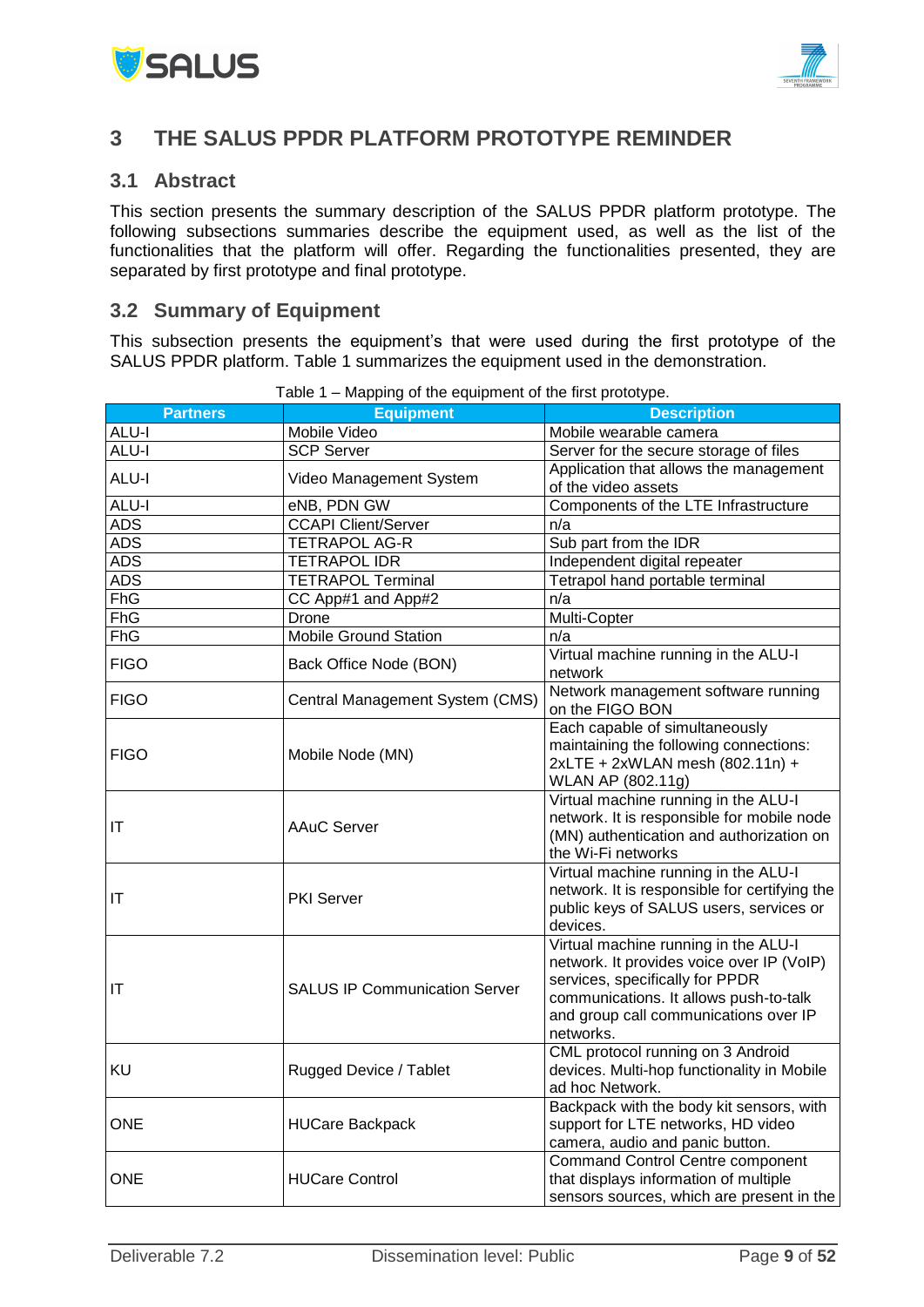# 3 THE SALUS PPDR PLATFORM PROTOTYPE REMINDER

## 3.1 Abstract

This section presents the summary description of the SALUS PPDR platform prototype. The following subsections summaries describe the equipment used, as well as the list of the functionalities that the platform will offer. Regarding the functionalities presented, they are separated by first prototype and final prototype.

## 3.2 Summary of Equipment

This subsection presents the equipment's that were used during the first prototype of the SALUS PPDR platform. Table 1 summarizes the equipment used in the demonstration.

Table 1 – Mapping of the equipment of the first prototype.

| Partners | Equipment | Description |
|---|---|---|
| ALU-I | Mobile Video | Mobile wearable camera |
| ALU-I | SCP Server | Server for the secure storage of files |
| ALU-I | Video Management System | Application that allows the management of the video assets |
| ALU-I | eNB, PDN GW | Components of the LTE Infrastructure |
| ADS | CCAPI Client/Server | n/a |
| ADS | TETRAPOL AG-R | Sub part from the IDR |
| ADS | TETRAPOL IDR | Independent digital repeater |
| ADS | TETRAPOL Terminal | Tetrapol hand portable terminal |
| FhG | CC App#1 and App#2 | n/a |
| FhG | Drone | Multi-Copter |
| FhG | Mobile Ground Station | n/a |
| FIGO | Back Office Node (BON) | Virtual machine running in the ALU-I network |
| FIGO | Central Management System (CMS) | Network management software running on the FIGO BON |
| FIGO | Mobile Node (MN) | Each capable of simultaneously maintaining the following connections: 2xLTE + 2xWLAN mesh (802.11n) + WLAN AP (802.11g) |
| IT | AAuC Server | Virtual machine running in the ALU-I network. It is responsible for mobile node (MN) authentication and authorization on the Wi-Fi networks |
| IT | PKI Server | Virtual machine running in the ALU-I network. It is responsible for certifying the public keys of SALUS users, services or devices. |
| IT | SALUS IP Communication Server | Virtual machine running in the ALU-I network. It provides voice over IP (VoIP) services, specifically for PPDR communications. It allows push-to-talk and group call communications over IP networks. |
| KU | Rugged Device / Tablet | CML protocol running on 3 Android devices. Multi-hop functionality in Mobile ad hoc Network. |
| ONE | HUCare Backpack | Backpack with the body kit sensors, with support for LTE networks, HD video camera, audio and panic button. |
| ONE | HUCare Control | Command Control Centre component that displays information of multiple sensors sources, which are present in the |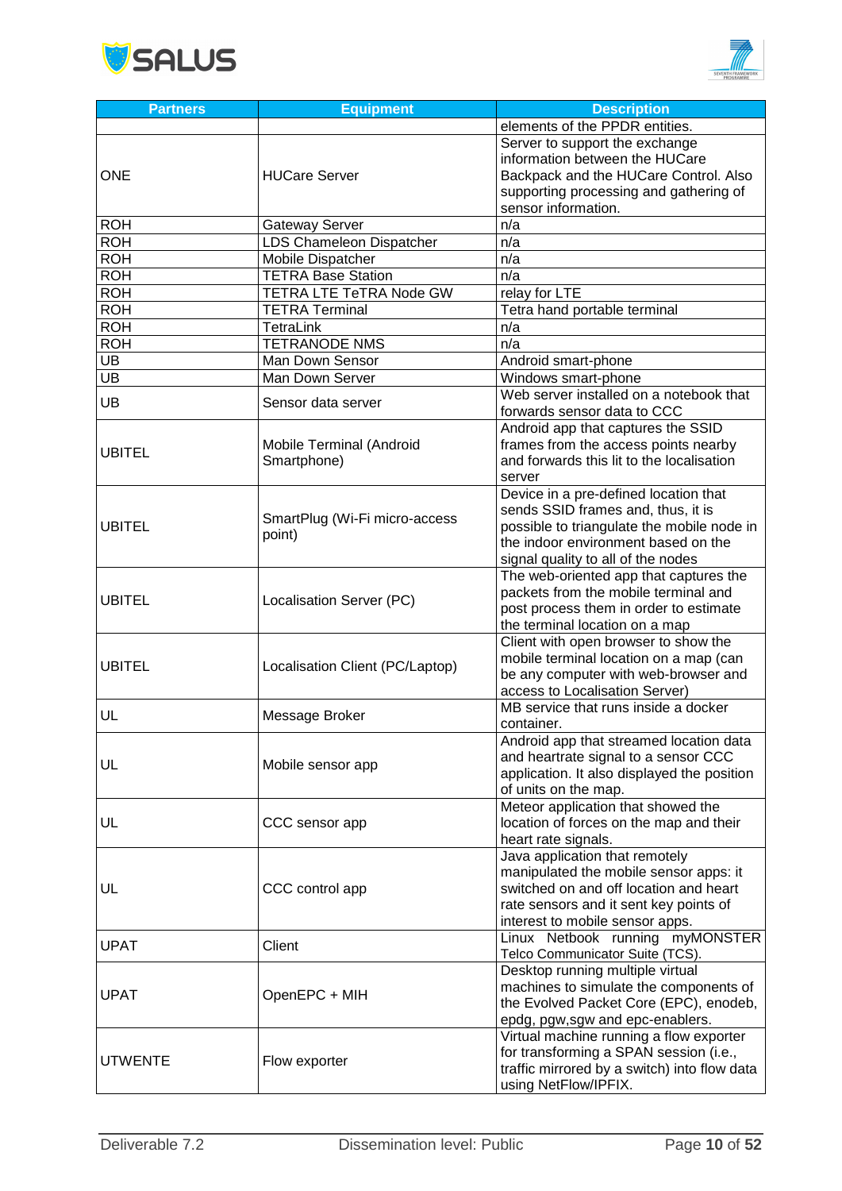| Partners | Equipment | Description |
| --- | --- | --- |
| | | elements of the PPDR entities. |
| ONE | HUCare Server | Server to support the exchange information between the HUCare Backpack and the HUCare Control. Also supporting processing and gathering of sensor information. |
| ROH | Gateway Server | n/a |
| ROH | LDS Chameleon Dispatcher | n/a |
| ROH | Mobile Dispatcher | n/a |
| ROH | TETRA Base Station | n/a |
| ROH | TETRA LTE TeTRA Node GW | relay for LTE |
| ROH | TETRA Terminal | Tetra hand portable terminal |
| ROH | TetraLink | n/a |
| ROH | TETRANODE NMS | n/a |
| UB | Man Down Sensor | Android smart-phone |
| UB | Man Down Server | Windows smart-phone |
| UB | Sensor data server | Web server installed on a notebook that forwards sensor data to CCC |
| UBITEL | Mobile Terminal (Android Smartphone) | Android app that captures the SSID frames from the access points nearby and forwards this lit to the localisation server |
| UBITEL | SmartPlug (Wi-Fi micro-access point) | Device in a pre-defined location that sends SSID frames and, thus, it is possible to triangulate the mobile node in the indoor environment based on the signal quality to all of the nodes |
| UBITEL | Localisation Server (PC) | The web-oriented app that captures the packets from the mobile terminal and post process them in order to estimate the terminal location on a map |
| UBITEL | Localisation Client (PC/Laptop) | Client with open browser to show the mobile terminal location on a map (can be any computer with web-browser and access to Localisation Server) |
| UL | Message Broker | MB service that runs inside a docker container. |
| UL | Mobile sensor app | Android app that streamed location data and heartrate signal to a sensor CCC application. It also displayed the position of units on the map. |
| UL | CCC sensor app | Meteor application that showed the location of forces on the map and their heart rate signals. |
| UL | CCC control app | Java application that remotely manipulated the mobile sensor apps: it switched on and off location and heart rate sensors and it sent key points of interest to mobile sensor apps. |
| UPAT | Client | Linux Netbook running myMONSTER Telco Communicator Suite (TCS). |
| UPAT | OpenEPC + MIH | Desktop running multiple virtual machines to simulate the components of the Evolved Packet Core (EPC), enodeb, epdg, pgw,sgw and epc-enablers. |
| UTWENTE | Flow exporter | Virtual machine running a flow exporter for transforming a SPAN session (i.e., traffic mirrored by a switch) into flow data using NetFlow/IPFIX. |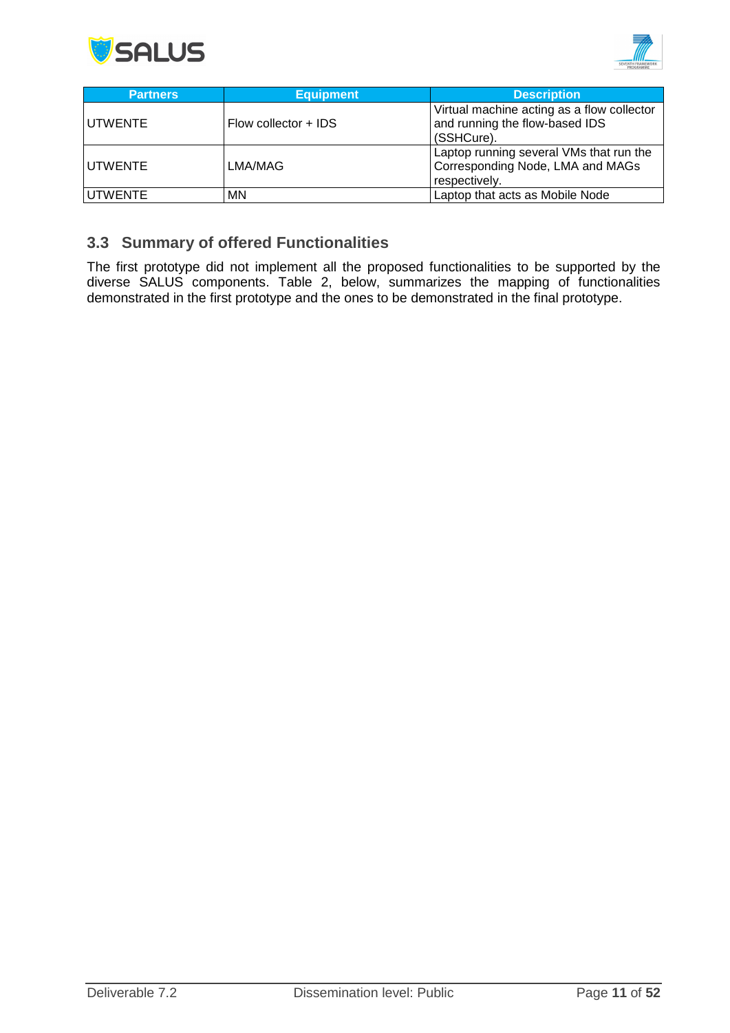| Partners | Equipment | Description |
|---|---|---|
| UTWENTE | Flow collector + IDS | Virtual machine acting as a flow collector and running the flow-based IDS (SSHCure). |
| UTWENTE | LMA/MAG | Laptop running several VMs that run the Corresponding Node, LMA and MAGs respectively. |
| UTWENTE | MN | Laptop that acts as Mobile Node |

## 3.3 Summary of offered Functionalities

The first prototype did not implement all the proposed functionalities to be supported by the diverse SALUS components. Table 2, below, summarizes the mapping of functionalities demonstrated in the first prototype and the ones to be demonstrated in the final prototype.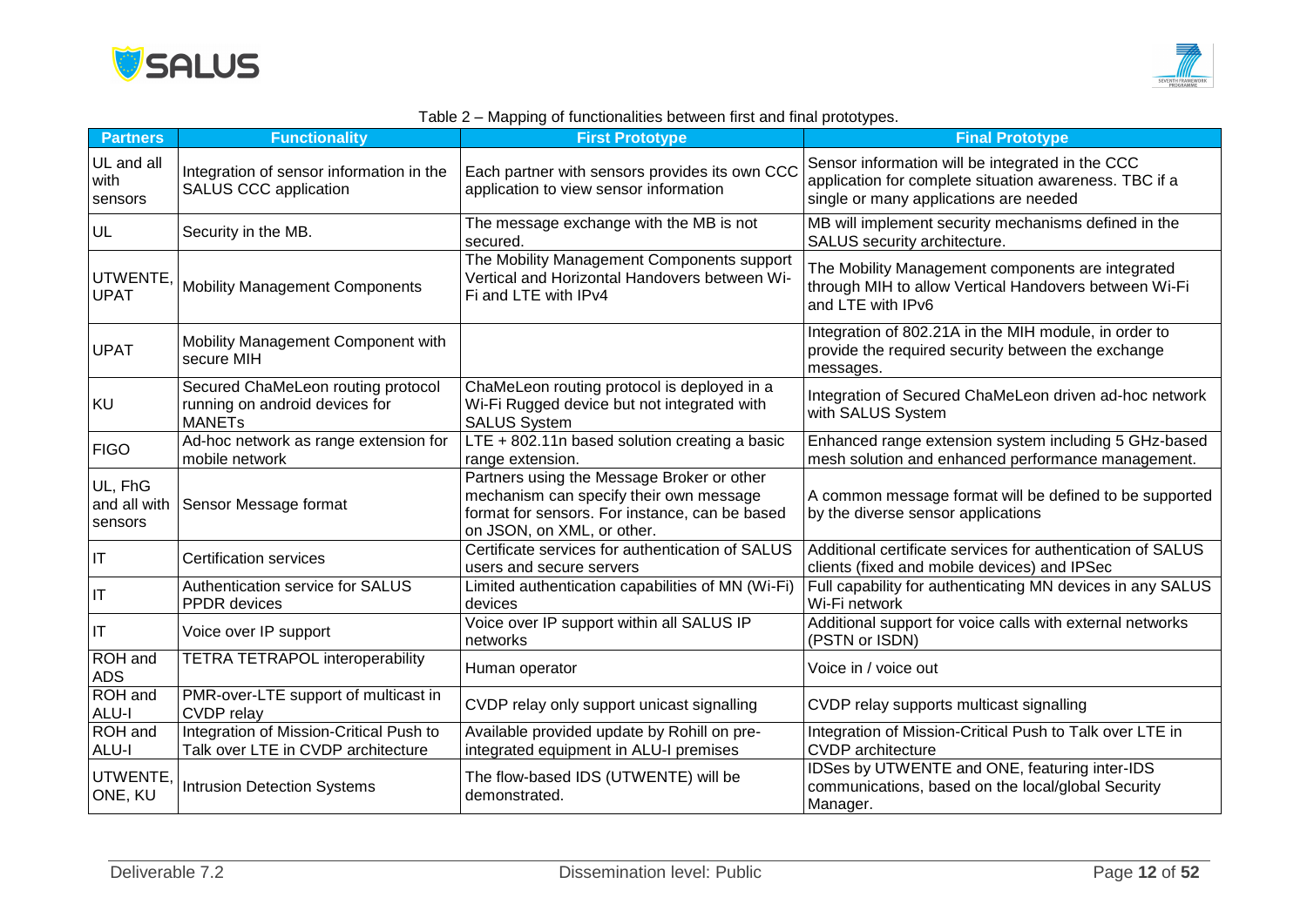Table 2 – Mapping of functionalities between first and final prototypes.

| Partners | Functionality | First Prototype | Final Prototype |
|---|---|---|---|
| UL and all with sensors | Integration of sensor information in the SALUS CCC application | Each partner with sensors provides its own CCC application to view sensor information | Sensor information will be integrated in the CCC application for complete situation awareness. TBC if a single or many applications are needed |
| UL | Security in the MB. | The message exchange with the MB is not secured. | MB will implement security mechanisms defined in the SALUS security architecture. |
| UTWENTE, UPAT | Mobility Management Components | The Mobility Management Components support Vertical and Horizontal Handovers between Wi-Fi and LTE with IPv4 | The Mobility Management components are integrated through MIH to allow Vertical Handovers between Wi-Fi and LTE with IPv6 |
| UPAT | Mobility Management Component with secure MIH | | Integration of 802.21A in the MIH module, in order to provide the required security between the exchange messages. |
| KU | Secured ChaMeLeon routing protocol running on android devices for MANETs | ChaMeLeon routing protocol is deployed in a Wi-Fi Rugged device but not integrated with SALUS System | Integration of Secured ChaMeLeon driven ad-hoc network with SALUS System |
| FIGO | Ad-hoc network as range extension for mobile network | LTE + 802.11n based solution creating a basic range extension. | Enhanced range extension system including 5 GHz-based mesh solution and enhanced performance management. |
| UL, FhG and all with sensors | Sensor Message format | Partners using the Message Broker or other mechanism can specify their own message format for sensors. For instance, can be based on JSON, on XML, or other. | A common message format will be defined to be supported by the diverse sensor applications |
| IT | Certification services | Certificate services for authentication of SALUS users and secure servers | Additional certificate services for authentication of SALUS clients (fixed and mobile devices) and IPSec |
| IT | Authentication service for SALUS PPDR devices | Limited authentication capabilities of MN (Wi-Fi) devices | Full capability for authenticating MN devices in any SALUS Wi-Fi network |
| IT | Voice over IP support | Voice over IP support within all SALUS IP networks | Additional support for voice calls with external networks (PSTN or ISDN) |
| ROH and ADS | TETRA TETRAPOL interoperability | Human operator | Voice in / voice out |
| ROH and ALU-I | PMR-over-LTE support of multicast in CVDP relay | CVDP relay only support unicast signalling | CVDP relay supports multicast signalling |
| ROH and ALU-I | Integration of Mission-Critical Push to Talk over LTE in CVDP architecture | Available provided update by Rohill on pre-integrated equipment in ALU-I premises | Integration of Mission-Critical Push to Talk over LTE in CVDP architecture |
| UTWENTE, ONE, KU | Intrusion Detection Systems | The flow-based IDS (UTWENTE) will be demonstrated. | IDSes by UTWENTE and ONE, featuring inter-IDS communications, based on the local/global Security Manager. |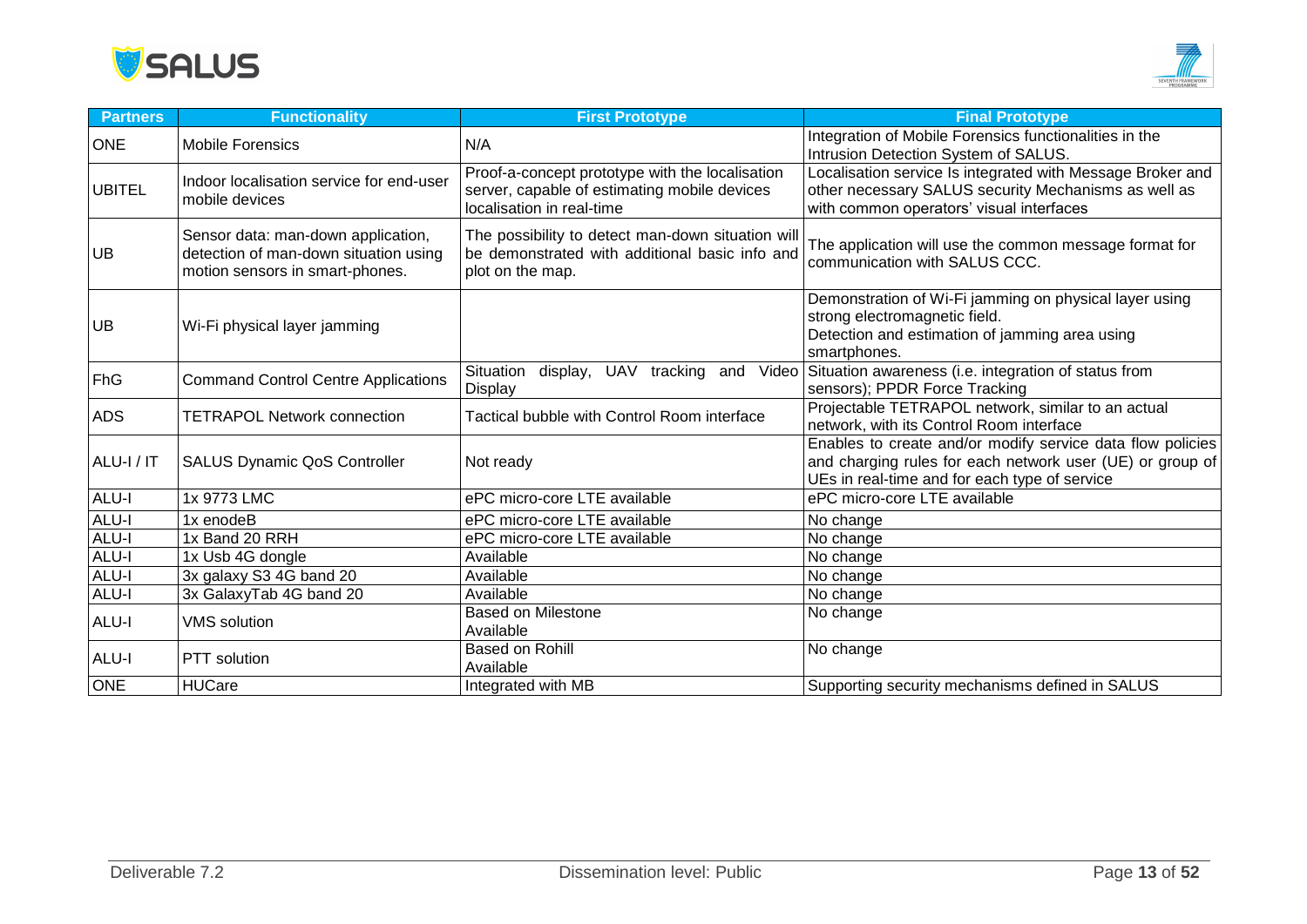| Partners | Functionality | First Prototype | Final Prototype |
|---|---|---|---|
| ONE | Mobile Forensics | N/A | Integration of Mobile Forensics functionalities in the Intrusion Detection System of SALUS. |
| UBITEL | Indoor localisation service for end-user mobile devices | Proof-a-concept prototype with the localisation server, capable of estimating mobile devices localisation in real-time | Localisation service Is integrated with Message Broker and other necessary SALUS security Mechanisms as well as with common operators' visual interfaces |
| UB | Sensor data: man-down application, detection of man-down situation using motion sensors in smart-phones. | The possibility to detect man-down situation will be demonstrated with additional basic info and plot on the map. | The application will use the common message format for communication with SALUS CCC. |
| UB | Wi-Fi physical layer jamming | | Demonstration of Wi-Fi jamming on physical layer using strong electromagnetic field.<br>Detection and estimation of jamming area using smartphones. |
| FhG | Command Control Centre Applications | Situation display, UAV tracking and Video Display | Situation awareness (i.e. integration of status from sensors); PPDR Force Tracking |
| ADS | TETRAPOL Network connection | Tactical bubble with Control Room interface | Projectable TETRAPOL network, similar to an actual network, with its Control Room interface |
| ALU-I / IT | SALUS Dynamic QoS Controller | Not ready | Enables to create and/or modify service data flow policies and charging rules for each network user (UE) or group of UEs in real-time and for each type of service |
| ALU-I | 1x 9773 LMC | ePC micro-core LTE available | ePC micro-core LTE available |
| ALU-I | 1x enodeB | ePC micro-core LTE available | No change |
| ALU-I | 1x Band 20 RRH | ePC micro-core LTE available | No change |
| ALU-I | 1x Usb 4G dongle | Available | No change |
| ALU-I | 3x galaxy S3 4G band 20 | Available | No change |
| ALU-I | 3x GalaxyTab 4G band 20 | Available | No change |
| ALU-I | VMS solution | Based on Milestone<br>Available | No change |
| ALU-I | PTT solution | Based on Rohill<br>Available | No change |
| ONE | HUCare | Integrated with MB | Supporting security mechanisms defined in SALUS |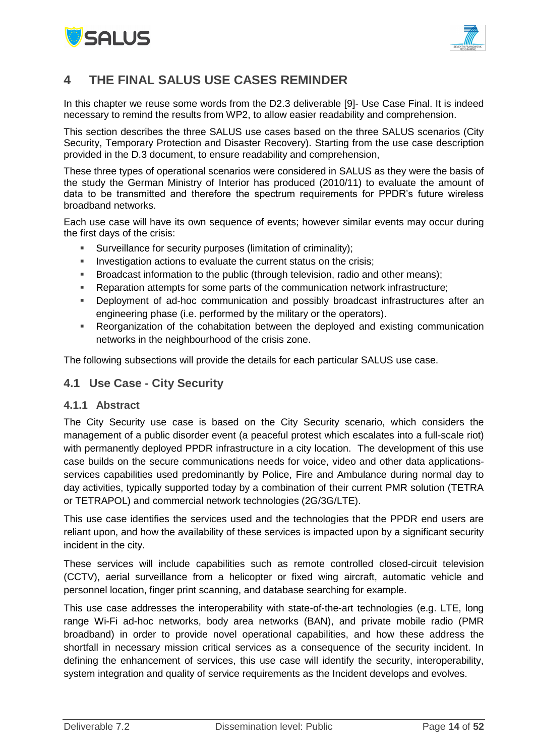# 4 THE FINAL SALUS USE CASES REMINDER

In this chapter we reuse some words from the D2.3 deliverable [9]- Use Case Final. It is indeed necessary to remind the results from WP2, to allow easier readability and comprehension.

This section describes the three SALUS use cases based on the three SALUS scenarios (City Security, Temporary Protection and Disaster Recovery). Starting from the use case description provided in the D.3 document, to ensure readability and comprehension,

These three types of operational scenarios were considered in SALUS as they were the basis of the study the German Ministry of Interior has produced (2010/11) to evaluate the amount of data to be transmitted and therefore the spectrum requirements for PPDR's future wireless broadband networks.

Each use case will have its own sequence of events; however similar events may occur during the first days of the crisis:

- Surveillance for security purposes (limitation of criminality);
- Investigation actions to evaluate the current status on the crisis;
- Broadcast information to the public (through television, radio and other means);
- Reparation attempts for some parts of the communication network infrastructure;
- Deployment of ad-hoc communication and possibly broadcast infrastructures after an engineering phase (i.e. performed by the military or the operators).
- Reorganization of the cohabitation between the deployed and existing communication networks in the neighbourhood of the crisis zone.

The following subsections will provide the details for each particular SALUS use case.

## 4.1 Use Case - City Security

### 4.1.1 Abstract

The City Security use case is based on the City Security scenario, which considers the management of a public disorder event (a peaceful protest which escalates into a full-scale riot) with permanently deployed PPDR infrastructure in a city location. The development of this use case builds on the secure communications needs for voice, video and other data applications-services capabilities used predominantly by Police, Fire and Ambulance during normal day to day activities, typically supported today by a combination of their current PMR solution (TETRA or TETRAPOL) and commercial network technologies (2G/3G/LTE).

This use case identifies the services used and the technologies that the PPDR end users are reliant upon, and how the availability of these services is impacted upon by a significant security incident in the city.

These services will include capabilities such as remote controlled closed-circuit television (CCTV), aerial surveillance from a helicopter or fixed wing aircraft, automatic vehicle and personnel location, finger print scanning, and database searching for example.

This use case addresses the interoperability with state-of-the-art technologies (e.g. LTE, long range Wi-Fi ad-hoc networks, body area networks (BAN), and private mobile radio (PMR broadband) in order to provide novel operational capabilities, and how these address the shortfall in necessary mission critical services as a consequence of the security incident. In defining the enhancement of services, this use case will identify the security, interoperability, system integration and quality of service requirements as the Incident develops and evolves.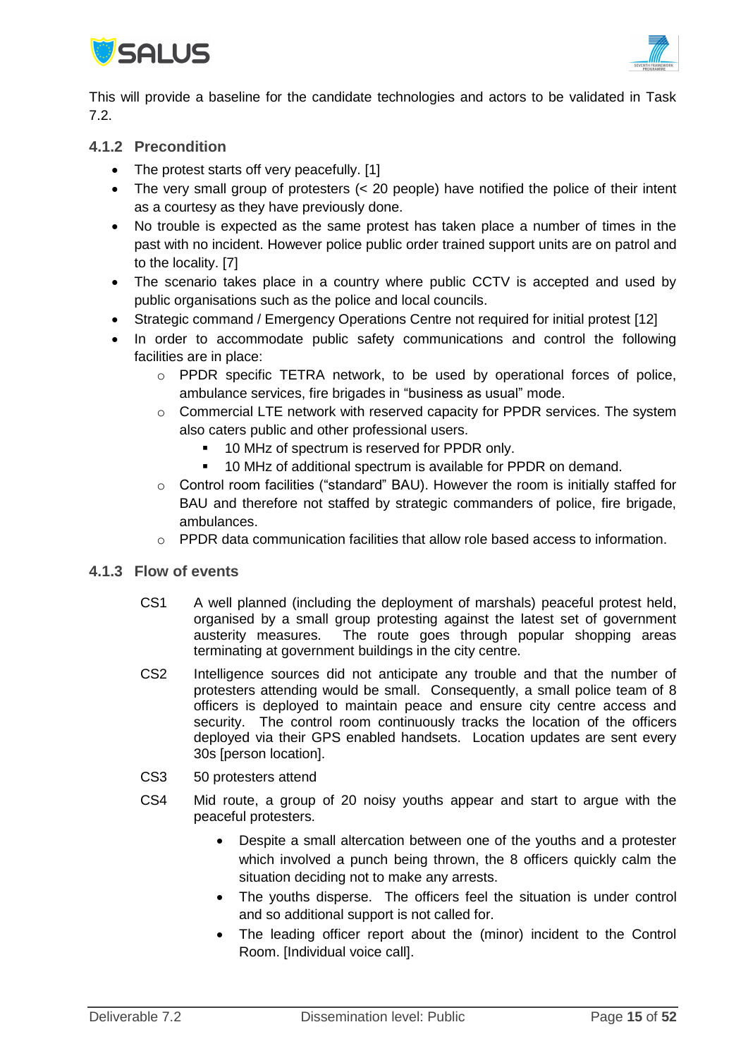This will provide a baseline for the candidate technologies and actors to be validated in Task 7.2.

### 4.1.2 Precondition

- The protest starts off very peacefully. [1]
- The very small group of protesters (< 20 people) have notified the police of their intent as a courtesy as they have previously done.
- No trouble is expected as the same protest has taken place a number of times in the past with no incident. However police public order trained support units are on patrol and to the locality. [7]
- The scenario takes place in a country where public CCTV is accepted and used by public organisations such as the police and local councils.
- Strategic command / Emergency Operations Centre not required for initial protest [12]
- In order to accommodate public safety communications and control the following facilities are in place:
  - PPDR specific TETRA network, to be used by operational forces of police, ambulance services, fire brigades in "business as usual" mode.
  - Commercial LTE network with reserved capacity for PPDR services. The system also caters public and other professional users.
    - 10 MHz of spectrum is reserved for PPDR only.
    - 10 MHz of additional spectrum is available for PPDR on demand.
  - Control room facilities ("standard" BAU). However the room is initially staffed for BAU and therefore not staffed by strategic commanders of police, fire brigade, ambulances.
  - PPDR data communication facilities that allow role based access to information.

### 4.1.3 Flow of events

CS1 A well planned (including the deployment of marshals) peaceful protest held, organised by a small group protesting against the latest set of government austerity measures. The route goes through popular shopping areas terminating at government buildings in the city centre.

CS2 Intelligence sources did not anticipate any trouble and that the number of protesters attending would be small. Consequently, a small police team of 8 officers is deployed to maintain peace and ensure city centre access and security. The control room continuously tracks the location of the officers deployed via their GPS enabled handsets. Location updates are sent every 30s [person location].

CS3 50 protesters attend

CS4 Mid route, a group of 20 noisy youths appear and start to argue with the peaceful protesters.

- Despite a small altercation between one of the youths and a protester which involved a punch being thrown, the 8 officers quickly calm the situation deciding not to make any arrests.
- The youths disperse. The officers feel the situation is under control and so additional support is not called for.
- The leading officer report about the (minor) incident to the Control Room. [Individual voice call].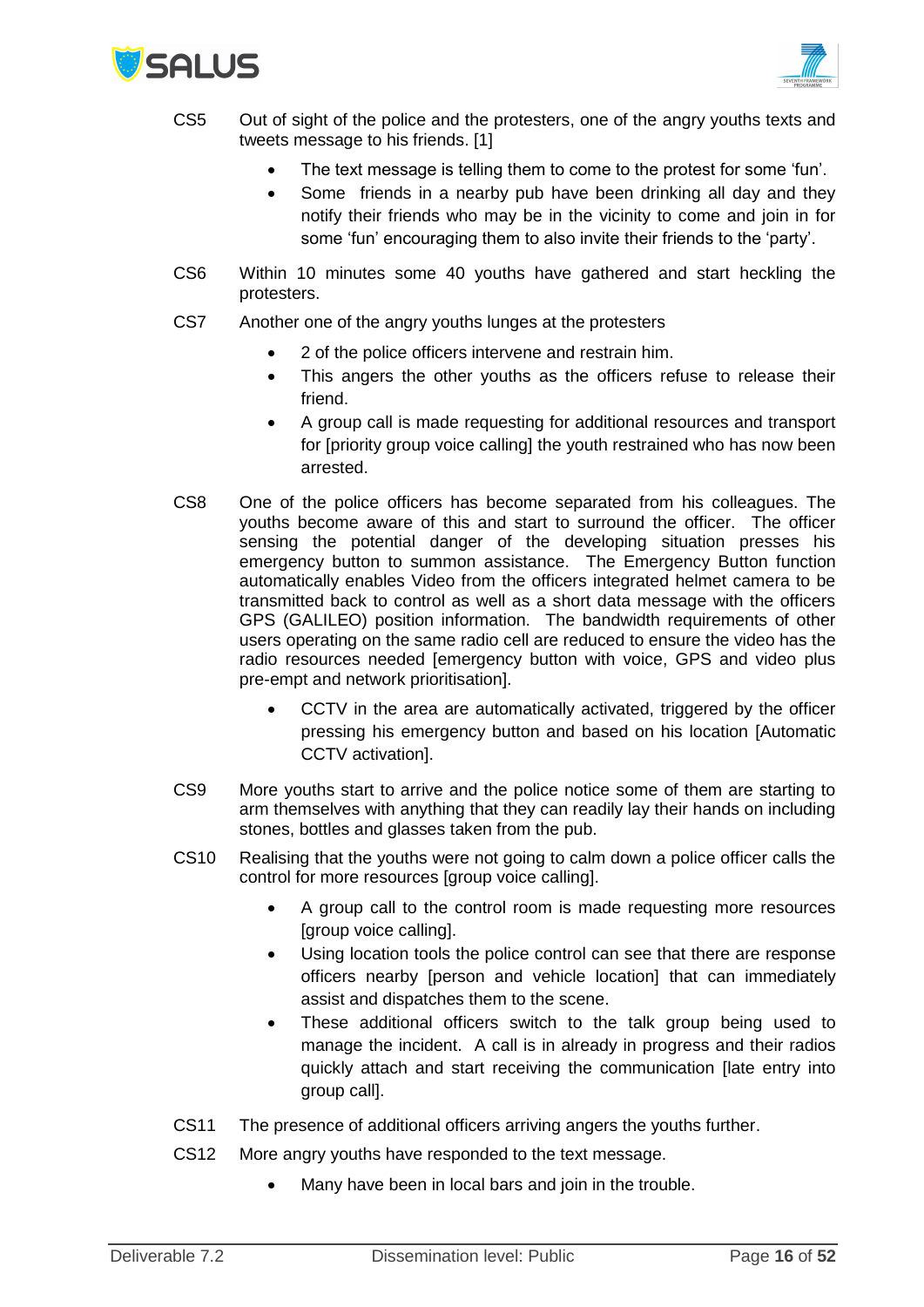CS5 Out of sight of the police and the protesters, one of the angry youths texts and tweets message to his friends. [1]

- The text message is telling them to come to the protest for some 'fun'.
- Some friends in a nearby pub have been drinking all day and they notify their friends who may be in the vicinity to come and join in for some 'fun' encouraging them to also invite their friends to the 'party'.

CS6 Within 10 minutes some 40 youths have gathered and start heckling the protesters.

CS7 Another one of the angry youths lunges at the protesters

- 2 of the police officers intervene and restrain him.
- This angers the other youths as the officers refuse to release their friend.
- A group call is made requesting for additional resources and transport for [priority group voice calling] the youth restrained who has now been arrested.

CS8 One of the police officers has become separated from his colleagues. The youths become aware of this and start to surround the officer. The officer sensing the potential danger of the developing situation presses his emergency button to summon assistance. The Emergency Button function automatically enables Video from the officers integrated helmet camera to be transmitted back to control as well as a short data message with the officers GPS (GALILEO) position information. The bandwidth requirements of other users operating on the same radio cell are reduced to ensure the video has the radio resources needed [emergency button with voice, GPS and video plus pre-empt and network prioritisation].

- CCTV in the area are automatically activated, triggered by the officer pressing his emergency button and based on his location [Automatic CCTV activation].

CS9 More youths start to arrive and the police notice some of them are starting to arm themselves with anything that they can readily lay their hands on including stones, bottles and glasses taken from the pub.

CS10 Realising that the youths were not going to calm down a police officer calls the control for more resources [group voice calling].

- A group call to the control room is made requesting more resources [group voice calling].
- Using location tools the police control can see that there are response officers nearby [person and vehicle location] that can immediately assist and dispatches them to the scene.
- These additional officers switch to the talk group being used to manage the incident. A call is in already in progress and their radios quickly attach and start receiving the communication [late entry into group call].

CS11 The presence of additional officers arriving angers the youths further.

CS12 More angry youths have responded to the text message.

- Many have been in local bars and join in the trouble.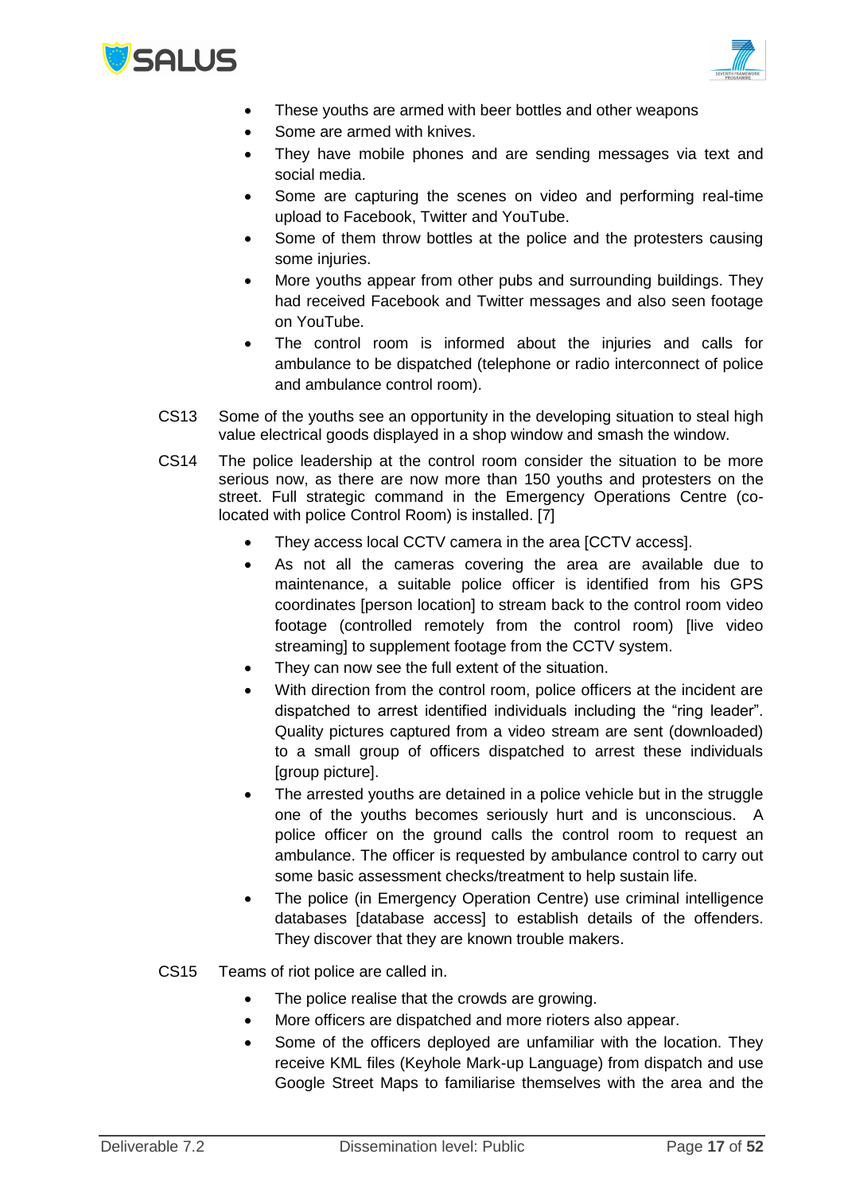- These youths are armed with beer bottles and other weapons
- Some are armed with knives.
- They have mobile phones and are sending messages via text and social media.
- Some are capturing the scenes on video and performing real-time upload to Facebook, Twitter and YouTube.
- Some of them throw bottles at the police and the protesters causing some injuries.
- More youths appear from other pubs and surrounding buildings. They had received Facebook and Twitter messages and also seen footage on YouTube.
- The control room is informed about the injuries and calls for ambulance to be dispatched (telephone or radio interconnect of police and ambulance control room).

CS13 Some of the youths see an opportunity in the developing situation to steal high value electrical goods displayed in a shop window and smash the window.

CS14 The police leadership at the control room consider the situation to be more serious now, as there are now more than 150 youths and protesters on the street. Full strategic command in the Emergency Operations Centre (co-located with police Control Room) is installed. [7]

- They access local CCTV camera in the area [CCTV access].
- As not all the cameras covering the area are available due to maintenance, a suitable police officer is identified from his GPS coordinates [person location] to stream back to the control room video footage (controlled remotely from the control room) [live video streaming] to supplement footage from the CCTV system.
- They can now see the full extent of the situation.
- With direction from the control room, police officers at the incident are dispatched to arrest identified individuals including the “ring leader”. Quality pictures captured from a video stream are sent (downloaded) to a small group of officers dispatched to arrest these individuals [group picture].
- The arrested youths are detained in a police vehicle but in the struggle one of the youths becomes seriously hurt and is unconscious. A police officer on the ground calls the control room to request an ambulance. The officer is requested by ambulance control to carry out some basic assessment checks/treatment to help sustain life.
- The police (in Emergency Operation Centre) use criminal intelligence databases [database access] to establish details of the offenders. They discover that they are known trouble makers.

CS15 Teams of riot police are called in.

- The police realise that the crowds are growing.
- More officers are dispatched and more rioters also appear.
- Some of the officers deployed are unfamiliar with the location. They receive KML files (Keyhole Mark-up Language) from dispatch and use Google Street Maps to familiarise themselves with the area and the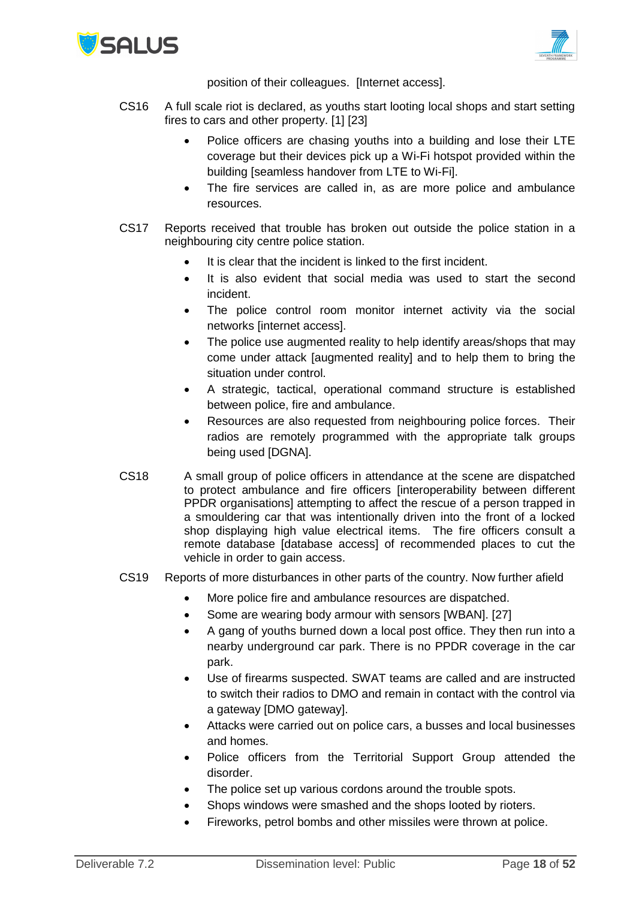position of their colleagues. [Internet access].

CS16 A full scale riot is declared, as youths start looting local shops and start setting fires to cars and other property. [1] [23]

- Police officers are chasing youths into a building and lose their LTE coverage but their devices pick up a Wi-Fi hotspot provided within the building [seamless handover from LTE to Wi-Fi].
- The fire services are called in, as are more police and ambulance resources.

CS17 Reports received that trouble has broken out outside the police station in a neighbouring city centre police station.

- It is clear that the incident is linked to the first incident.
- It is also evident that social media was used to start the second incident.
- The police control room monitor internet activity via the social networks [internet access].
- The police use augmented reality to help identify areas/shops that may come under attack [augmented reality] and to help them to bring the situation under control.
- A strategic, tactical, operational command structure is established between police, fire and ambulance.
- Resources are also requested from neighbouring police forces. Their radios are remotely programmed with the appropriate talk groups being used [DGNA].

CS18 A small group of police officers in attendance at the scene are dispatched to protect ambulance and fire officers [interoperability between different PPDR organisations] attempting to affect the rescue of a person trapped in a smouldering car that was intentionally driven into the front of a locked shop displaying high value electrical items. The fire officers consult a remote database [database access] of recommended places to cut the vehicle in order to gain access.

CS19 Reports of more disturbances in other parts of the country. Now further afield

- More police fire and ambulance resources are dispatched.
- Some are wearing body armour with sensors [WBAN]. [27]
- A gang of youths burned down a local post office. They then run into a nearby underground car park. There is no PPDR coverage in the car park.
- Use of firearms suspected. SWAT teams are called and are instructed to switch their radios to DMO and remain in contact with the control via a gateway [DMO gateway].
- Attacks were carried out on police cars, a busses and local businesses and homes.
- Police officers from the Territorial Support Group attended the disorder.
- The police set up various cordons around the trouble spots.
- Shops windows were smashed and the shops looted by rioters.
- Fireworks, petrol bombs and other missiles were thrown at police.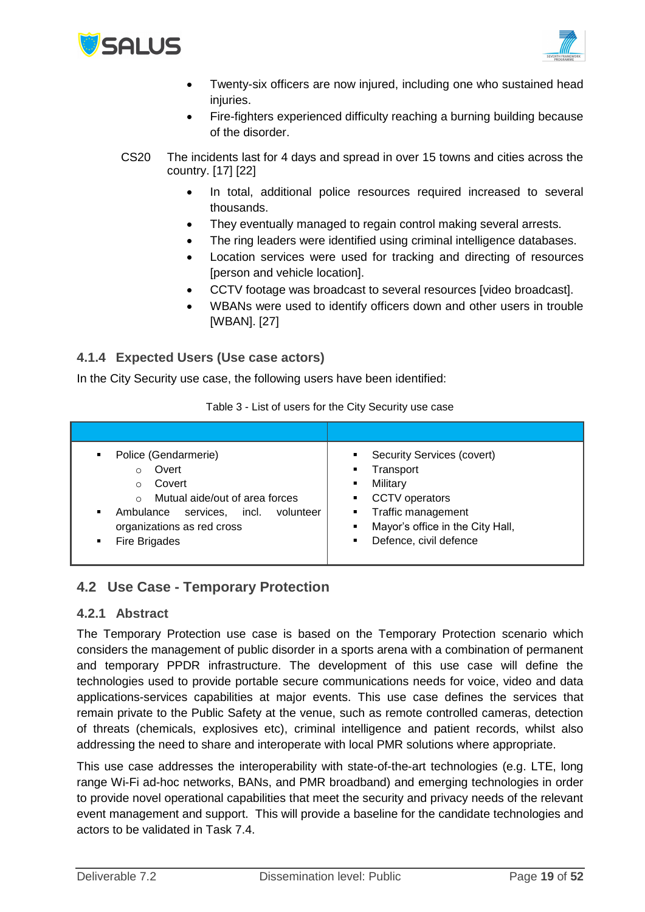- Twenty-six officers are now injured, including one who sustained head injuries.
- Fire-fighters experienced difficulty reaching a burning building because of the disorder.

CS20 The incidents last for 4 days and spread in over 15 towns and cities across the country. [17] [22]

- In total, additional police resources required increased to several thousands.
- They eventually managed to regain control making several arrests.
- The ring leaders were identified using criminal intelligence databases.
- Location services were used for tracking and directing of resources [person and vehicle location].
- CCTV footage was broadcast to several resources [video broadcast].
- WBANs were used to identify officers down and other users in trouble [WBAN]. [27]

### 4.1.4 Expected Users (Use case actors)

In the City Security use case, the following users have been identified:

Table 3 - List of users for the City Security use case

| | |
|---|---|
| ▪ Police (Gendarmerie)<br>  ○ Overt<br>  ○ Covert<br>  ○ Mutual aide/out of area forces<br>▪ Ambulance services, incl. volunteer organizations as red cross<br>▪ Fire Brigades | ▪ Security Services (covert)<br>▪ Transport<br>▪ Military<br>▪ CCTV operators<br>▪ Traffic management<br>▪ Mayor's office in the City Hall,<br>▪ Defence, civil defence |

## 4.2 Use Case - Temporary Protection

### 4.2.1 Abstract

The Temporary Protection use case is based on the Temporary Protection scenario which considers the management of public disorder in a sports arena with a combination of permanent and temporary PPDR infrastructure. The development of this use case will define the technologies used to provide portable secure communications needs for voice, video and data applications-services capabilities at major events. This use case defines the services that remain private to the Public Safety at the venue, such as remote controlled cameras, detection of threats (chemicals, explosives etc), criminal intelligence and patient records, whilst also addressing the need to share and interoperate with local PMR solutions where appropriate.

This use case addresses the interoperability with state-of-the-art technologies (e.g. LTE, long range Wi-Fi ad-hoc networks, BANs, and PMR broadband) and emerging technologies in order to provide novel operational capabilities that meet the security and privacy needs of the relevant event management and support. This will provide a baseline for the candidate technologies and actors to be validated in Task 7.4.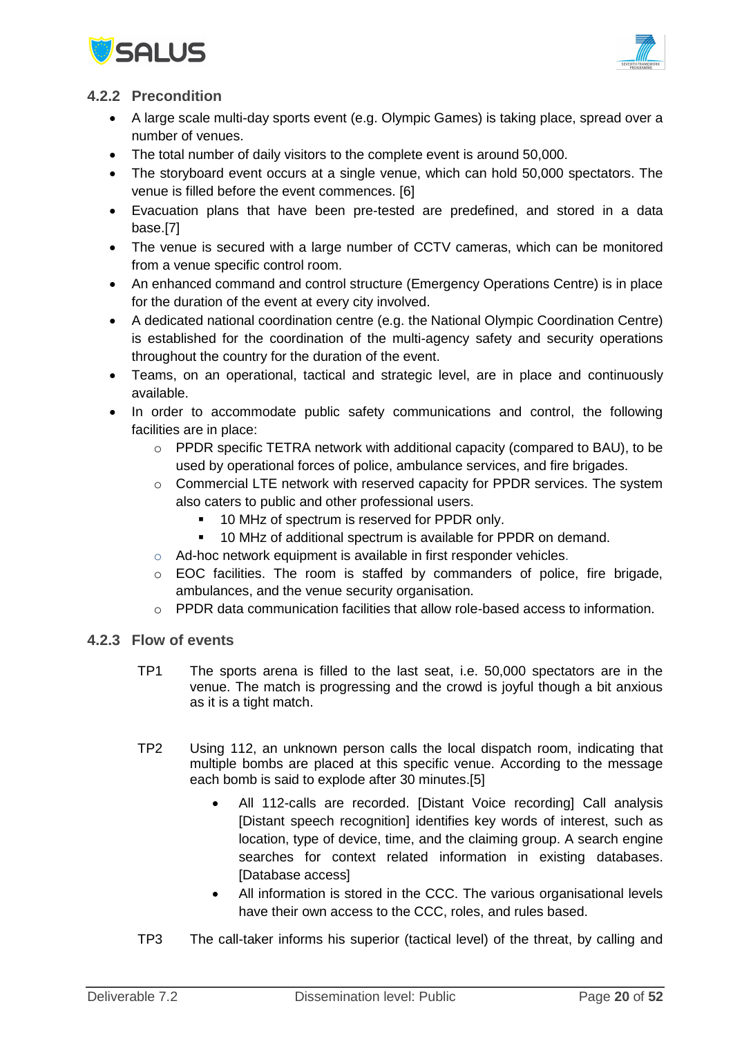### 4.2.2 Precondition

- A large scale multi-day sports event (e.g. Olympic Games) is taking place, spread over a number of venues.
- The total number of daily visitors to the complete event is around 50,000.
- The storyboard event occurs at a single venue, which can hold 50,000 spectators. The venue is filled before the event commences. [6]
- Evacuation plans that have been pre-tested are predefined, and stored in a data base.[7]
- The venue is secured with a large number of CCTV cameras, which can be monitored from a venue specific control room.
- An enhanced command and control structure (Emergency Operations Centre) is in place for the duration of the event at every city involved.
- A dedicated national coordination centre (e.g. the National Olympic Coordination Centre) is established for the coordination of the multi-agency safety and security operations throughout the country for the duration of the event.
- Teams, on an operational, tactical and strategic level, are in place and continuously available.
- In order to accommodate public safety communications and control, the following facilities are in place:
  - PPDR specific TETRA network with additional capacity (compared to BAU), to be used by operational forces of police, ambulance services, and fire brigades.
  - Commercial LTE network with reserved capacity for PPDR services. The system also caters to public and other professional users.
    - 10 MHz of spectrum is reserved for PPDR only.
    - 10 MHz of additional spectrum is available for PPDR on demand.
  - Ad-hoc network equipment is available in first responder vehicles.
  - EOC facilities. The room is staffed by commanders of police, fire brigade, ambulances, and the venue security organisation.
  - PPDR data communication facilities that allow role-based access to information.

### 4.2.3 Flow of events

TP1 The sports arena is filled to the last seat, i.e. 50,000 spectators are in the venue. The match is progressing and the crowd is joyful though a bit anxious as it is a tight match.

TP2 Using 112, an unknown person calls the local dispatch room, indicating that multiple bombs are placed at this specific venue. According to the message each bomb is said to explode after 30 minutes.[5]

- All 112-calls are recorded. [Distant Voice recording] Call analysis [Distant speech recognition] identifies key words of interest, such as location, type of device, time, and the claiming group. A search engine searches for context related information in existing databases. [Database access]
- All information is stored in the CCC. The various organisational levels have their own access to the CCC, roles, and rules based.

TP3 The call-taker informs his superior (tactical level) of the threat, by calling and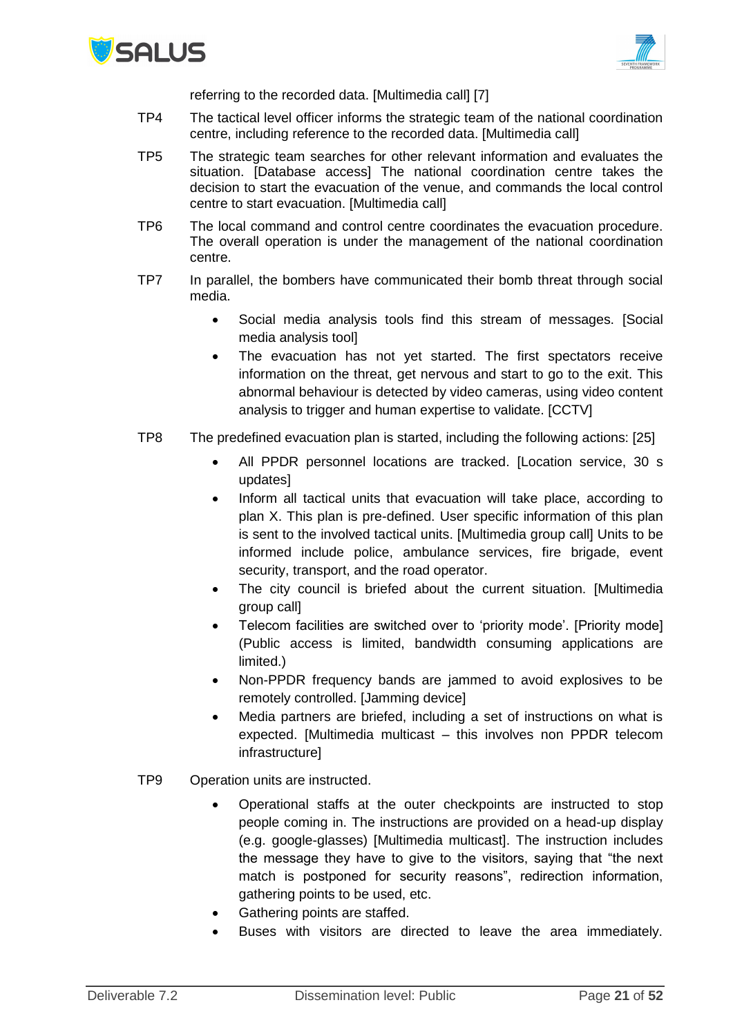referring to the recorded data. [Multimedia call] [7]

TP4 The tactical level officer informs the strategic team of the national coordination centre, including reference to the recorded data. [Multimedia call]

TP5 The strategic team searches for other relevant information and evaluates the situation. [Database access] The national coordination centre takes the decision to start the evacuation of the venue, and commands the local control centre to start evacuation. [Multimedia call]

TP6 The local command and control centre coordinates the evacuation procedure. The overall operation is under the management of the national coordination centre.

TP7 In parallel, the bombers have communicated their bomb threat through social media.

- Social media analysis tools find this stream of messages. [Social media analysis tool]
- The evacuation has not yet started. The first spectators receive information on the threat, get nervous and start to go to the exit. This abnormal behaviour is detected by video cameras, using video content analysis to trigger and human expertise to validate. [CCTV]

TP8 The predefined evacuation plan is started, including the following actions: [25]

- All PPDR personnel locations are tracked. [Location service, 30 s updates]
- Inform all tactical units that evacuation will take place, according to plan X. This plan is pre-defined. User specific information of this plan is sent to the involved tactical units. [Multimedia group call] Units to be informed include police, ambulance services, fire brigade, event security, transport, and the road operator.
- The city council is briefed about the current situation. [Multimedia group call]
- Telecom facilities are switched over to 'priority mode'. [Priority mode] (Public access is limited, bandwidth consuming applications are limited.)
- Non-PPDR frequency bands are jammed to avoid explosives to be remotely controlled. [Jamming device]
- Media partners are briefed, including a set of instructions on what is expected. [Multimedia multicast – this involves non PPDR telecom infrastructure]

TP9 Operation units are instructed.

- Operational staffs at the outer checkpoints are instructed to stop people coming in. The instructions are provided on a head-up display (e.g. google-glasses) [Multimedia multicast]. The instruction includes the message they have to give to the visitors, saying that "the next match is postponed for security reasons", redirection information, gathering points to be used, etc.
- Gathering points are staffed.
- Buses with visitors are directed to leave the area immediately.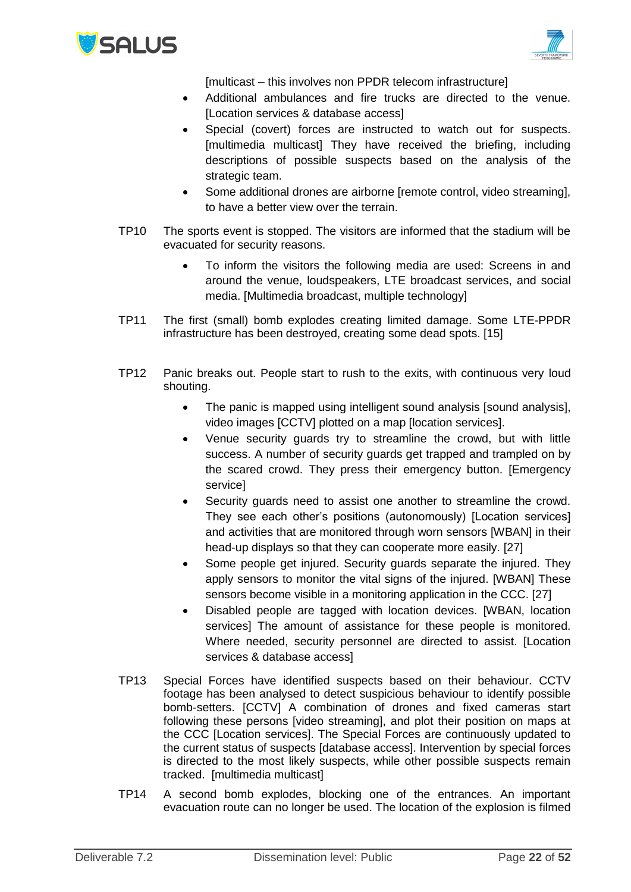[multicast – this involves non PPDR telecom infrastructure]

- Additional ambulances and fire trucks are directed to the venue. [Location services & database access]
- Special (covert) forces are instructed to watch out for suspects. [multimedia multicast] They have received the briefing, including descriptions of possible suspects based on the analysis of the strategic team.
- Some additional drones are airborne [remote control, video streaming], to have a better view over the terrain.

TP10 The sports event is stopped. The visitors are informed that the stadium will be evacuated for security reasons.

- To inform the visitors the following media are used: Screens in and around the venue, loudspeakers, LTE broadcast services, and social media. [Multimedia broadcast, multiple technology]

TP11 The first (small) bomb explodes creating limited damage. Some LTE-PPDR infrastructure has been destroyed, creating some dead spots. [15]

TP12 Panic breaks out. People start to rush to the exits, with continuous very loud shouting.

- The panic is mapped using intelligent sound analysis [sound analysis], video images [CCTV] plotted on a map [location services].
- Venue security guards try to streamline the crowd, but with little success. A number of security guards get trapped and trampled on by the scared crowd. They press their emergency button. [Emergency service]
- Security guards need to assist one another to streamline the crowd. They see each other's positions (autonomously) [Location services] and activities that are monitored through worn sensors [WBAN] in their head-up displays so that they can cooperate more easily. [27]
- Some people get injured. Security guards separate the injured. They apply sensors to monitor the vital signs of the injured. [WBAN] These sensors become visible in a monitoring application in the CCC. [27]
- Disabled people are tagged with location devices. [WBAN, location services] The amount of assistance for these people is monitored. Where needed, security personnel are directed to assist. [Location services & database access]

TP13 Special Forces have identified suspects based on their behaviour. CCTV footage has been analysed to detect suspicious behaviour to identify possible bomb-setters. [CCTV] A combination of drones and fixed cameras start following these persons [video streaming], and plot their position on maps at the CCC [Location services]. The Special Forces are continuously updated to the current status of suspects [database access]. Intervention by special forces is directed to the most likely suspects, while other possible suspects remain tracked. [multimedia multicast]

TP14 A second bomb explodes, blocking one of the entrances. An important evacuation route can no longer be used. The location of the explosion is filmed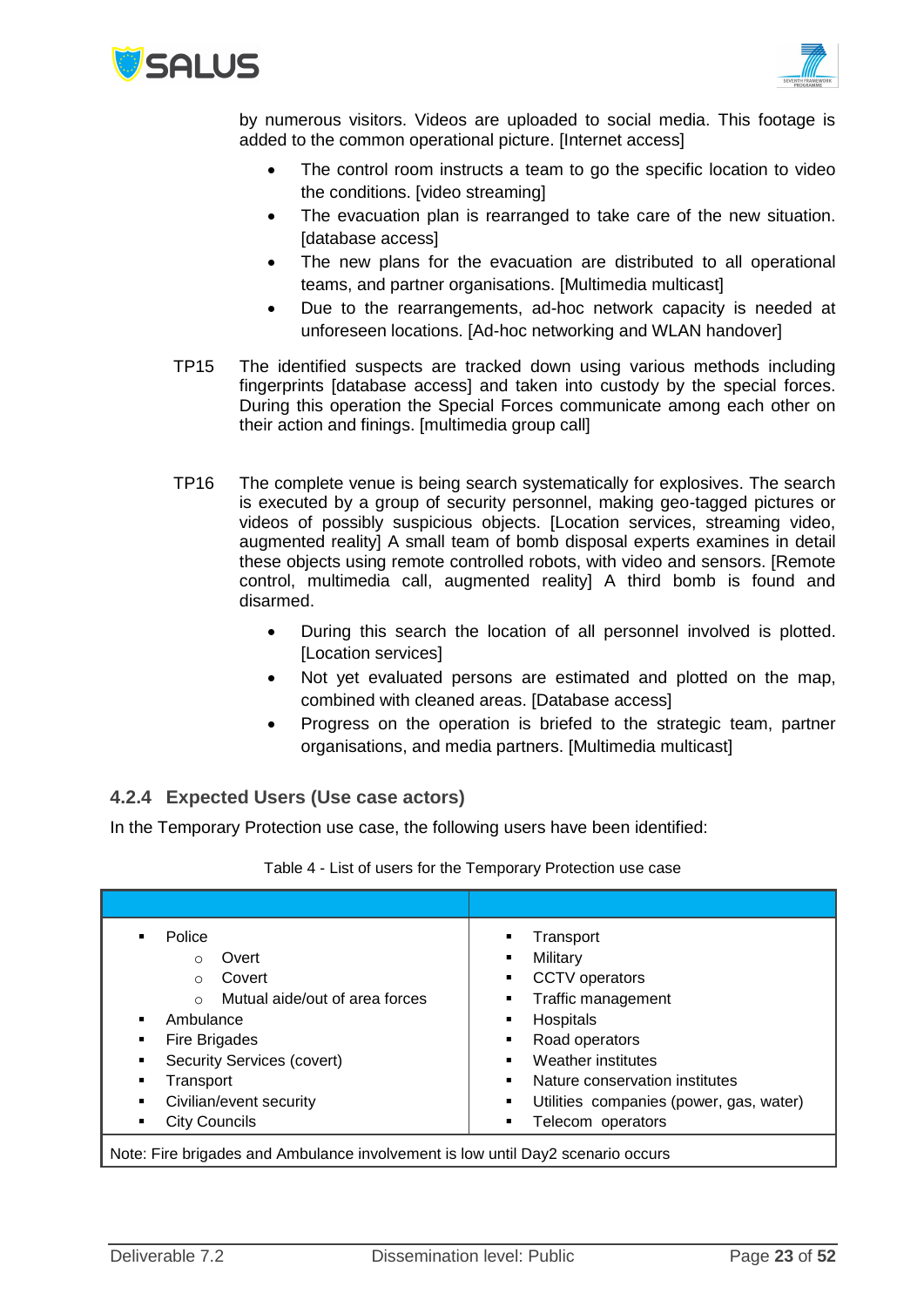by numerous visitors. Videos are uploaded to social media. This footage is added to the common operational picture. [Internet access]

- The control room instructs a team to go the specific location to video the conditions. [video streaming]
- The evacuation plan is rearranged to take care of the new situation. [database access]
- The new plans for the evacuation are distributed to all operational teams, and partner organisations. [Multimedia multicast]
- Due to the rearrangements, ad-hoc network capacity is needed at unforeseen locations. [Ad-hoc networking and WLAN handover]

TP15 The identified suspects are tracked down using various methods including fingerprints [database access] and taken into custody by the special forces. During this operation the Special Forces communicate among each other on their action and finings. [multimedia group call]

TP16 The complete venue is being search systematically for explosives. The search is executed by a group of security personnel, making geo-tagged pictures or videos of possibly suspicious objects. [Location services, streaming video, augmented reality] A small team of bomb disposal experts examines in detail these objects using remote controlled robots, with video and sensors. [Remote control, multimedia call, augmented reality] A third bomb is found and disarmed.

- During this search the location of all personnel involved is plotted. [Location services]
- Not yet evaluated persons are estimated and plotted on the map, combined with cleaned areas. [Database access]
- Progress on the operation is briefed to the strategic team, partner organisations, and media partners. [Multimedia multicast]

### 4.2.4 Expected Users (Use case actors)

In the Temporary Protection use case, the following users have been identified:

Table 4 - List of users for the Temporary Protection use case

| | |
|---|---|
| ▪ Police<br>  ○ Overt<br>  ○ Covert<br>  ○ Mutual aide/out of area forces<br>▪ Ambulance<br>▪ Fire Brigades<br>▪ Security Services (covert)<br>▪ Transport<br>▪ Civilian/event security<br>▪ City Councils | ▪ Transport<br>▪ Military<br>▪ CCTV operators<br>▪ Traffic management<br>▪ Hospitals<br>▪ Road operators<br>▪ Weather institutes<br>▪ Nature conservation institutes<br>▪ Utilities companies (power, gas, water)<br>▪ Telecom operators |
| Note: Fire brigades and Ambulance involvement is low until Day2 scenario occurs | |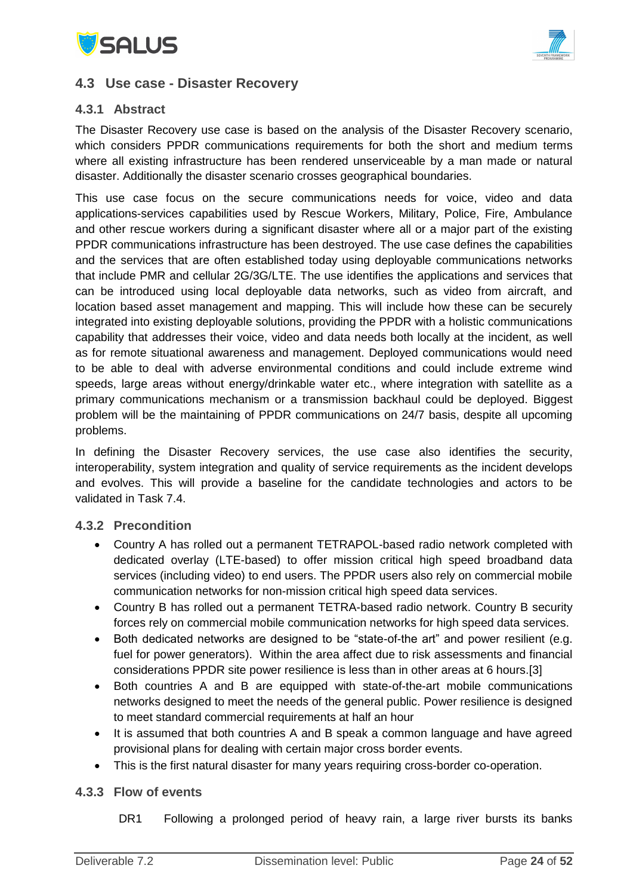## 4.3 Use case - Disaster Recovery

### 4.3.1 Abstract

The Disaster Recovery use case is based on the analysis of the Disaster Recovery scenario, which considers PPDR communications requirements for both the short and medium terms where all existing infrastructure has been rendered unserviceable by a man made or natural disaster. Additionally the disaster scenario crosses geographical boundaries.

This use case focus on the secure communications needs for voice, video and data applications-services capabilities used by Rescue Workers, Military, Police, Fire, Ambulance and other rescue workers during a significant disaster where all or a major part of the existing PPDR communications infrastructure has been destroyed. The use case defines the capabilities and the services that are often established today using deployable communications networks that include PMR and cellular 2G/3G/LTE. The use identifies the applications and services that can be introduced using local deployable data networks, such as video from aircraft, and location based asset management and mapping. This will include how these can be securely integrated into existing deployable solutions, providing the PPDR with a holistic communications capability that addresses their voice, video and data needs both locally at the incident, as well as for remote situational awareness and management. Deployed communications would need to be able to deal with adverse environmental conditions and could include extreme wind speeds, large areas without energy/drinkable water etc., where integration with satellite as a primary communications mechanism or a transmission backhaul could be deployed. Biggest problem will be the maintaining of PPDR communications on 24/7 basis, despite all upcoming problems.

In defining the Disaster Recovery services, the use case also identifies the security, interoperability, system integration and quality of service requirements as the incident develops and evolves. This will provide a baseline for the candidate technologies and actors to be validated in Task 7.4.

### 4.3.2 Precondition

- Country A has rolled out a permanent TETRAPOL-based radio network completed with dedicated overlay (LTE-based) to offer mission critical high speed broadband data services (including video) to end users. The PPDR users also rely on commercial mobile communication networks for non-mission critical high speed data services.
- Country B has rolled out a permanent TETRA-based radio network. Country B security forces rely on commercial mobile communication networks for high speed data services.
- Both dedicated networks are designed to be "state-of-the art" and power resilient (e.g. fuel for power generators). Within the area affect due to risk assessments and financial considerations PPDR site power resilience is less than in other areas at 6 hours.[3]
- Both countries A and B are equipped with state-of-the-art mobile communications networks designed to meet the needs of the general public. Power resilience is designed to meet standard commercial requirements at half an hour
- It is assumed that both countries A and B speak a common language and have agreed provisional plans for dealing with certain major cross border events.
- This is the first natural disaster for many years requiring cross-border co-operation.

### 4.3.3 Flow of events

DR1 Following a prolonged period of heavy rain, a large river bursts its banks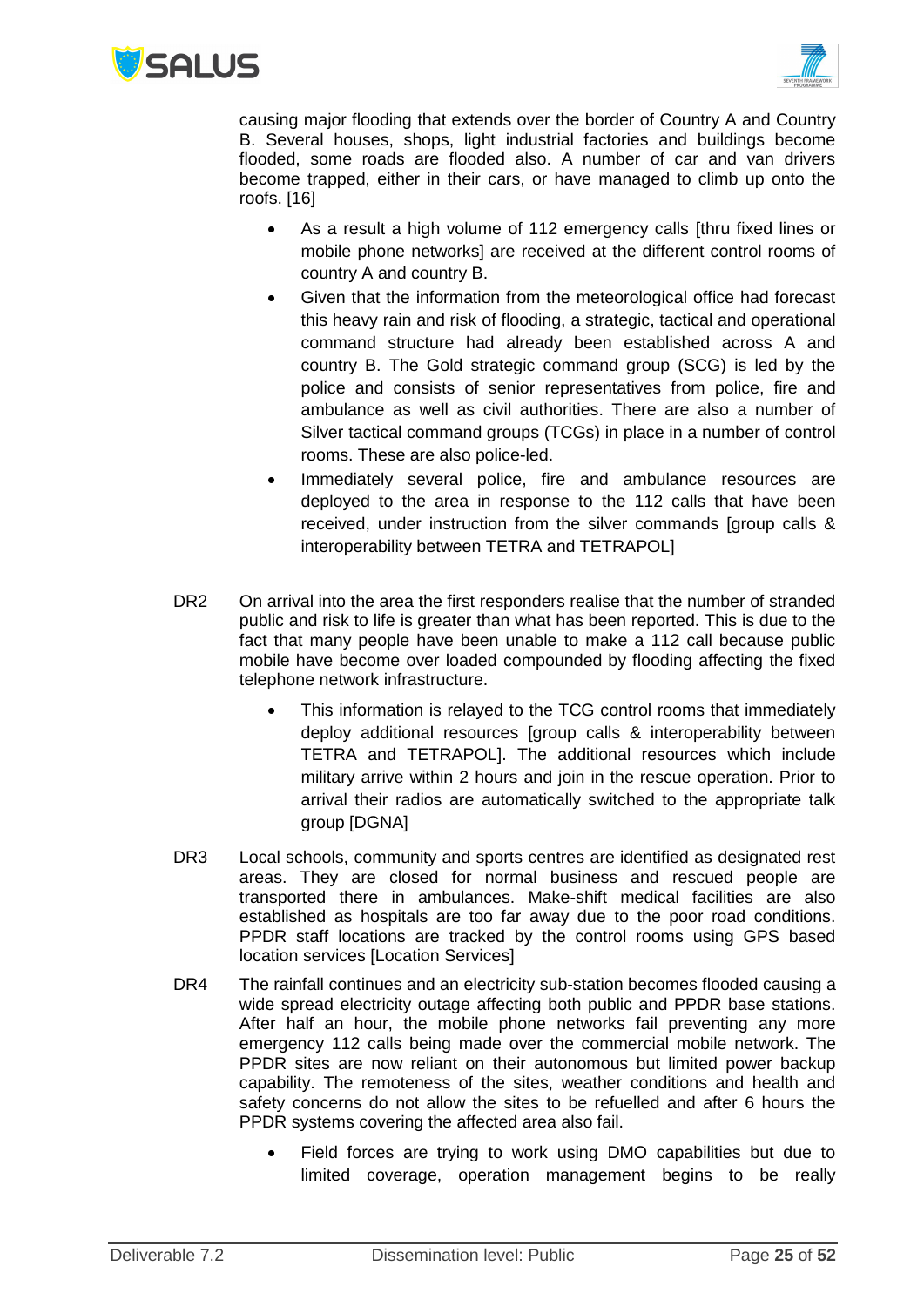causing major flooding that extends over the border of Country A and Country B. Several houses, shops, light industrial factories and buildings become flooded, some roads are flooded also. A number of car and van drivers become trapped, either in their cars, or have managed to climb up onto the roofs. [16]

- As a result a high volume of 112 emergency calls [thru fixed lines or mobile phone networks] are received at the different control rooms of country A and country B.
- Given that the information from the meteorological office had forecast this heavy rain and risk of flooding, a strategic, tactical and operational command structure had already been established across A and country B. The Gold strategic command group (SCG) is led by the police and consists of senior representatives from police, fire and ambulance as well as civil authorities. There are also a number of Silver tactical command groups (TCGs) in place in a number of control rooms. These are also police-led.
- Immediately several police, fire and ambulance resources are deployed to the area in response to the 112 calls that have been received, under instruction from the silver commands [group calls & interoperability between TETRA and TETRAPOL]

DR2 On arrival into the area the first responders realise that the number of stranded public and risk to life is greater than what has been reported. This is due to the fact that many people have been unable to make a 112 call because public mobile have become over loaded compounded by flooding affecting the fixed telephone network infrastructure.

- This information is relayed to the TCG control rooms that immediately deploy additional resources [group calls & interoperability between TETRA and TETRAPOL]. The additional resources which include military arrive within 2 hours and join in the rescue operation. Prior to arrival their radios are automatically switched to the appropriate talk group [DGNA]

DR3 Local schools, community and sports centres are identified as designated rest areas. They are closed for normal business and rescued people are transported there in ambulances. Make-shift medical facilities are also established as hospitals are too far away due to the poor road conditions. PPDR staff locations are tracked by the control rooms using GPS based location services [Location Services]

DR4 The rainfall continues and an electricity sub-station becomes flooded causing a wide spread electricity outage affecting both public and PPDR base stations. After half an hour, the mobile phone networks fail preventing any more emergency 112 calls being made over the commercial mobile network. The PPDR sites are now reliant on their autonomous but limited power backup capability. The remoteness of the sites, weather conditions and health and safety concerns do not allow the sites to be refuelled and after 6 hours the PPDR systems covering the affected area also fail.

- Field forces are trying to work using DMO capabilities but due to limited coverage, operation management begins to be really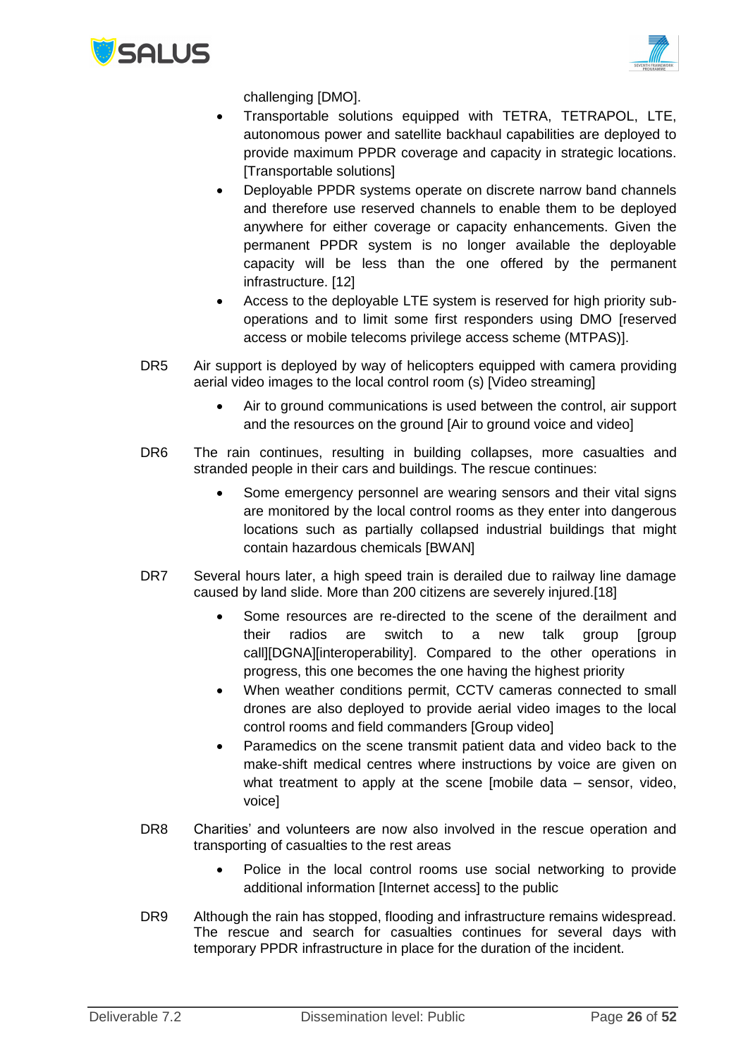challenging [DMO].

- Transportable solutions equipped with TETRA, TETRAPOL, LTE, autonomous power and satellite backhaul capabilities are deployed to provide maximum PPDR coverage and capacity in strategic locations. [Transportable solutions]
- Deployable PPDR systems operate on discrete narrow band channels and therefore use reserved channels to enable them to be deployed anywhere for either coverage or capacity enhancements. Given the permanent PPDR system is no longer available the deployable capacity will be less than the one offered by the permanent infrastructure. [12]
- Access to the deployable LTE system is reserved for high priority sub-operations and to limit some first responders using DMO [reserved access or mobile telecoms privilege access scheme (MTPAS)].

DR5 Air support is deployed by way of helicopters equipped with camera providing aerial video images to the local control room (s) [Video streaming]

- Air to ground communications is used between the control, air support and the resources on the ground [Air to ground voice and video]

DR6 The rain continues, resulting in building collapses, more casualties and stranded people in their cars and buildings. The rescue continues:

- Some emergency personnel are wearing sensors and their vital signs are monitored by the local control rooms as they enter into dangerous locations such as partially collapsed industrial buildings that might contain hazardous chemicals [BWAN]

DR7 Several hours later, a high speed train is derailed due to railway line damage caused by land slide. More than 200 citizens are severely injured.[18]

- Some resources are re-directed to the scene of the derailment and their radios are switch to a new talk group [group call][DGNA][interoperability]. Compared to the other operations in progress, this one becomes the one having the highest priority
- When weather conditions permit, CCTV cameras connected to small drones are also deployed to provide aerial video images to the local control rooms and field commanders [Group video]
- Paramedics on the scene transmit patient data and video back to the make-shift medical centres where instructions by voice are given on what treatment to apply at the scene [mobile data – sensor, video, voice]

DR8 Charities' and volunteers are now also involved in the rescue operation and transporting of casualties to the rest areas

- Police in the local control rooms use social networking to provide additional information [Internet access] to the public

DR9 Although the rain has stopped, flooding and infrastructure remains widespread. The rescue and search for casualties continues for several days with temporary PPDR infrastructure in place for the duration of the incident.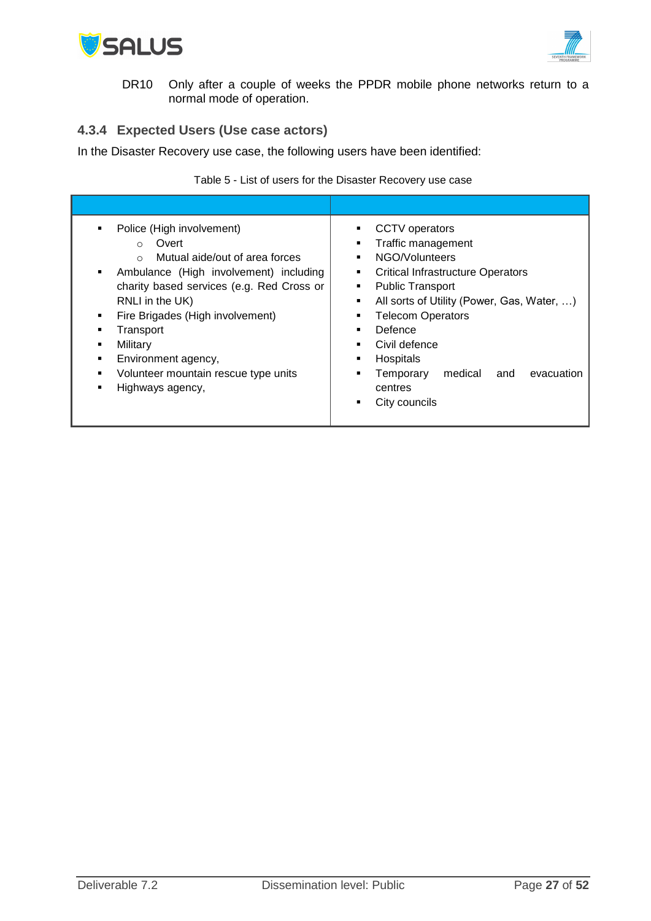DR10 Only after a couple of weeks the PPDR mobile phone networks return to a normal mode of operation.

### 4.3.4 Expected Users (Use case actors)

In the Disaster Recovery use case, the following users have been identified:

Table 5 - List of users for the Disaster Recovery use case

| | |
|---|---|
| ▪ Police (High involvement)<br>  ○ Overt<br>  ○ Mutual aide/out of area forces<br>▪ Ambulance (High involvement) including charity based services (e.g. Red Cross or RNLI in the UK)<br>▪ Fire Brigades (High involvement)<br>▪ Transport<br>▪ Military<br>▪ Environment agency,<br>▪ Volunteer mountain rescue type units<br>▪ Highways agency, | ▪ CCTV operators<br>▪ Traffic management<br>▪ NGO/Volunteers<br>▪ Critical Infrastructure Operators<br>▪ Public Transport<br>▪ All sorts of Utility (Power, Gas, Water, …)<br>▪ Telecom Operators<br>▪ Defence<br>▪ Civil defence<br>▪ Hospitals<br>▪ Temporary medical and evacuation centres<br>▪ City councils |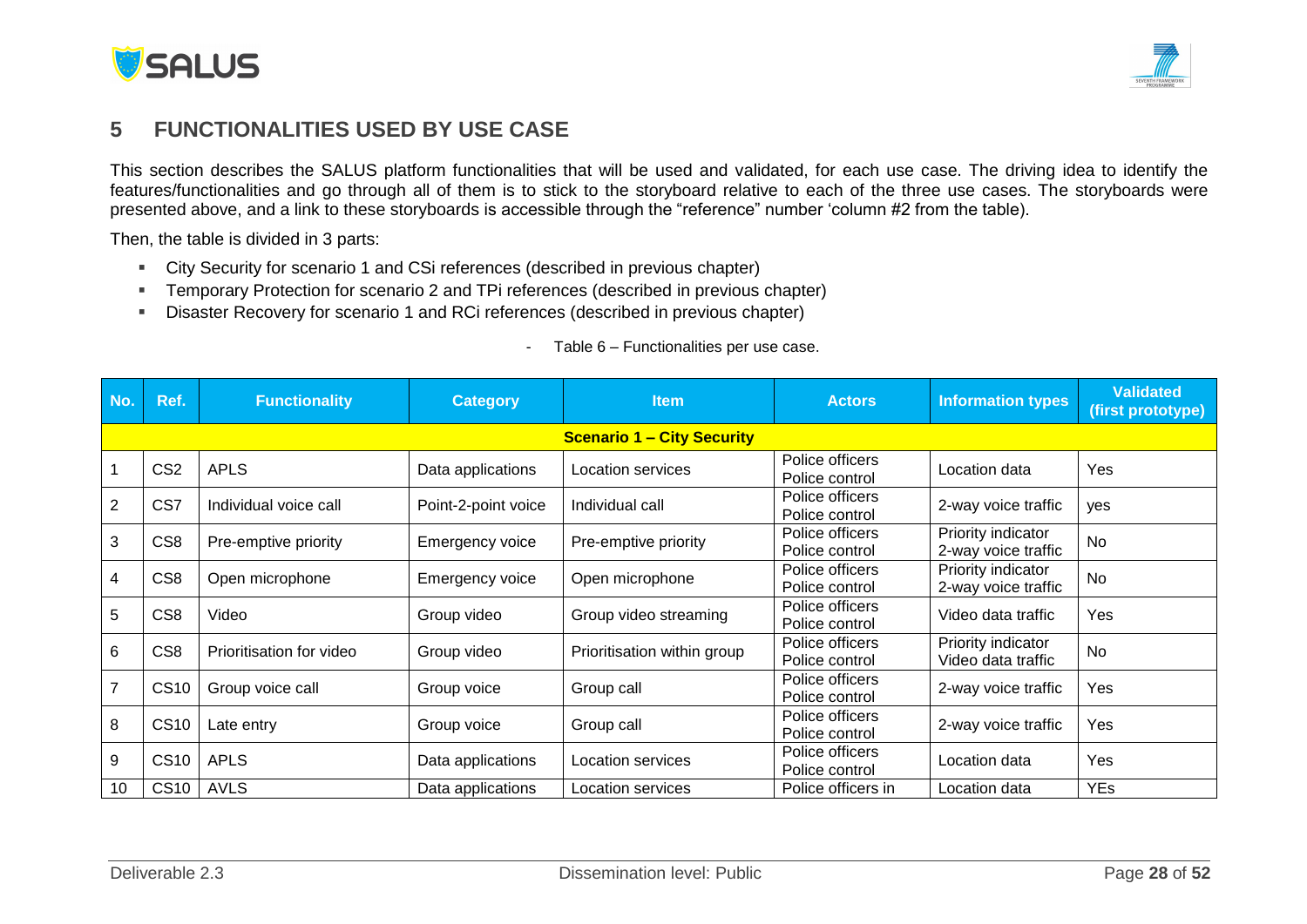# 5 FUNCTIONALITIES USED BY USE CASE

This section describes the SALUS platform functionalities that will be used and validated, for each use case. The driving idea to identify the features/functionalities and go through all of them is to stick to the storyboard relative to each of the three use cases. The storyboards were presented above, and a link to these storyboards is accessible through the "reference" number 'column #2 from the table).

Then, the table is divided in 3 parts:

- City Security for scenario 1 and CSi references (described in previous chapter)
- Temporary Protection for scenario 2 and TPi references (described in previous chapter)
- Disaster Recovery for scenario 1 and RCi references (described in previous chapter)

- Table 6 – Functionalities per use case.

| No. | Ref. | Functionality | Category | Item | Actors | Information types | Validated (first prototype) |
|---|---|---|---|---|---|---|---|
| **Scenario 1 – City Security** | | | | | | | |
| 1 | CS2 | APLS | Data applications | Location services | Police officers<br>Police control | Location data | Yes |
| 2 | CS7 | Individual voice call | Point-2-point voice | Individual call | Police officers<br>Police control | 2-way voice traffic | yes |
| 3 | CS8 | Pre-emptive priority | Emergency voice | Pre-emptive priority | Police officers<br>Police control | Priority indicator<br>2-way voice traffic | No |
| 4 | CS8 | Open microphone | Emergency voice | Open microphone | Police officers<br>Police control | Priority indicator<br>2-way voice traffic | No |
| 5 | CS8 | Video | Group video | Group video streaming | Police officers<br>Police control | Video data traffic | Yes |
| 6 | CS8 | Prioritisation for video | Group video | Prioritisation within group | Police officers<br>Police control | Priority indicator<br>Video data traffic | No |
| 7 | CS10 | Group voice call | Group voice | Group call | Police officers<br>Police control | 2-way voice traffic | Yes |
| 8 | CS10 | Late entry | Group voice | Group call | Police officers<br>Police control | 2-way voice traffic | Yes |
| 9 | CS10 | APLS | Data applications | Location services | Police officers<br>Police control | Location data | Yes |
| 10 | CS10 | AVLS | Data applications | Location services | Police officers in | Location data | YEs |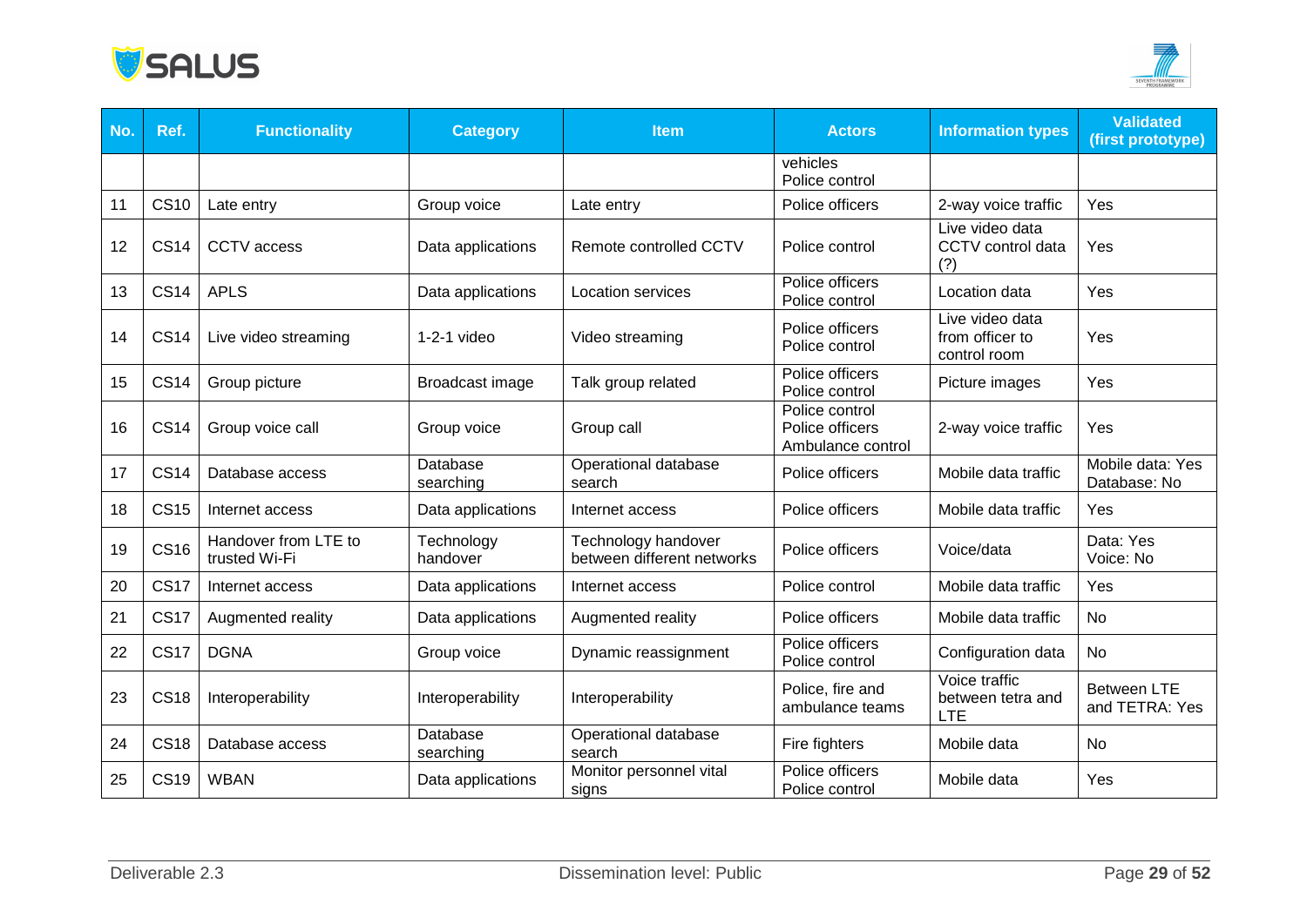| No. | Ref. | Functionality | Category | Item | Actors | Information types | Validated (first prototype) |
|---|---|---|---|---|---|---|---|
| | | | | | vehicles Police control | | |
| 11 | CS10 | Late entry | Group voice | Late entry | Police officers | 2-way voice traffic | Yes |
| 12 | CS14 | CCTV access | Data applications | Remote controlled CCTV | Police control | Live video data CCTV control data (?) | Yes |
| 13 | CS14 | APLS | Data applications | Location services | Police officers Police control | Location data | Yes |
| 14 | CS14 | Live video streaming | 1-2-1 video | Video streaming | Police officers Police control | Live video data from officer to control room | Yes |
| 15 | CS14 | Group picture | Broadcast image | Talk group related | Police officers Police control | Picture images | Yes |
| 16 | CS14 | Group voice call | Group voice | Group call | Police control Police officers Ambulance control | 2-way voice traffic | Yes |
| 17 | CS14 | Database access | Database searching | Operational database search | Police officers | Mobile data traffic | Mobile data: Yes Database: No |
| 18 | CS15 | Internet access | Data applications | Internet access | Police officers | Mobile data traffic | Yes |
| 19 | CS16 | Handover from LTE to trusted Wi-Fi | Technology handover | Technology handover between different networks | Police officers | Voice/data | Data: Yes Voice: No |
| 20 | CS17 | Internet access | Data applications | Internet access | Police control | Mobile data traffic | Yes |
| 21 | CS17 | Augmented reality | Data applications | Augmented reality | Police officers | Mobile data traffic | No |
| 22 | CS17 | DGNA | Group voice | Dynamic reassignment | Police officers Police control | Configuration data | No |
| 23 | CS18 | Interoperability | Interoperability | Interoperability | Police, fire and ambulance teams | Voice traffic between tetra and LTE | Between LTE and TETRA: Yes |
| 24 | CS18 | Database access | Database searching | Operational database search | Fire fighters | Mobile data | No |
| 25 | CS19 | WBAN | Data applications | Monitor personnel vital signs | Police officers Police control | Mobile data | Yes |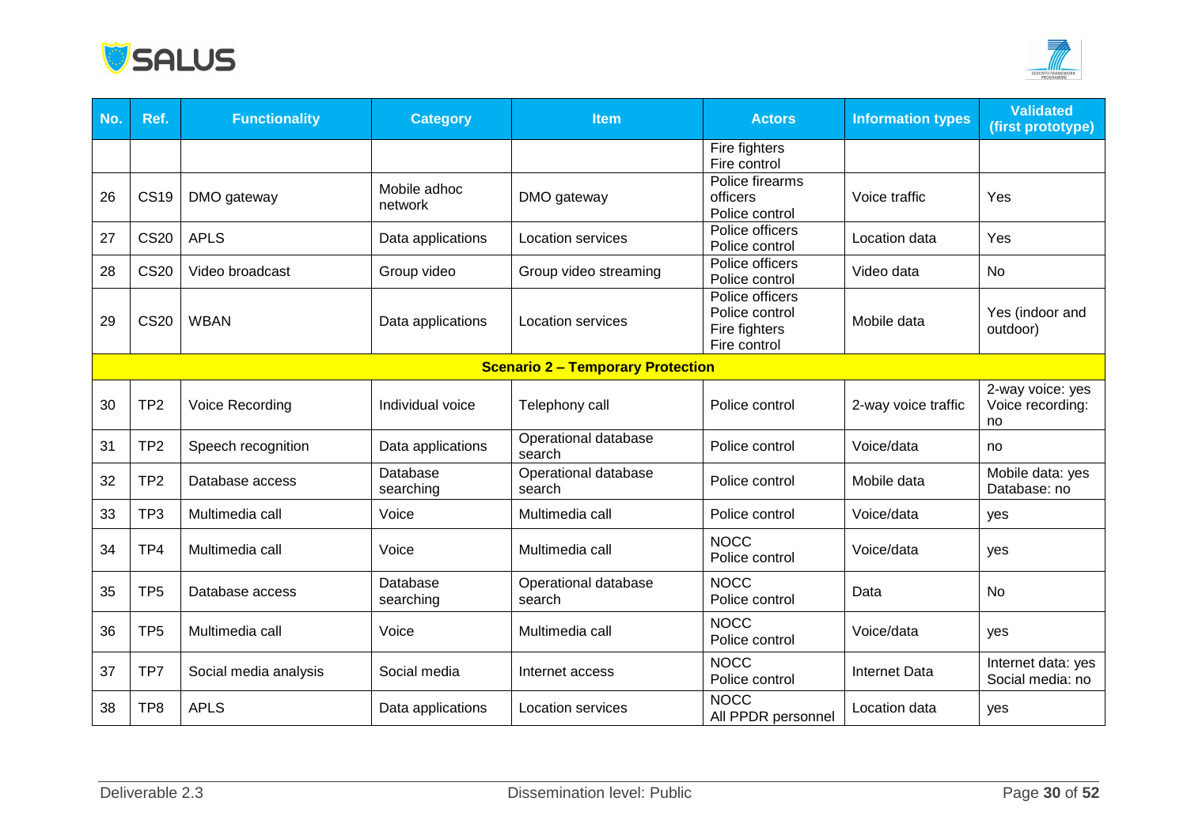| No. | Ref. | Functionality | Category | Item | Actors | Information types | Validated (first prototype) |
|---|---|---|---|---|---|---|---|
| | | | | | Fire fighters<br>Fire control | | |
| 26 | CS19 | DMO gateway | Mobile adhoc network | DMO gateway | Police firearms officers<br>Police control | Voice traffic | Yes |
| 27 | CS20 | APLS | Data applications | Location services | Police officers<br>Police control | Location data | Yes |
| 28 | CS20 | Video broadcast | Group video | Group video streaming | Police officers<br>Police control | Video data | No |
| 29 | CS20 | WBAN | Data applications | Location services | Police officers<br>Police control<br>Fire fighters<br>Fire control | Mobile data | Yes (indoor and outdoor) |
| **Scenario 2 – Temporary Protection** | | | | | | | |
| 30 | TP2 | Voice Recording | Individual voice | Telephony call | Police control | 2-way voice traffic | 2-way voice: yes<br>Voice recording: no |
| 31 | TP2 | Speech recognition | Data applications | Operational database search | Police control | Voice/data | no |
| 32 | TP2 | Database access | Database searching | Operational database search | Police control | Mobile data | Mobile data: yes<br>Database: no |
| 33 | TP3 | Multimedia call | Voice | Multimedia call | Police control | Voice/data | yes |
| 34 | TP4 | Multimedia call | Voice | Multimedia call | NOCC<br>Police control | Voice/data | yes |
| 35 | TP5 | Database access | Database searching | Operational database search | NOCC<br>Police control | Data | No |
| 36 | TP5 | Multimedia call | Voice | Multimedia call | NOCC<br>Police control | Voice/data | yes |
| 37 | TP7 | Social media analysis | Social media | Internet access | NOCC<br>Police control | Internet Data | Internet data: yes<br>Social media: no |
| 38 | TP8 | APLS | Data applications | Location services | NOCC<br>All PPDR personnel | Location data | yes |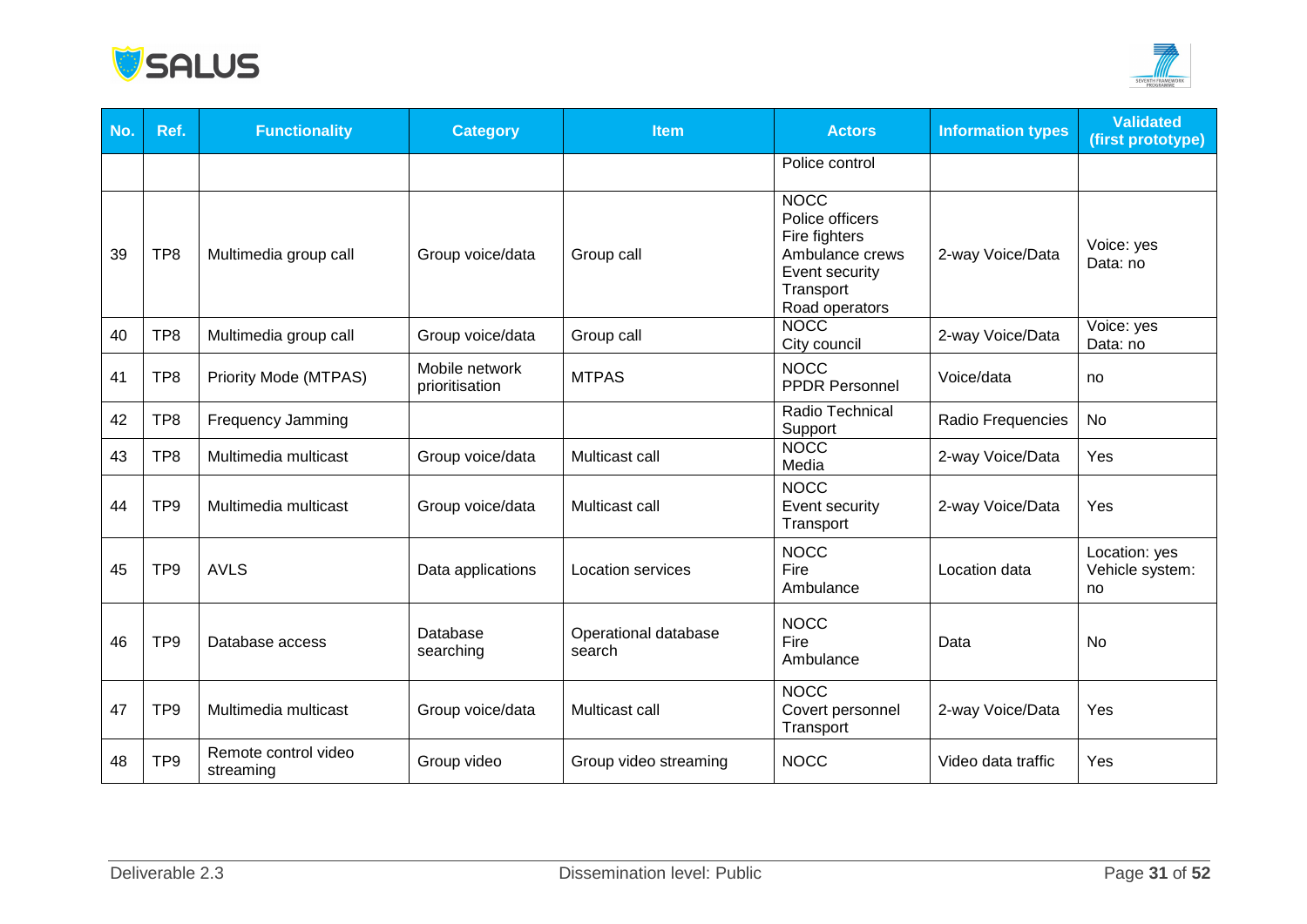| No. | Ref. | Functionality | Category | Item | Actors | Information types | Validated (first prototype) |
|---|---|---|---|---|---|---|---|
| | | | | | Police control | | |
| 39 | TP8 | Multimedia group call | Group voice/data | Group call | NOCC<br>Police officers<br>Fire fighters<br>Ambulance crews<br>Event security<br>Transport<br>Road operators | 2-way Voice/Data | Voice: yes<br>Data: no |
| 40 | TP8 | Multimedia group call | Group voice/data | Group call | NOCC<br>City council | 2-way Voice/Data | Voice: yes<br>Data: no |
| 41 | TP8 | Priority Mode (MTPAS) | Mobile network prioritisation | MTPAS | NOCC<br>PPDR Personnel | Voice/data | no |
| 42 | TP8 | Frequency Jamming | | | Radio Technical Support | Radio Frequencies | No |
| 43 | TP8 | Multimedia multicast | Group voice/data | Multicast call | NOCC<br>Media | 2-way Voice/Data | Yes |
| 44 | TP9 | Multimedia multicast | Group voice/data | Multicast call | NOCC<br>Event security<br>Transport | 2-way Voice/Data | Yes |
| 45 | TP9 | AVLS | Data applications | Location services | NOCC<br>Fire<br>Ambulance | Location data | Location: yes<br>Vehicle system: no |
| 46 | TP9 | Database access | Database searching | Operational database search | NOCC<br>Fire<br>Ambulance | Data | No |
| 47 | TP9 | Multimedia multicast | Group voice/data | Multicast call | NOCC<br>Covert personnel<br>Transport | 2-way Voice/Data | Yes |
| 48 | TP9 | Remote control video streaming | Group video | Group video streaming | NOCC | Video data traffic | Yes |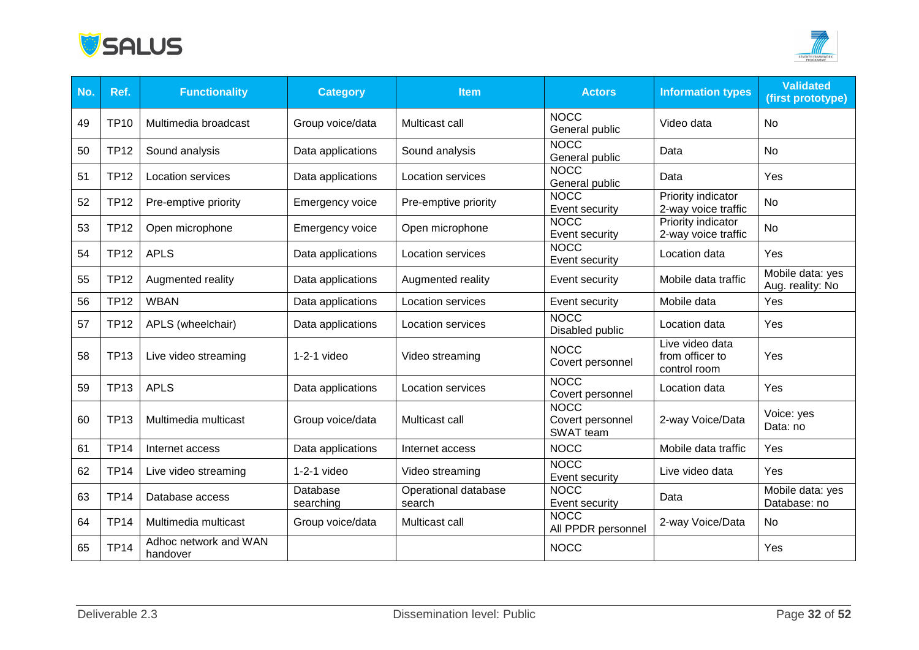| No. | Ref. | Functionality | Category | Item | Actors | Information types | Validated (first prototype) |
|---|---|---|---|---|---|---|---|
| 49 | TP10 | Multimedia broadcast | Group voice/data | Multicast call | NOCC<br>General public | Video data | No |
| 50 | TP12 | Sound analysis | Data applications | Sound analysis | NOCC<br>General public | Data | No |
| 51 | TP12 | Location services | Data applications | Location services | NOCC<br>General public | Data | Yes |
| 52 | TP12 | Pre-emptive priority | Emergency voice | Pre-emptive priority | NOCC<br>Event security | Priority indicator<br>2-way voice traffic | No |
| 53 | TP12 | Open microphone | Emergency voice | Open microphone | NOCC<br>Event security | Priority indicator<br>2-way voice traffic | No |
| 54 | TP12 | APLS | Data applications | Location services | NOCC<br>Event security | Location data | Yes |
| 55 | TP12 | Augmented reality | Data applications | Augmented reality | Event security | Mobile data traffic | Mobile data: yes<br>Aug. reality: No |
| 56 | TP12 | WBAN | Data applications | Location services | Event security | Mobile data | Yes |
| 57 | TP12 | APLS (wheelchair) | Data applications | Location services | NOCC<br>Disabled public | Location data | Yes |
| 58 | TP13 | Live video streaming | 1-2-1 video | Video streaming | NOCC<br>Covert personnel | Live video data from officer to control room | Yes |
| 59 | TP13 | APLS | Data applications | Location services | NOCC<br>Covert personnel | Location data | Yes |
| 60 | TP13 | Multimedia multicast | Group voice/data | Multicast call | NOCC<br>Covert personnel<br>SWAT team | 2-way Voice/Data | Voice: yes<br>Data: no |
| 61 | TP14 | Internet access | Data applications | Internet access | NOCC | Mobile data traffic | Yes |
| 62 | TP14 | Live video streaming | 1-2-1 video | Video streaming | NOCC<br>Event security | Live video data | Yes |
| 63 | TP14 | Database access | Database searching | Operational database search | NOCC<br>Event security | Data | Mobile data: yes<br>Database: no |
| 64 | TP14 | Multimedia multicast | Group voice/data | Multicast call | NOCC<br>All PPDR personnel | 2-way Voice/Data | No |
| 65 | TP14 | Adhoc network and WAN handover | | | NOCC | | Yes |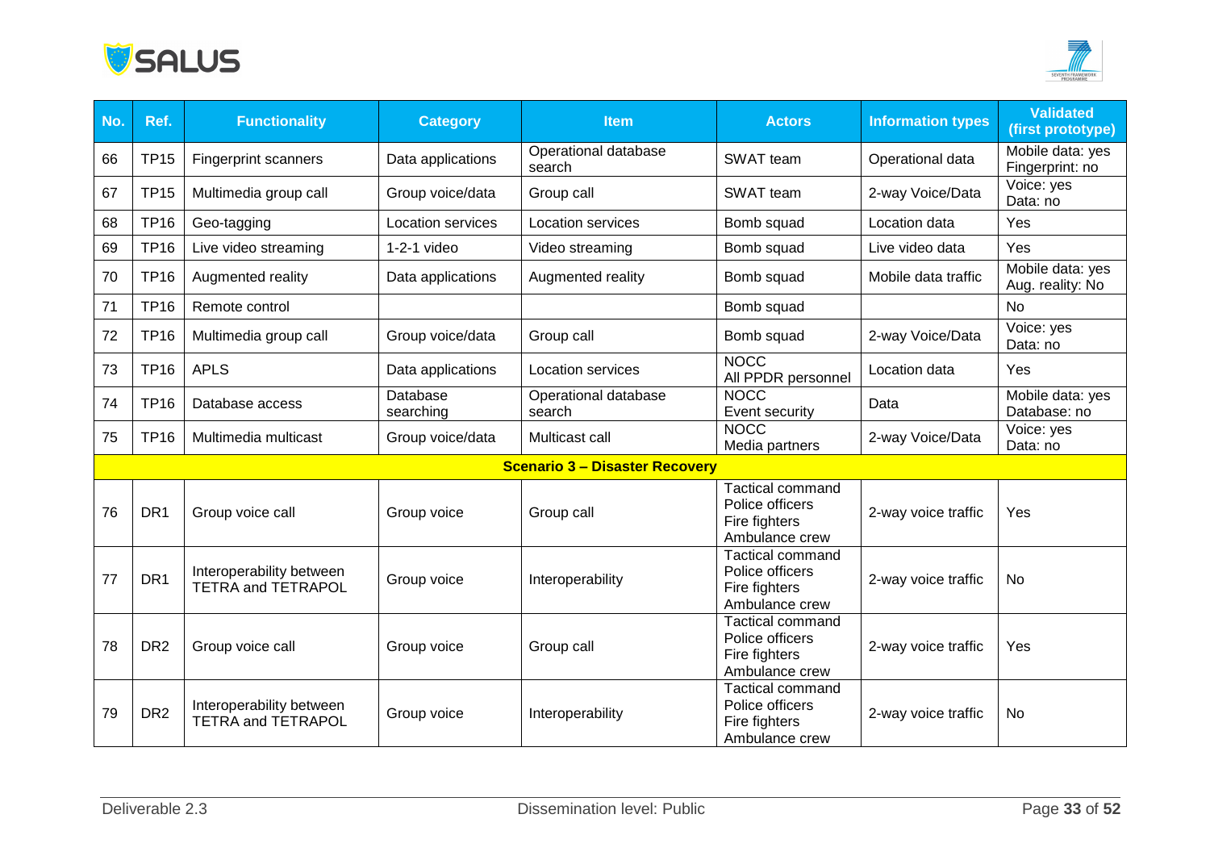| No. | Ref. | Functionality | Category | Item | Actors | Information types | Validated (first prototype) |
|---|---|---|---|---|---|---|---|
| 66 | TP15 | Fingerprint scanners | Data applications | Operational database search | SWAT team | Operational data | Mobile data: yes Fingerprint: no |
| 67 | TP15 | Multimedia group call | Group voice/data | Group call | SWAT team | 2-way Voice/Data | Voice: yes Data: no |
| 68 | TP16 | Geo-tagging | Location services | Location services | Bomb squad | Location data | Yes |
| 69 | TP16 | Live video streaming | 1-2-1 video | Video streaming | Bomb squad | Live video data | Yes |
| 70 | TP16 | Augmented reality | Data applications | Augmented reality | Bomb squad | Mobile data traffic | Mobile data: yes Aug. reality: No |
| 71 | TP16 | Remote control | | | Bomb squad | | No |
| 72 | TP16 | Multimedia group call | Group voice/data | Group call | Bomb squad | 2-way Voice/Data | Voice: yes Data: no |
| 73 | TP16 | APLS | Data applications | Location services | NOCC All PPDR personnel | Location data | Yes |
| 74 | TP16 | Database access | Database searching | Operational database search | NOCC Event security | Data | Mobile data: yes Database: no |
| 75 | TP16 | Multimedia multicast | Group voice/data | Multicast call | NOCC Media partners | 2-way Voice/Data | Voice: yes Data: no |
| | | | | **Scenario 3 – Disaster Recovery** | | | |
| 76 | DR1 | Group voice call | Group voice | Group call | Tactical command Police officers Fire fighters Ambulance crew | 2-way voice traffic | Yes |
| 77 | DR1 | Interoperability between TETRA and TETRAPOL | Group voice | Interoperability | Tactical command Police officers Fire fighters Ambulance crew | 2-way voice traffic | No |
| 78 | DR2 | Group voice call | Group voice | Group call | Tactical command Police officers Fire fighters Ambulance crew | 2-way voice traffic | Yes |
| 79 | DR2 | Interoperability between TETRA and TETRAPOL | Group voice | Interoperability | Tactical command Police officers Fire fighters Ambulance crew | 2-way voice traffic | No |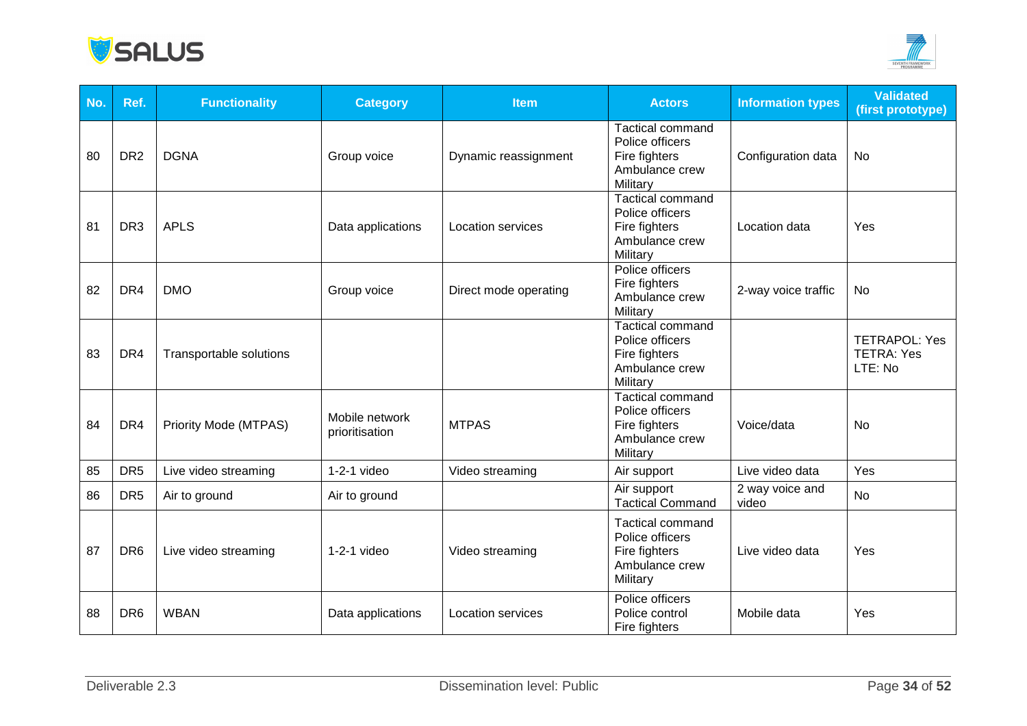| No. | Ref. | Functionality | Category | Item | Actors | Information types | Validated (first prototype) |
|---|---|---|---|---|---|---|---|
| 80 | DR2 | DGNA | Group voice | Dynamic reassignment | Tactical command<br>Police officers<br>Fire fighters<br>Ambulance crew<br>Military | Configuration data | No |
| 81 | DR3 | APLS | Data applications | Location services | Tactical command<br>Police officers<br>Fire fighters<br>Ambulance crew<br>Military | Location data | Yes |
| 82 | DR4 | DMO | Group voice | Direct mode operating | Police officers<br>Fire fighters<br>Ambulance crew<br>Military | 2-way voice traffic | No |
| 83 | DR4 | Transportable solutions | | | Tactical command<br>Police officers<br>Fire fighters<br>Ambulance crew<br>Military | | TETRAPOL: Yes<br>TETRA: Yes<br>LTE: No |
| 84 | DR4 | Priority Mode (MTPAS) | Mobile network prioritisation | MTPAS | Tactical command<br>Police officers<br>Fire fighters<br>Ambulance crew<br>Military | Voice/data | No |
| 85 | DR5 | Live video streaming | 1-2-1 video | Video streaming | Air support | Live video data | Yes |
| 86 | DR5 | Air to ground | Air to ground | | Air support<br>Tactical Command | 2 way voice and video | No |
| 87 | DR6 | Live video streaming | 1-2-1 video | Video streaming | Tactical command<br>Police officers<br>Fire fighters<br>Ambulance crew<br>Military | Live video data | Yes |
| 88 | DR6 | WBAN | Data applications | Location services | Police officers<br>Police control<br>Fire fighters | Mobile data | Yes |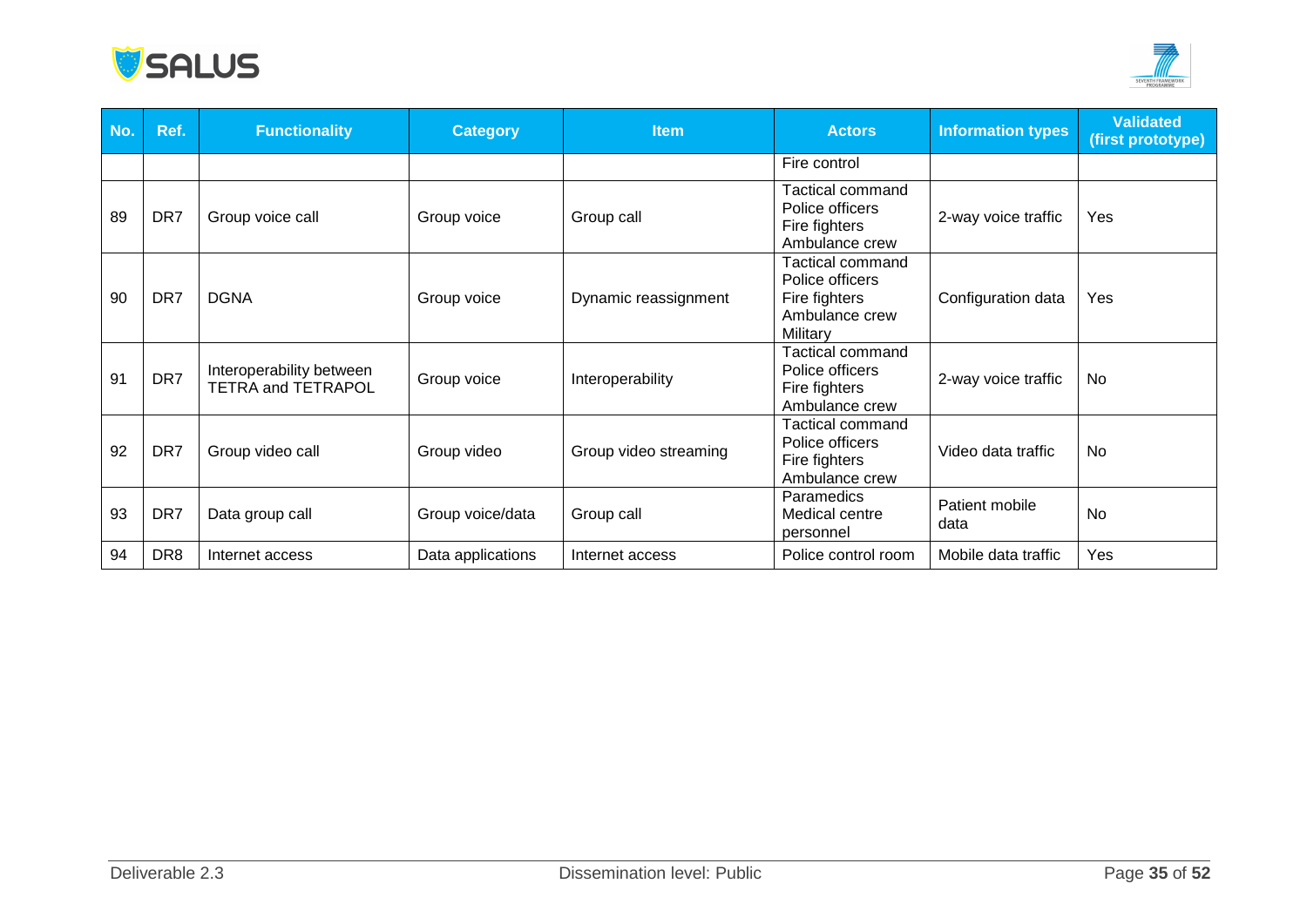| No. | Ref. | Functionality | Category | Item | Actors | Information types | Validated (first prototype) |
|---|---|---|---|---|---|---|---|
| | | | | | Fire control | | |
| 89 | DR7 | Group voice call | Group voice | Group call | Tactical command<br>Police officers<br>Fire fighters<br>Ambulance crew | 2-way voice traffic | Yes |
| 90 | DR7 | DGNA | Group voice | Dynamic reassignment | Tactical command<br>Police officers<br>Fire fighters<br>Ambulance crew<br>Military | Configuration data | Yes |
| 91 | DR7 | Interoperability between TETRA and TETRAPOL | Group voice | Interoperability | Tactical command<br>Police officers<br>Fire fighters<br>Ambulance crew | 2-way voice traffic | No |
| 92 | DR7 | Group video call | Group video | Group video streaming | Tactical command<br>Police officers<br>Fire fighters<br>Ambulance crew | Video data traffic | No |
| 93 | DR7 | Data group call | Group voice/data | Group call | Paramedics<br>Medical centre personnel | Patient mobile data | No |
| 94 | DR8 | Internet access | Data applications | Internet access | Police control room | Mobile data traffic | Yes |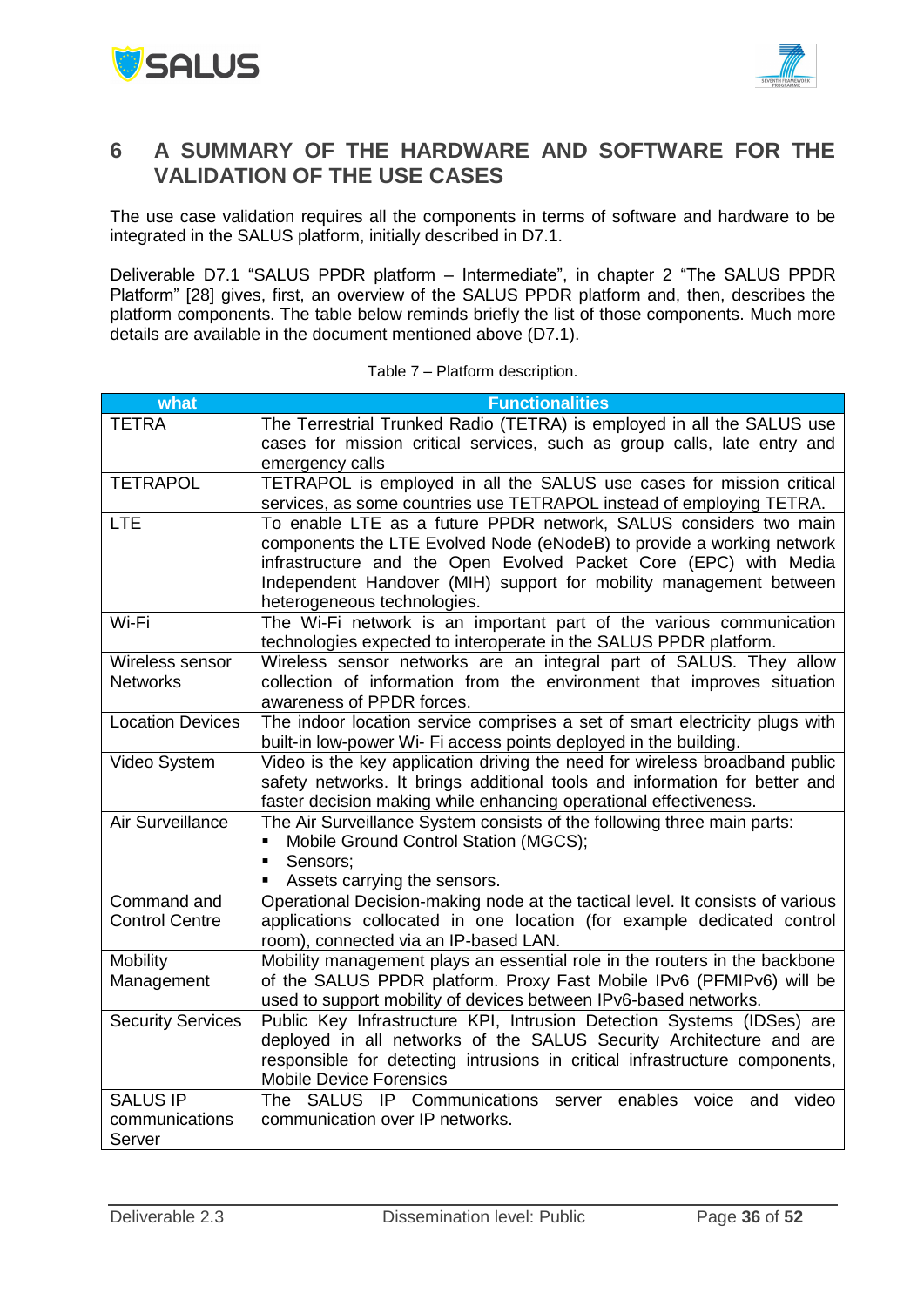# 6 A SUMMARY OF THE HARDWARE AND SOFTWARE FOR THE VALIDATION OF THE USE CASES

The use case validation requires all the components in terms of software and hardware to be integrated in the SALUS platform, initially described in D7.1.

Deliverable D7.1 "SALUS PPDR platform – Intermediate", in chapter 2 "The SALUS PPDR Platform" [28] gives, first, an overview of the SALUS PPDR platform and, then, describes the platform components. The table below reminds briefly the list of those components. Much more details are available in the document mentioned above (D7.1).

Table 7 – Platform description.

| what | Functionalities |
|---|---|
| TETRA | The Terrestrial Trunked Radio (TETRA) is employed in all the SALUS use cases for mission critical services, such as group calls, late entry and emergency calls |
| TETRAPOL | TETRAPOL is employed in all the SALUS use cases for mission critical services, as some countries use TETRAPOL instead of employing TETRA. |
| LTE | To enable LTE as a future PPDR network, SALUS considers two main components the LTE Evolved Node (eNodeB) to provide a working network infrastructure and the Open Evolved Packet Core (EPC) with Media Independent Handover (MIH) support for mobility management between heterogeneous technologies. |
| Wi-Fi | The Wi-Fi network is an important part of the various communication technologies expected to interoperate in the SALUS PPDR platform. |
| Wireless sensor Networks | Wireless sensor networks are an integral part of SALUS. They allow collection of information from the environment that improves situation awareness of PPDR forces. |
| Location Devices | The indoor location service comprises a set of smart electricity plugs with built-in low-power Wi- Fi access points deployed in the building. |
| Video System | Video is the key application driving the need for wireless broadband public safety networks. It brings additional tools and information for better and faster decision making while enhancing operational effectiveness. |
| Air Surveillance | The Air Surveillance System consists of the following three main parts:<br>▪ Mobile Ground Control Station (MGCS);<br>▪ Sensors;<br>▪ Assets carrying the sensors. |
| Command and Control Centre | Operational Decision-making node at the tactical level. It consists of various applications collocated in one location (for example dedicated control room), connected via an IP-based LAN. |
| Mobility Management | Mobility management plays an essential role in the routers in the backbone of the SALUS PPDR platform. Proxy Fast Mobile IPv6 (PFMIPv6) will be used to support mobility of devices between IPv6-based networks. |
| Security Services | Public Key Infrastructure KPI, Intrusion Detection Systems (IDSes) are deployed in all networks of the SALUS Security Architecture and are responsible for detecting intrusions in critical infrastructure components, Mobile Device Forensics |
| SALUS IP communications Server | The SALUS IP Communications server enables voice and video communication over IP networks. |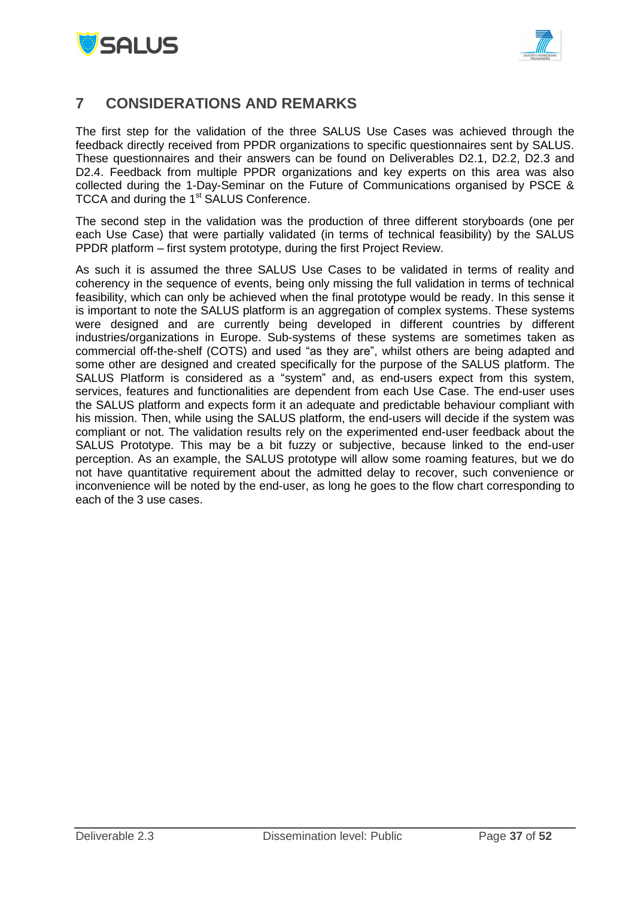# 7 CONSIDERATIONS AND REMARKS

The first step for the validation of the three SALUS Use Cases was achieved through the feedback directly received from PPDR organizations to specific questionnaires sent by SALUS. These questionnaires and their answers can be found on Deliverables D2.1, D2.2, D2.3 and D2.4. Feedback from multiple PPDR organizations and key experts on this area was also collected during the 1-Day-Seminar on the Future of Communications organised by PSCE & TCCA and during the 1st SALUS Conference.

The second step in the validation was the production of three different storyboards (one per each Use Case) that were partially validated (in terms of technical feasibility) by the SALUS PPDR platform – first system prototype, during the first Project Review.

As such it is assumed the three SALUS Use Cases to be validated in terms of reality and coherency in the sequence of events, being only missing the full validation in terms of technical feasibility, which can only be achieved when the final prototype would be ready. In this sense it is important to note the SALUS platform is an aggregation of complex systems. These systems were designed and are currently being developed in different countries by different industries/organizations in Europe. Sub-systems of these systems are sometimes taken as commercial off-the-shelf (COTS) and used "as they are", whilst others are being adapted and some other are designed and created specifically for the purpose of the SALUS platform. The SALUS Platform is considered as a "system" and, as end-users expect from this system, services, features and functionalities are dependent from each Use Case. The end-user uses the SALUS platform and expects form it an adequate and predictable behaviour compliant with his mission. Then, while using the SALUS platform, the end-users will decide if the system was compliant or not. The validation results rely on the experimented end-user feedback about the SALUS Prototype. This may be a bit fuzzy or subjective, because linked to the end-user perception. As an example, the SALUS prototype will allow some roaming features, but we do not have quantitative requirement about the admitted delay to recover, such convenience or inconvenience will be noted by the end-user, as long he goes to the flow chart corresponding to each of the 3 use cases.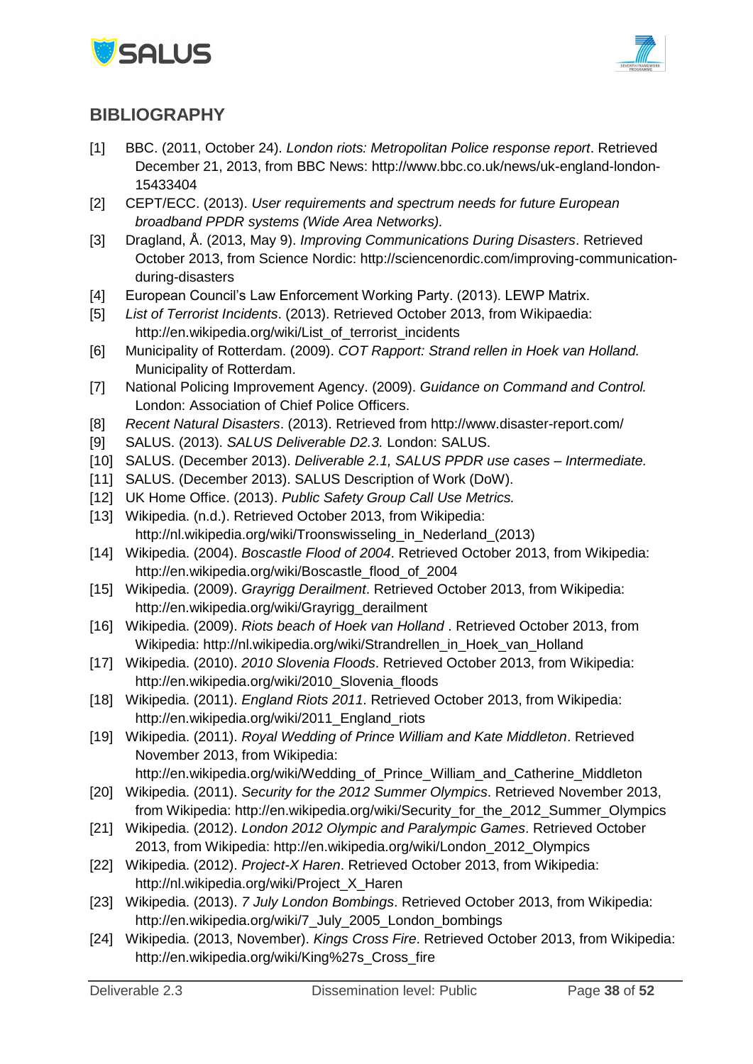## BIBLIOGRAPHY

[1] BBC. (2011, October 24). *London riots: Metropolitan Police response report*. Retrieved December 21, 2013, from BBC News: http://www.bbc.co.uk/news/uk-england-london-15433404

[2] CEPT/ECC. (2013). *User requirements and spectrum needs for future European broadband PPDR systems (Wide Area Networks).*

[3] Dragland, Å. (2013, May 9). *Improving Communications During Disasters*. Retrieved October 2013, from Science Nordic: http://sciencenordic.com/improving-communication-during-disasters

[4] European Council's Law Enforcement Working Party. (2013). LEWP Matrix.

[5] *List of Terrorist Incidents*. (2013). Retrieved October 2013, from Wikipaedia: http://en.wikipedia.org/wiki/List_of_terrorist_incidents

[6] Municipality of Rotterdam. (2009). *COT Rapport: Strand rellen in Hoek van Holland.* Municipality of Rotterdam.

[7] National Policing Improvement Agency. (2009). *Guidance on Command and Control.* London: Association of Chief Police Officers.

[8] *Recent Natural Disasters*. (2013). Retrieved from http://www.disaster-report.com/

[9] SALUS. (2013). *SALUS Deliverable D2.3.* London: SALUS.

[10] SALUS. (December 2013). *Deliverable 2.1, SALUS PPDR use cases – Intermediate.*

[11] SALUS. (December 2013). SALUS Description of Work (DoW).

[12] UK Home Office. (2013). *Public Safety Group Call Use Metrics.*

[13] Wikipedia. (n.d.). Retrieved October 2013, from Wikipedia: http://nl.wikipedia.org/wiki/Troonswisseling_in_Nederland_(2013)

[14] Wikipedia. (2004). *Boscastle Flood of 2004*. Retrieved October 2013, from Wikipedia: http://en.wikipedia.org/wiki/Boscastle_flood_of_2004

[15] Wikipedia. (2009). *Grayrigg Derailment*. Retrieved October 2013, from Wikipedia: http://en.wikipedia.org/wiki/Grayrigg_derailment

[16] Wikipedia. (2009). *Riots beach of Hoek van Holland* . Retrieved October 2013, from Wikipedia: http://nl.wikipedia.org/wiki/Strandrellen_in_Hoek_van_Holland

[17] Wikipedia. (2010). *2010 Slovenia Floods*. Retrieved October 2013, from Wikipedia: http://en.wikipedia.org/wiki/2010_Slovenia_floods

[18] Wikipedia. (2011). *England Riots 2011*. Retrieved October 2013, from Wikipedia: http://en.wikipedia.org/wiki/2011_England_riots

[19] Wikipedia. (2011). *Royal Wedding of Prince William and Kate Middleton*. Retrieved November 2013, from Wikipedia: http://en.wikipedia.org/wiki/Wedding_of_Prince_William_and_Catherine_Middleton

[20] Wikipedia. (2011). *Security for the 2012 Summer Olympics*. Retrieved November 2013, from Wikipedia: http://en.wikipedia.org/wiki/Security_for_the_2012_Summer_Olympics

[21] Wikipedia. (2012). *London 2012 Olympic and Paralympic Games*. Retrieved October 2013, from Wikipedia: http://en.wikipedia.org/wiki/London_2012_Olympics

[22] Wikipedia. (2012). *Project-X Haren*. Retrieved October 2013, from Wikipedia: http://nl.wikipedia.org/wiki/Project_X_Haren

[23] Wikipedia. (2013). *7 July London Bombings*. Retrieved October 2013, from Wikipedia: http://en.wikipedia.org/wiki/7_July_2005_London_bombings

[24] Wikipedia. (2013, November). *Kings Cross Fire*. Retrieved October 2013, from Wikipedia: http://en.wikipedia.org/wiki/King%27s_Cross_fire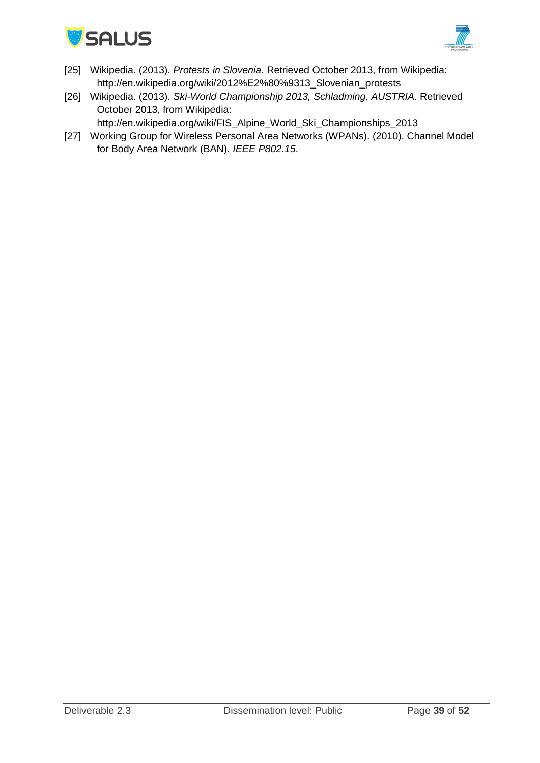[25] Wikipedia. (2013). *Protests in Slovenia*. Retrieved October 2013, from Wikipedia: http://en.wikipedia.org/wiki/2012%E2%80%9313_Slovenian_protests

[26] Wikipedia. (2013). *Ski-World Championship 2013, Schladming, AUSTRIA*. Retrieved October 2013, from Wikipedia: http://en.wikipedia.org/wiki/FIS_Alpine_World_Ski_Championships_2013

[27] Working Group for Wireless Personal Area Networks (WPANs). (2010). Channel Model for Body Area Network (BAN). *IEEE P802.15*.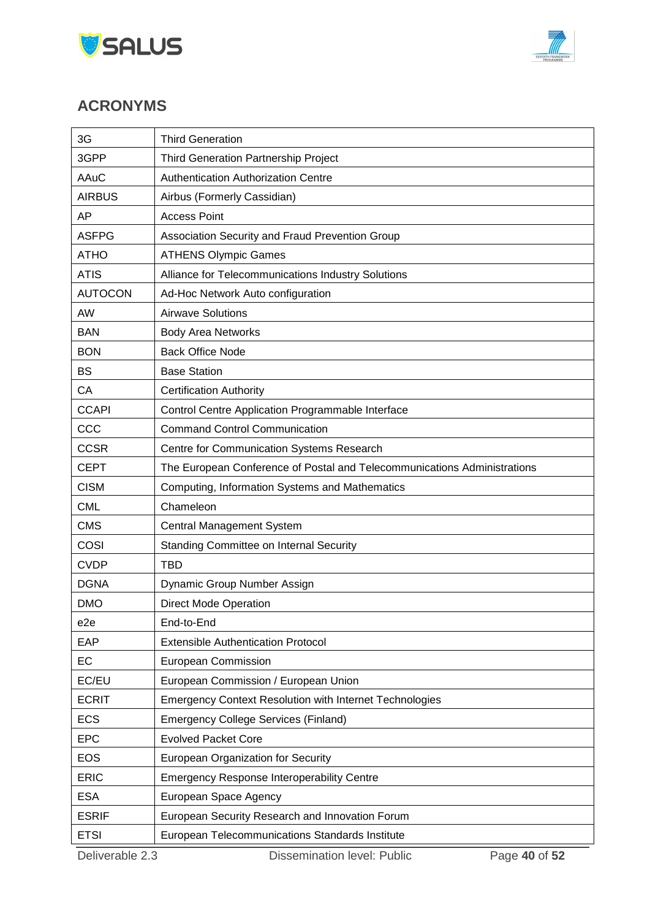## ACRONYMS

| | |
|---|---|
| 3G | Third Generation |
| 3GPP | Third Generation Partnership Project |
| AAuC | Authentication Authorization Centre |
| AIRBUS | Airbus (Formerly Cassidian) |
| AP | Access Point |
| ASFPG | Association Security and Fraud Prevention Group |
| ATHO | ATHENS Olympic Games |
| ATIS | Alliance for Telecommunications Industry Solutions |
| AUTOCON | Ad-Hoc Network Auto configuration |
| AW | Airwave Solutions |
| BAN | Body Area Networks |
| BON | Back Office Node |
| BS | Base Station |
| CA | Certification Authority |
| CCAPI | Control Centre Application Programmable Interface |
| CCC | Command Control Communication |
| CCSR | Centre for Communication Systems Research |
| CEPT | The European Conference of Postal and Telecommunications Administrations |
| CISM | Computing, Information Systems and Mathematics |
| CML | Chameleon |
| CMS | Central Management System |
| COSI | Standing Committee on Internal Security |
| CVDP | TBD |
| DGNA | Dynamic Group Number Assign |
| DMO | Direct Mode Operation |
| e2e | End-to-End |
| EAP | Extensible Authentication Protocol |
| EC | European Commission |
| EC/EU | European Commission / European Union |
| ECRIT | Emergency Context Resolution with Internet Technologies |
| ECS | Emergency College Services (Finland) |
| EPC | Evolved Packet Core |
| EOS | European Organization for Security |
| ERIC | Emergency Response Interoperability Centre |
| ESA | European Space Agency |
| ESRIF | European Security Research and Innovation Forum |
| ETSI | European Telecommunications Standards Institute |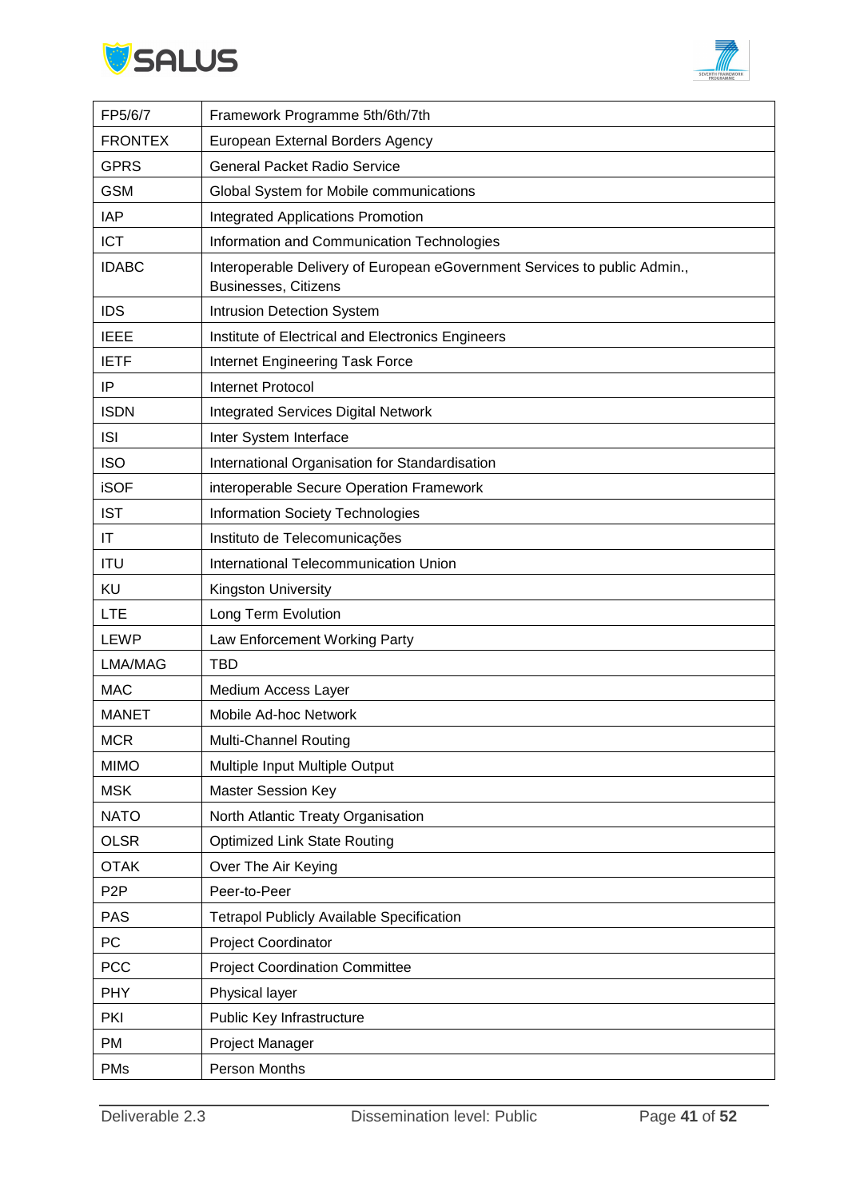| FP5/6/7 | Framework Programme 5th/6th/7th |
|---|---|
| FRONTEX | European External Borders Agency |
| GPRS | General Packet Radio Service |
| GSM | Global System for Mobile communications |
| IAP | Integrated Applications Promotion |
| ICT | Information and Communication Technologies |
| IDABC | Interoperable Delivery of European eGovernment Services to public Admin., Businesses, Citizens |
| IDS | Intrusion Detection System |
| IEEE | Institute of Electrical and Electronics Engineers |
| IETF | Internet Engineering Task Force |
| IP | Internet Protocol |
| ISDN | Integrated Services Digital Network |
| ISI | Inter System Interface |
| ISO | International Organisation for Standardisation |
| iSOF | interoperable Secure Operation Framework |
| IST | Information Society Technologies |
| IT | Instituto de Telecomunicações |
| ITU | International Telecommunication Union |
| KU | Kingston University |
| LTE | Long Term Evolution |
| LEWP | Law Enforcement Working Party |
| LMA/MAG | TBD |
| MAC | Medium Access Layer |
| MANET | Mobile Ad-hoc Network |
| MCR | Multi-Channel Routing |
| MIMO | Multiple Input Multiple Output |
| MSK | Master Session Key |
| NATO | North Atlantic Treaty Organisation |
| OLSR | Optimized Link State Routing |
| OTAK | Over The Air Keying |
| P2P | Peer-to-Peer |
| PAS | Tetrapol Publicly Available Specification |
| PC | Project Coordinator |
| PCC | Project Coordination Committee |
| PHY | Physical layer |
| PKI | Public Key Infrastructure |
| PM | Project Manager |
| PMs | Person Months |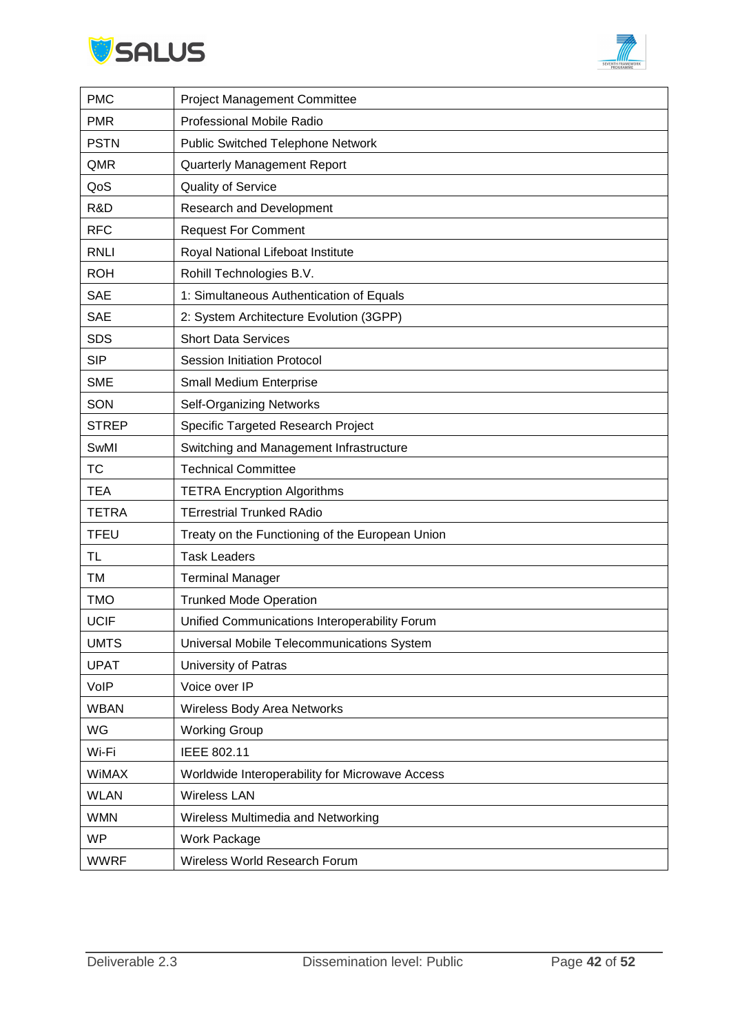| PMC | Project Management Committee |
|---|---|
| PMR | Professional Mobile Radio |
| PSTN | Public Switched Telephone Network |
| QMR | Quarterly Management Report |
| QoS | Quality of Service |
| R&D | Research and Development |
| RFC | Request For Comment |
| RNLI | Royal National Lifeboat Institute |
| ROH | Rohill Technologies B.V. |
| SAE | 1: Simultaneous Authentication of Equals |
| SAE | 2: System Architecture Evolution (3GPP) |
| SDS | Short Data Services |
| SIP | Session Initiation Protocol |
| SME | Small Medium Enterprise |
| SON | Self-Organizing Networks |
| STREP | Specific Targeted Research Project |
| SwMI | Switching and Management Infrastructure |
| TC | Technical Committee |
| TEA | TETRA Encryption Algorithms |
| TETRA | TErrestrial Trunked RAdio |
| TFEU | Treaty on the Functioning of the European Union |
| TL | Task Leaders |
| TM | Terminal Manager |
| TMO | Trunked Mode Operation |
| UCIF | Unified Communications Interoperability Forum |
| UMTS | Universal Mobile Telecommunications System |
| UPAT | University of Patras |
| VoIP | Voice over IP |
| WBAN | Wireless Body Area Networks |
| WG | Working Group |
| Wi-Fi | IEEE 802.11 |
| WiMAX | Worldwide Interoperability for Microwave Access |
| WLAN | Wireless LAN |
| WMN | Wireless Multimedia and Networking |
| WP | Work Package |
| WWRF | Wireless World Research Forum |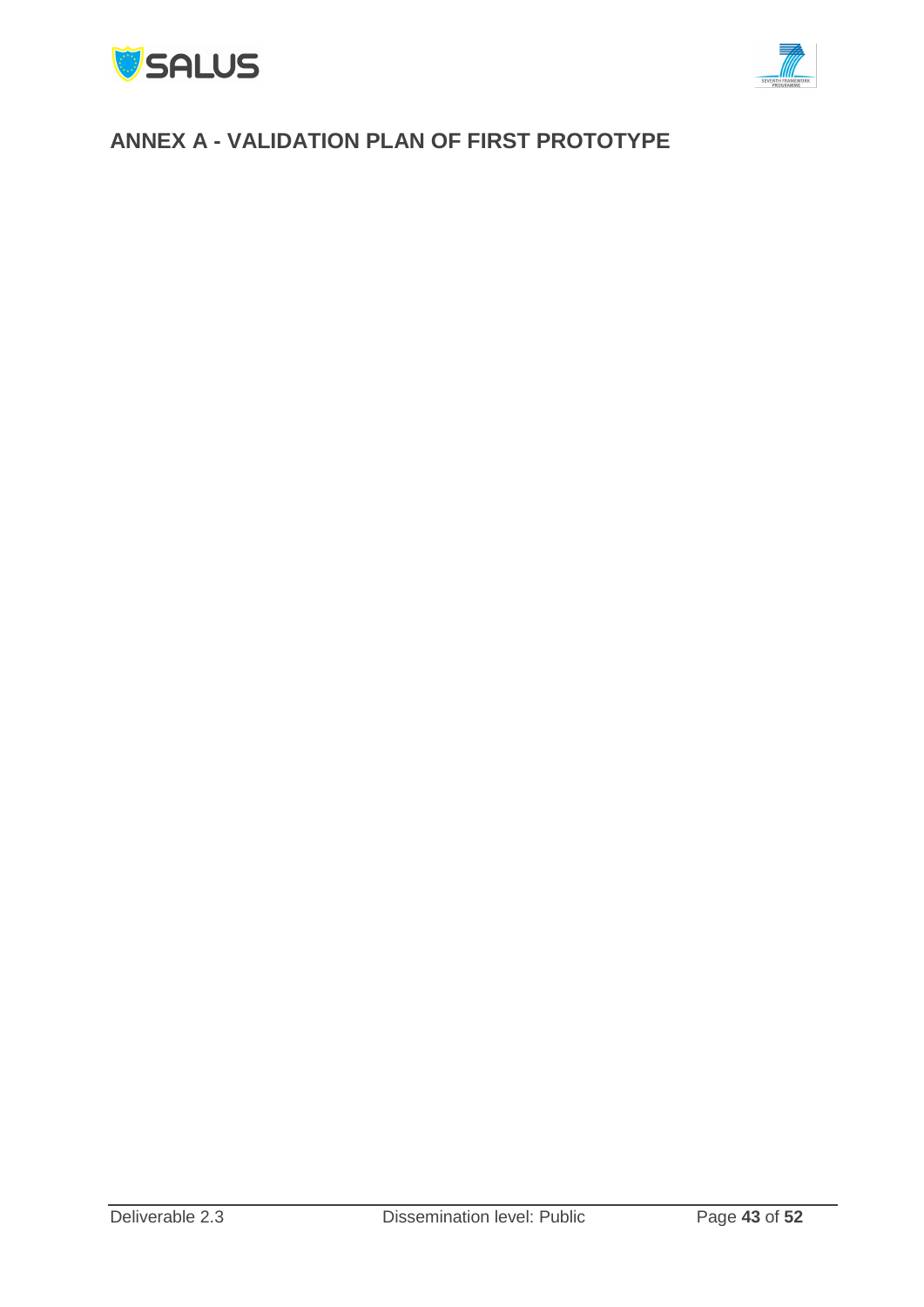# ANNEX A - VALIDATION PLAN OF FIRST PROTOTYPE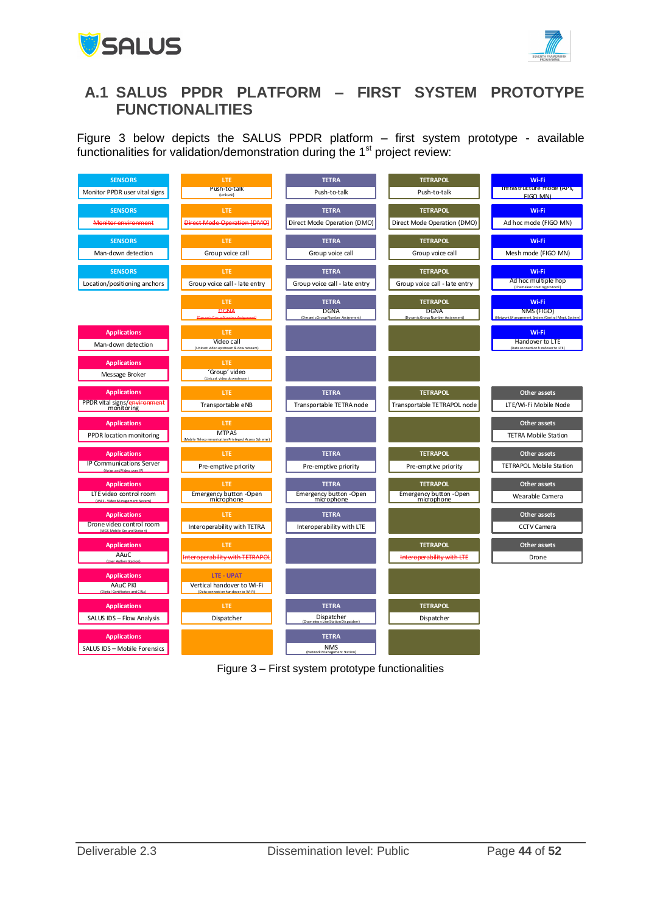## A.1 SALUS PPDR PLATFORM – FIRST SYSTEM PROTOTYPE FUNCTIONALITIES

Figure 3 below depicts the SALUS PPDR platform – first system prototype - available functionalities for validation/demonstration during the 1st project review:

| | | | | |
|---|---|---|---|---|
| **SENSORS** Monitor PPDR user vital signs | **LTE** Push-to-talk (unicast) | **TETRA** Push-to-talk | **TETRAPOL** Push-to-talk | **Wi-Fi** Infrastructure mode (APs, FIGO MN) |
| **SENSORS** ~~Monitor environment~~ | **LTE** ~~Direct Mode Operation (DMO)~~ | **TETRA** Direct Mode Operation (DMO) | **TETRAPOL** Direct Mode Operation (DMO) | **Wi-Fi** Ad hoc mode (FIGO MN) |
| **SENSORS** Man-down detection | **LTE** Group voice call | **TETRA** Group voice call | **TETRAPOL** Group voice call | **Wi-Fi** Mesh mode (FIGO MN) |
| **SENSORS** Location/positioning anchors | **LTE** Group voice call - late entry | **TETRA** Group voice call - late entry | **TETRAPOL** Group voice call - late entry | **Wi-Fi** Ad hoc multiple hop (Chameleon routing protocol) |
| | **LTE** ~~DGNA (Dynamic Group Number Assignment)~~ | **TETRA** DGNA (Dynamic Group Number Assignment) | **TETRAPOL** DGNA (Dynamic Group Number Assignment) | **Wi-Fi** NMS (FIGO) (Network Management System/Central Mngt. System) |
| **Applications** Man-down detection | **LTE** Video call (Unicast video upstream & downstream) | | | **Wi-Fi** Handover to LTE (Data connection handover to LTE) |
| **Applications** Message Broker | **LTE** 'Group' video (Unicast video downstream) | | | |
| **Applications** PPDR vital signs/~~environment~~ monitoring | **LTE** Transportable eNB | **TETRA** Transportable TETRA node | **TETRAPOL** Transportable TETRAPOL node | **Other assets** LTE/Wi-Fi Mobile Node |
| **Applications** PPDR location monitoring | **LTE** MTPAS (Mobile Telecommunication Privileged Access Scheme) | | | **Other assets** TETRA Mobile Station |
| **Applications** IP Communications Server (Voice and Video over IP) | **LTE** Pre-emptive priority | **TETRA** Pre-emptive priority | **TETRAPOL** Pre-emptive priority | **Other assets** TETRAPOL Mobile Station |
| **Applications** LTE video control room (VMS - Video Management System) | **LTE** Emergency button -Open microphone | **TETRA** Emergency button -Open microphone | **TETRAPOL** Emergency button -Open microphone | **Other assets** Wearable Camera |
| **Applications** Drone video control room (MGS-Mobile Ground Station) | **LTE** Interoperability with TETRA | **TETRA** Interoperability with LTE | | **Other assets** CCTV Camera |
| **Applications** AAuC (User Authentication) | **LTE** ~~Interoperability with TETRAPOL~~ | | **TETRAPOL** ~~Interoperability with LTE~~ | **Other assets** Drone |
| **Applications** AAuC PKI (Digital Certificates and CRLs) | **LTE - UPAT** Vertical handover to Wi-Fi (Data connection handover to Wi-Fi) | | | |
| **Applications** SALUS IDS – Flow Analysis | **LTE** Dispatcher | **TETRA** Dispatcher (Chameleon Line Station Dispatcher) | **TETRAPOL** Dispatcher | |
| **Applications** SALUS IDS – Mobile Forensics | | **TETRA** NMS (Network Management Station) | | |

Figure 3 – First system prototype functionalities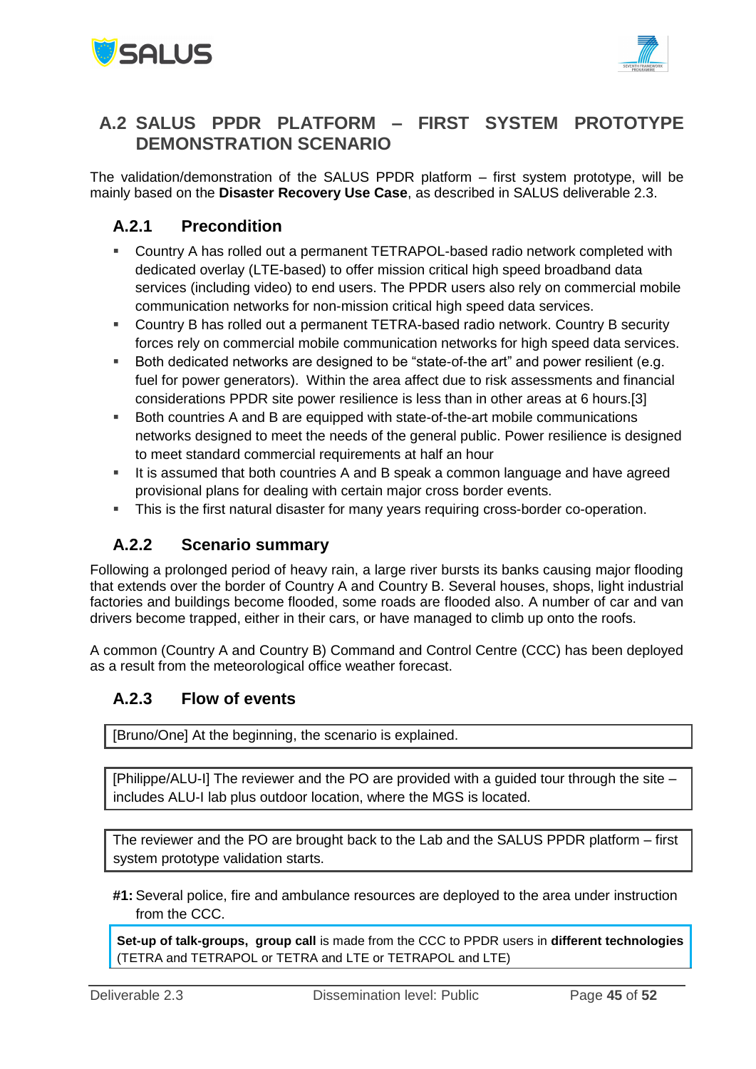## A.2 SALUS PPDR PLATFORM – FIRST SYSTEM PROTOTYPE DEMONSTRATION SCENARIO

The validation/demonstration of the SALUS PPDR platform – first system prototype, will be mainly based on the **Disaster Recovery Use Case**, as described in SALUS deliverable 2.3.

### A.2.1 Precondition

- Country A has rolled out a permanent TETRAPOL-based radio network completed with dedicated overlay (LTE-based) to offer mission critical high speed broadband data services (including video) to end users. The PPDR users also rely on commercial mobile communication networks for non-mission critical high speed data services.
- Country B has rolled out a permanent TETRA-based radio network. Country B security forces rely on commercial mobile communication networks for high speed data services.
- Both dedicated networks are designed to be "state-of-the art" and power resilient (e.g. fuel for power generators). Within the area affect due to risk assessments and financial considerations PPDR site power resilience is less than in other areas at 6 hours.[3]
- Both countries A and B are equipped with state-of-the-art mobile communications networks designed to meet the needs of the general public. Power resilience is designed to meet standard commercial requirements at half an hour
- It is assumed that both countries A and B speak a common language and have agreed provisional plans for dealing with certain major cross border events.
- This is the first natural disaster for many years requiring cross-border co-operation.

### A.2.2 Scenario summary

Following a prolonged period of heavy rain, a large river bursts its banks causing major flooding that extends over the border of Country A and Country B. Several houses, shops, light industrial factories and buildings become flooded, some roads are flooded also. A number of car and van drivers become trapped, either in their cars, or have managed to climb up onto the roofs.

A common (Country A and Country B) Command and Control Centre (CCC) has been deployed as a result from the meteorological office weather forecast.

### A.2.3 Flow of events

[Bruno/One] At the beginning, the scenario is explained.

[Philippe/ALU-I] The reviewer and the PO are provided with a guided tour through the site – includes ALU-I lab plus outdoor location, where the MGS is located.

The reviewer and the PO are brought back to the Lab and the SALUS PPDR platform – first system prototype validation starts.

**#1:** Several police, fire and ambulance resources are deployed to the area under instruction from the CCC.

**Set-up of talk-groups, group call** is made from the CCC to PPDR users in **different technologies** (TETRA and TETRAPOL or TETRA and LTE or TETRAPOL and LTE)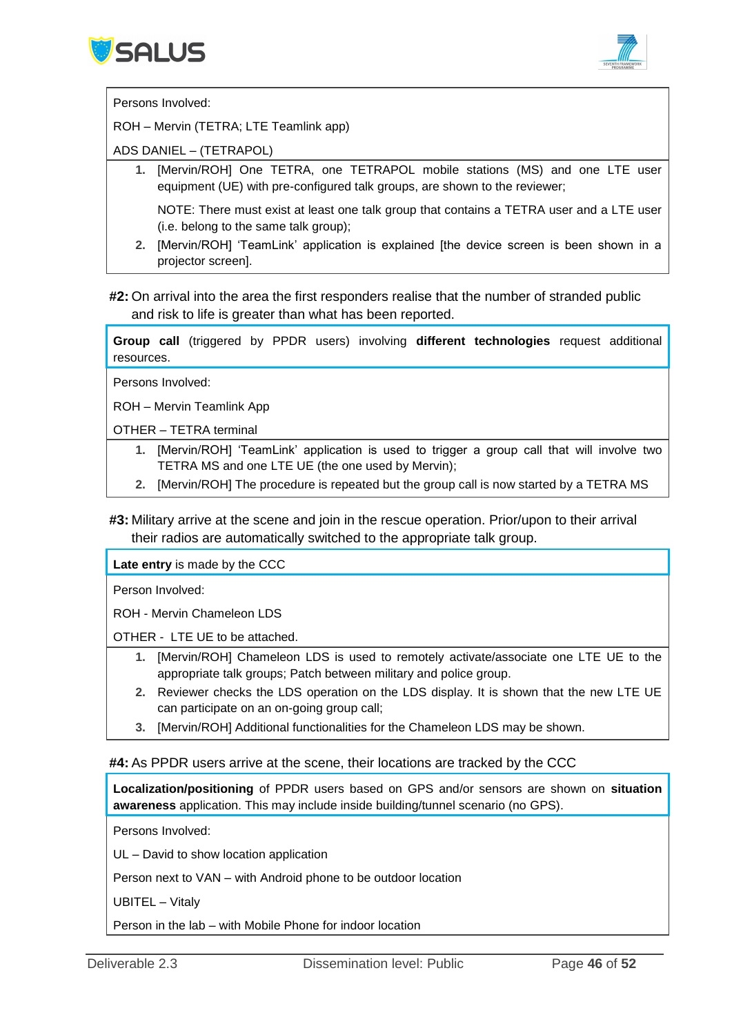Persons Involved:

ROH – Mervin (TETRA; LTE Teamlink app)

ADS DANIEL – (TETRAPOL)

1. [Mervin/ROH] One TETRA, one TETRAPOL mobile stations (MS) and one LTE user equipment (UE) with pre-configured talk groups, are shown to the reviewer;

   NOTE: There must exist at least one talk group that contains a TETRA user and a LTE user (i.e. belong to the same talk group);
2. [Mervin/ROH] 'TeamLink' application is explained [the device screen is been shown in a projector screen].

**#2:** On arrival into the area the first responders realise that the number of stranded public and risk to life is greater than what has been reported.

**Group call** (triggered by PPDR users) involving **different technologies** request additional resources.

Persons Involved:

ROH – Mervin Teamlink App

OTHER – TETRA terminal

1. [Mervin/ROH] 'TeamLink' application is used to trigger a group call that will involve two TETRA MS and one LTE UE (the one used by Mervin);
2. [Mervin/ROH] The procedure is repeated but the group call is now started by a TETRA MS

**#3:** Military arrive at the scene and join in the rescue operation. Prior/upon to their arrival their radios are automatically switched to the appropriate talk group.

**Late entry** is made by the CCC

Person Involved:

ROH - Mervin Chameleon LDS

OTHER - LTE UE to be attached.

1. [Mervin/ROH] Chameleon LDS is used to remotely activate/associate one LTE UE to the appropriate talk groups; Patch between military and police group.
2. Reviewer checks the LDS operation on the LDS display. It is shown that the new LTE UE can participate on an on-going group call;
3. [Mervin/ROH] Additional functionalities for the Chameleon LDS may be shown.

**#4:** As PPDR users arrive at the scene, their locations are tracked by the CCC

**Localization/positioning** of PPDR users based on GPS and/or sensors are shown on **situation awareness** application. This may include inside building/tunnel scenario (no GPS).

Persons Involved:

UL – David to show location application

Person next to VAN – with Android phone to be outdoor location

UBITEL – Vitaly

Person in the lab – with Mobile Phone for indoor location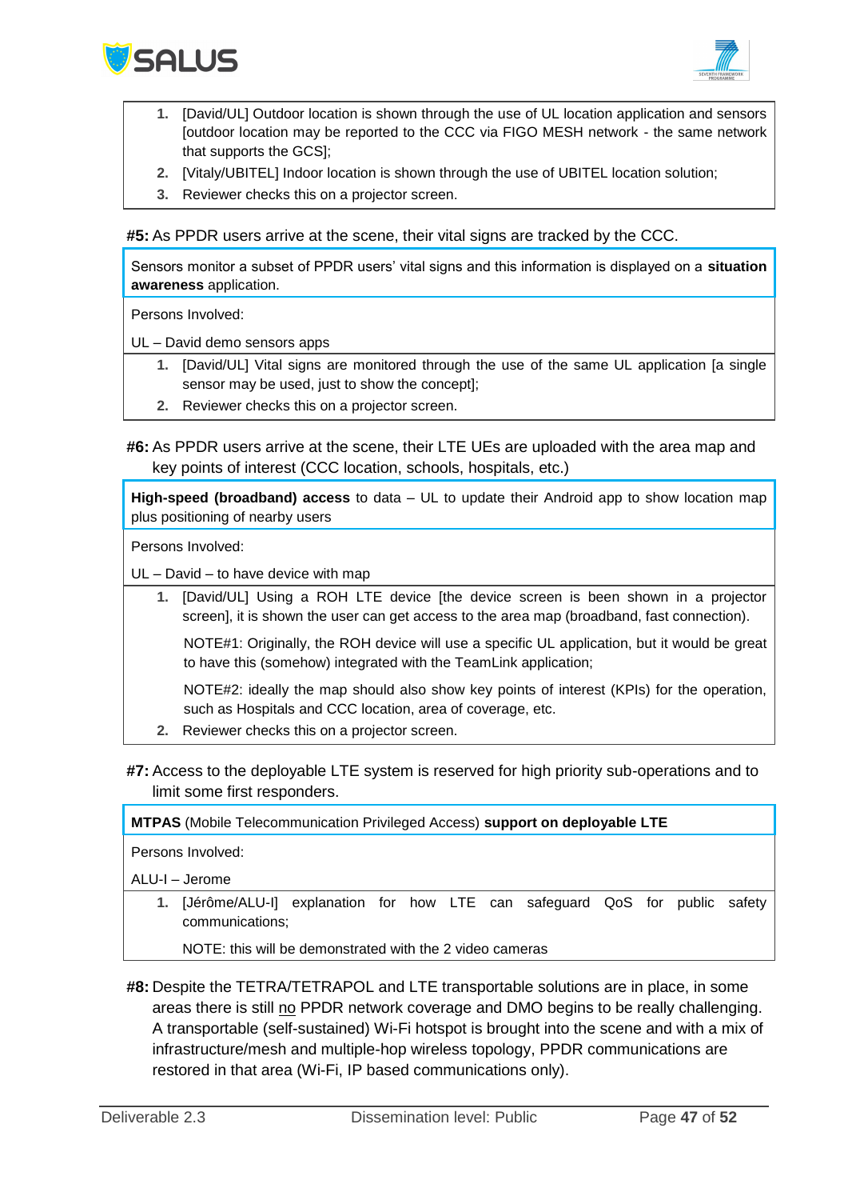1. [David/UL] Outdoor location is shown through the use of UL location application and sensors [outdoor location may be reported to the CCC via FIGO MESH network - the same network that supports the GCS];
2. [Vitaly/UBITEL] Indoor location is shown through the use of UBITEL location solution;
3. Reviewer checks this on a projector screen.

**#5:** As PPDR users arrive at the scene, their vital signs are tracked by the CCC.

Sensors monitor a subset of PPDR users' vital signs and this information is displayed on a **situation awareness** application.

Persons Involved:

UL – David demo sensors apps

1. [David/UL] Vital signs are monitored through the use of the same UL application [a single sensor may be used, just to show the concept];
2. Reviewer checks this on a projector screen.

**#6:** As PPDR users arrive at the scene, their LTE UEs are uploaded with the area map and key points of interest (CCC location, schools, hospitals, etc.)

**High-speed (broadband) access** to data – UL to update their Android app to show location map plus positioning of nearby users

Persons Involved:

UL – David – to have device with map

1. [David/UL] Using a ROH LTE device [the device screen is been shown in a projector screen], it is shown the user can get access to the area map (broadband, fast connection).

   NOTE#1: Originally, the ROH device will use a specific UL application, but it would be great to have this (somehow) integrated with the TeamLink application;

   NOTE#2: ideally the map should also show key points of interest (KPIs) for the operation, such as Hospitals and CCC location, area of coverage, etc.
2. Reviewer checks this on a projector screen.

**#7:** Access to the deployable LTE system is reserved for high priority sub-operations and to limit some first responders.

**MTPAS** (Mobile Telecommunication Privileged Access) **support on deployable LTE**

Persons Involved:

ALU-I – Jerome

1. [Jérôme/ALU-I] explanation for how LTE can safeguard QoS for public safety communications;

   NOTE: this will be demonstrated with the 2 video cameras

**#8:** Despite the TETRA/TETRAPOL and LTE transportable solutions are in place, in some areas there is still no PPDR network coverage and DMO begins to be really challenging. A transportable (self-sustained) Wi-Fi hotspot is brought into the scene and with a mix of infrastructure/mesh and multiple-hop wireless topology, PPDR communications are restored in that area (Wi-Fi, IP based communications only).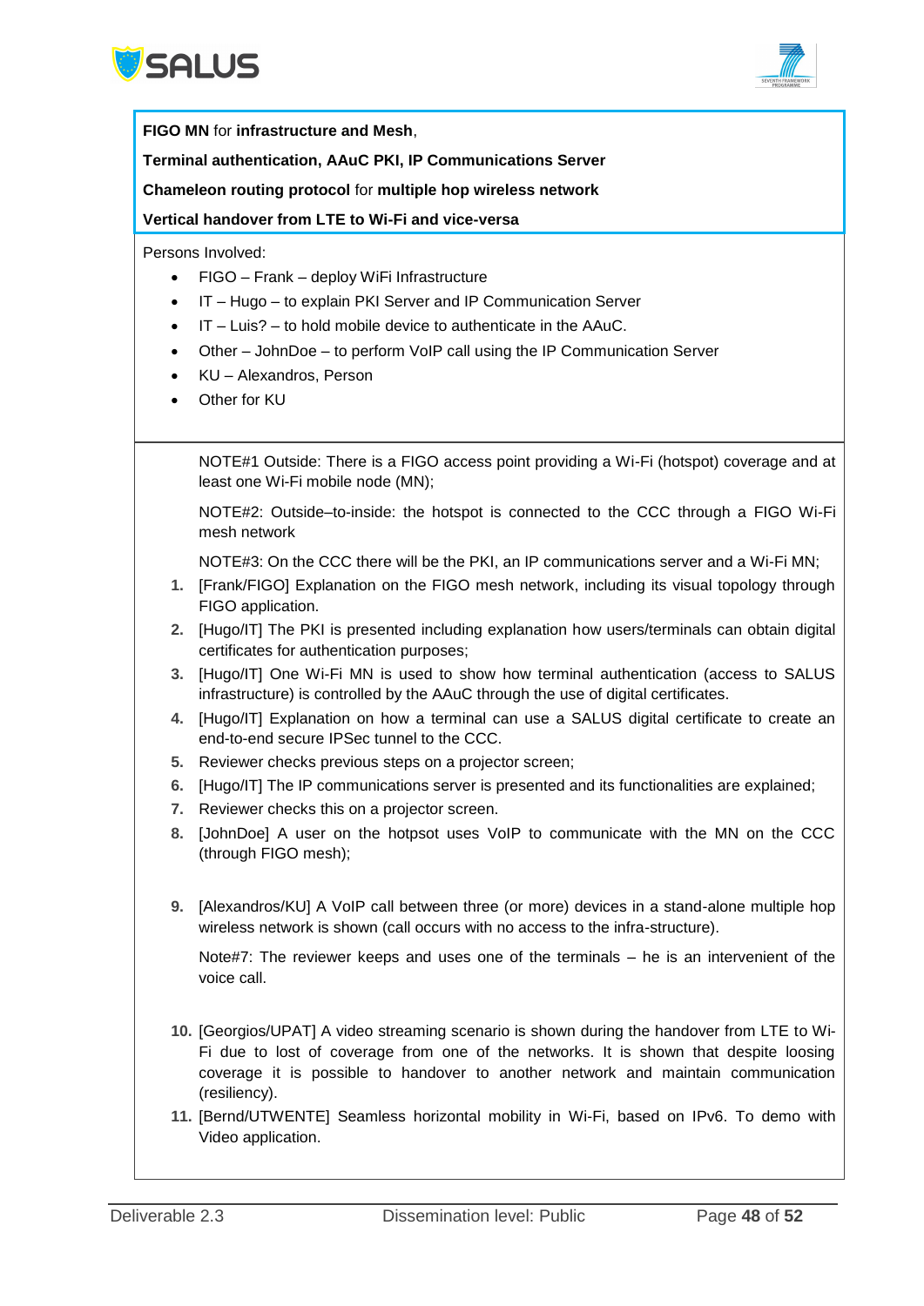**FIGO MN** for **infrastructure and Mesh**,

**Terminal authentication, AAuC PKI, IP Communications Server**

**Chameleon routing protocol** for **multiple hop wireless network**

**Vertical handover from LTE to Wi-Fi and vice-versa**

Persons Involved:

- FIGO – Frank – deploy WiFi Infrastructure
- IT – Hugo – to explain PKI Server and IP Communication Server
- IT – Luis? – to hold mobile device to authenticate in the AAuC.
- Other – JohnDoe – to perform VoIP call using the IP Communication Server
- KU – Alexandros, Person
- Other for KU

NOTE#1 Outside: There is a FIGO access point providing a Wi-Fi (hotspot) coverage and at least one Wi-Fi mobile node (MN);

NOTE#2: Outside–to-inside: the hotspot is connected to the CCC through a FIGO Wi-Fi mesh network

NOTE#3: On the CCC there will be the PKI, an IP communications server and a Wi-Fi MN;

1. [Frank/FIGO] Explanation on the FIGO mesh network, including its visual topology through FIGO application.
2. [Hugo/IT] The PKI is presented including explanation how users/terminals can obtain digital certificates for authentication purposes;
3. [Hugo/IT] One Wi-Fi MN is used to show how terminal authentication (access to SALUS infrastructure) is controlled by the AAuC through the use of digital certificates.
4. [Hugo/IT] Explanation on how a terminal can use a SALUS digital certificate to create an end-to-end secure IPSec tunnel to the CCC.
5. Reviewer checks previous steps on a projector screen;
6. [Hugo/IT] The IP communications server is presented and its functionalities are explained;
7. Reviewer checks this on a projector screen.
8. [JohnDoe] A user on the hotpsot uses VoIP to communicate with the MN on the CCC (through FIGO mesh);
9. [Alexandros/KU] A VoIP call between three (or more) devices in a stand-alone multiple hop wireless network is shown (call occurs with no access to the infra-structure).

   Note#7: The reviewer keeps and uses one of the terminals – he is an intervenient of the voice call.

10. [Georgios/UPAT] A video streaming scenario is shown during the handover from LTE to Wi-Fi due to lost of coverage from one of the networks. It is shown that despite loosing coverage it is possible to handover to another network and maintain communication (resiliency).
11. [Bernd/UTWENTE] Seamless horizontal mobility in Wi-Fi, based on IPv6. To demo with Video application.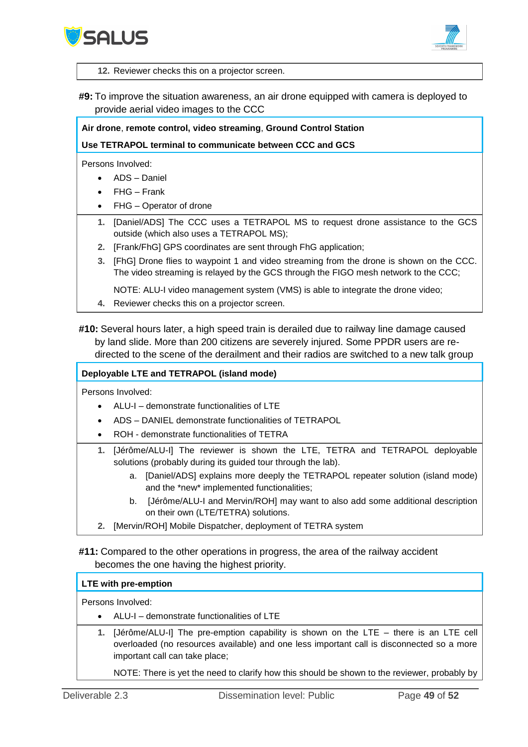12. Reviewer checks this on a projector screen.

**#9:** To improve the situation awareness, an air drone equipped with camera is deployed to provide aerial video images to the CCC

**Air drone**, **remote control, video streaming**, **Ground Control Station**

**Use TETRAPOL terminal to communicate between CCC and GCS**

Persons Involved:

- ADS – Daniel
- FHG – Frank
- FHG – Operator of drone

1. [Daniel/ADS] The CCC uses a TETRAPOL MS to request drone assistance to the GCS outside (which also uses a TETRAPOL MS);
2. [Frank/FhG] GPS coordinates are sent through FhG application;
3. [FhG] Drone flies to waypoint 1 and video streaming from the drone is shown on the CCC. The video streaming is relayed by the GCS through the FIGO mesh network to the CCC;

   NOTE: ALU-I video management system (VMS) is able to integrate the drone video;
4. Reviewer checks this on a projector screen.

**#10:** Several hours later, a high speed train is derailed due to railway line damage caused by land slide. More than 200 citizens are severely injured. Some PPDR users are re-directed to the scene of the derailment and their radios are switched to a new talk group

**Deployable LTE and TETRAPOL (island mode)**

Persons Involved:

- ALU-I – demonstrate functionalities of LTE
- ADS – DANIEL demonstrate functionalities of TETRAPOL
- ROH - demonstrate functionalities of TETRA

1. [Jérôme/ALU-I] The reviewer is shown the LTE, TETRA and TETRAPOL deployable solutions (probably during its guided tour through the lab).
   a. [Daniel/ADS] explains more deeply the TETRAPOL repeater solution (island mode) and the *new* implemented functionalities;
   b. [Jérôme/ALU-I and Mervin/ROH] may want to also add some additional description on their own (LTE/TETRA) solutions.
2. [Mervin/ROH] Mobile Dispatcher, deployment of TETRA system

**#11:** Compared to the other operations in progress, the area of the railway accident becomes the one having the highest priority.

**LTE with pre-emption**

Persons Involved:

- ALU-I – demonstrate functionalities of LTE

1. [Jérôme/ALU-I] The pre-emption capability is shown on the LTE – there is an LTE cell overloaded (no resources available) and one less important call is disconnected so a more important call can take place;

   NOTE: There is yet the need to clarify how this should be shown to the reviewer, probably by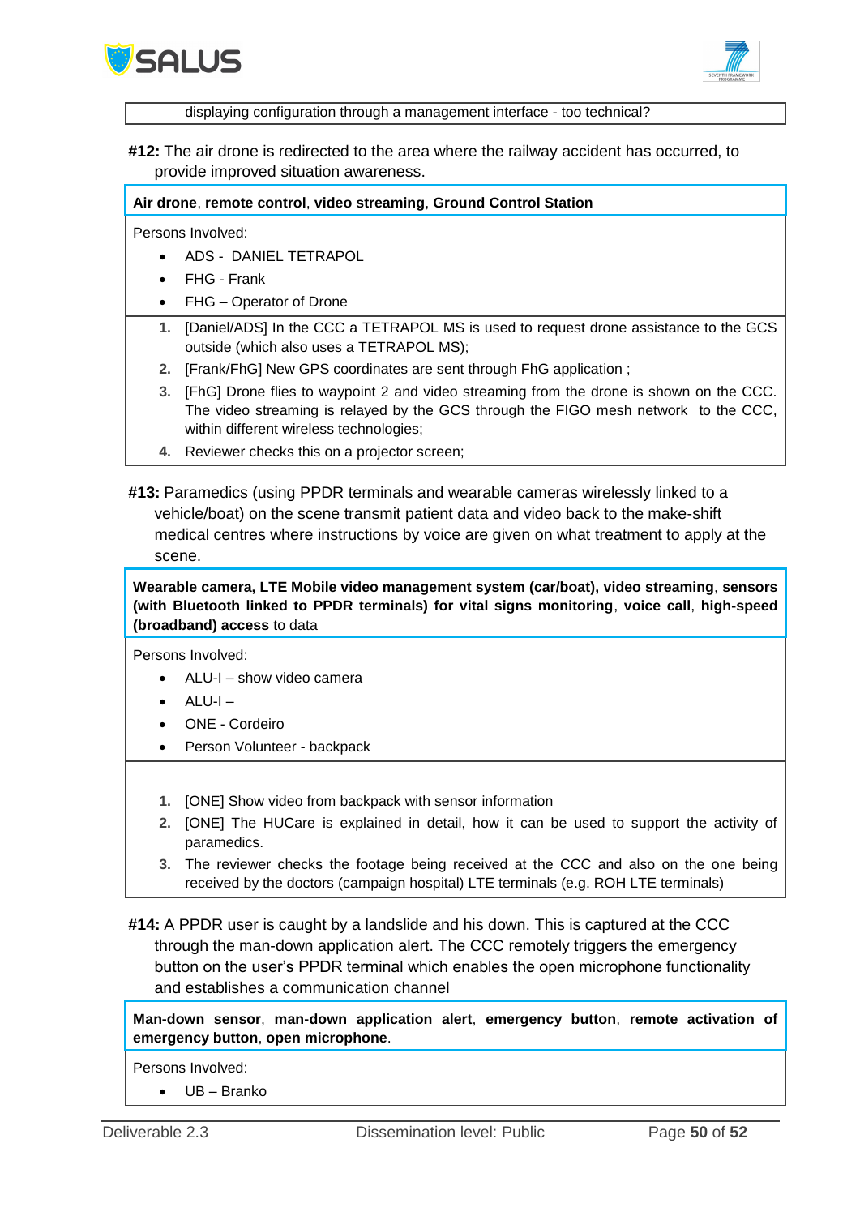| displaying configuration through a management interface - too technical? |
|---|

**#12:** The air drone is redirected to the area where the railway accident has occurred, to provide improved situation awareness.

**Air drone**, **remote control**, **video streaming**, **Ground Control Station**

Persons Involved:

- ADS - DANIEL TETRAPOL
- FHG - Frank
- FHG – Operator of Drone

1. [Daniel/ADS] In the CCC a TETRAPOL MS is used to request drone assistance to the GCS outside (which also uses a TETRAPOL MS);
2. [Frank/FhG] New GPS coordinates are sent through FhG application ;
3. [FhG] Drone flies to waypoint 2 and video streaming from the drone is shown on the CCC. The video streaming is relayed by the GCS through the FIGO mesh network to the CCC, within different wireless technologies;
4. Reviewer checks this on a projector screen;

**#13:** Paramedics (using PPDR terminals and wearable cameras wirelessly linked to a vehicle/boat) on the scene transmit patient data and video back to the make-shift medical centres where instructions by voice are given on what treatment to apply at the scene.

**Wearable camera,** ~~**LTE Mobile video management system (car/boat),**~~ **video streaming**, **sensors (with Bluetooth linked to PPDR terminals) for vital signs monitoring**, **voice call**, **high-speed (broadband) access** to data

Persons Involved:

- ALU-I – show video camera
- ALU-I –
- ONE - Cordeiro
- Person Volunteer - backpack

1. [ONE] Show video from backpack with sensor information
2. [ONE] The HUCare is explained in detail, how it can be used to support the activity of paramedics.
3. The reviewer checks the footage being received at the CCC and also on the one being received by the doctors (campaign hospital) LTE terminals (e.g. ROH LTE terminals)

**#14:** A PPDR user is caught by a landslide and his down. This is captured at the CCC through the man-down application alert. The CCC remotely triggers the emergency button on the user's PPDR terminal which enables the open microphone functionality and establishes a communication channel

**Man-down sensor**, **man-down application alert**, **emergency button**, **remote activation of emergency button**, **open microphone**.

Persons Involved:

- UB – Branko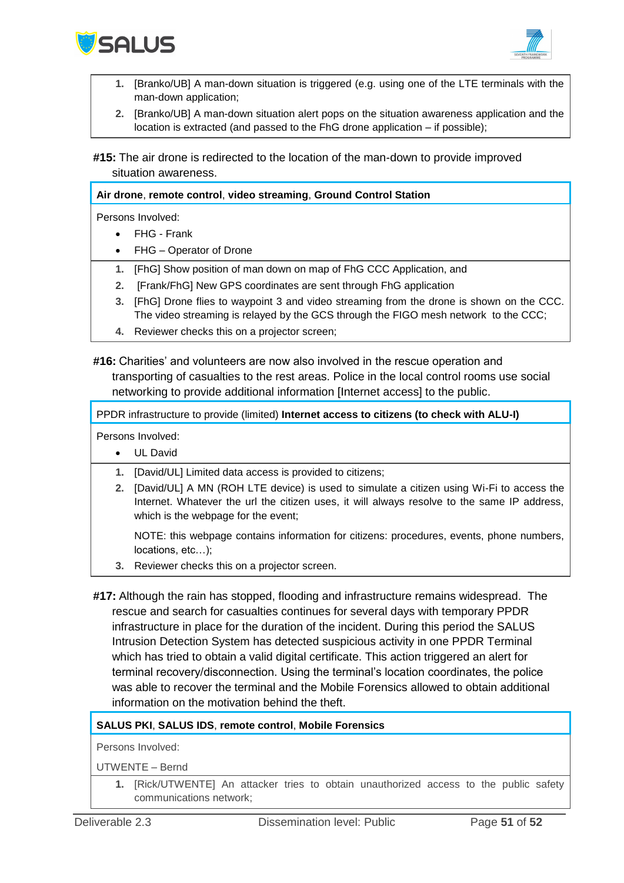1. [Branko/UB] A man-down situation is triggered (e.g. using one of the LTE terminals with the man-down application;
2. [Branko/UB] A man-down situation alert pops on the situation awareness application and the location is extracted (and passed to the FhG drone application – if possible);

**#15:** The air drone is redirected to the location of the man-down to provide improved situation awareness.

**Air drone**, **remote control**, **video streaming**, **Ground Control Station**

Persons Involved:

- FHG - Frank
- FHG – Operator of Drone

1. [FhG] Show position of man down on map of FhG CCC Application, and
2. [Frank/FhG] New GPS coordinates are sent through FhG application
3. [FhG] Drone flies to waypoint 3 and video streaming from the drone is shown on the CCC. The video streaming is relayed by the GCS through the FIGO mesh network to the CCC;
4. Reviewer checks this on a projector screen;

**#16:** Charities' and volunteers are now also involved in the rescue operation and transporting of casualties to the rest areas. Police in the local control rooms use social networking to provide additional information [Internet access] to the public.

PPDR infrastructure to provide (limited) **Internet access to citizens (to check with ALU-I)**

Persons Involved:

- UL David

1. [David/UL] Limited data access is provided to citizens;
2. [David/UL] A MN (ROH LTE device) is used to simulate a citizen using Wi-Fi to access the Internet. Whatever the url the citizen uses, it will always resolve to the same IP address, which is the webpage for the event;

   NOTE: this webpage contains information for citizens: procedures, events, phone numbers, locations, etc…);
3. Reviewer checks this on a projector screen.

**#17:** Although the rain has stopped, flooding and infrastructure remains widespread. The rescue and search for casualties continues for several days with temporary PPDR infrastructure in place for the duration of the incident. During this period the SALUS Intrusion Detection System has detected suspicious activity in one PPDR Terminal which has tried to obtain a valid digital certificate. This action triggered an alert for terminal recovery/disconnection. Using the terminal's location coordinates, the police was able to recover the terminal and the Mobile Forensics allowed to obtain additional information on the motivation behind the theft.

**SALUS PKI**, **SALUS IDS**, **remote control**, **Mobile Forensics**

Persons Involved:

UTWENTE – Bernd

1. [Rick/UTWENTE] An attacker tries to obtain unauthorized access to the public safety communications network;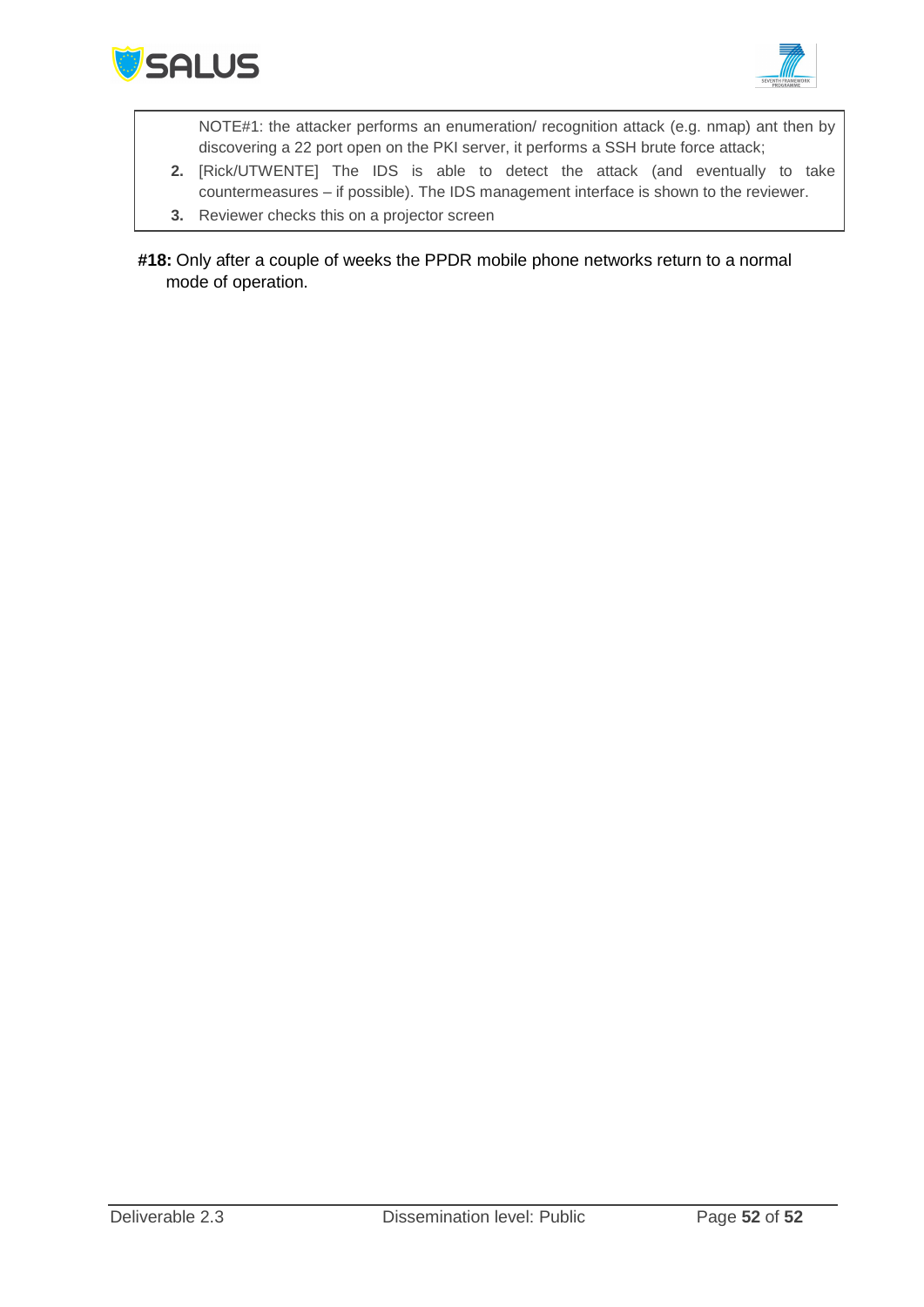NOTE#1: the attacker performs an enumeration/ recognition attack (e.g. nmap) ant then by discovering a 22 port open on the PKI server, it performs a SSH brute force attack;

2. [Rick/UTWENTE] The IDS is able to detect the attack (and eventually to take countermeasures – if possible). The IDS management interface is shown to the reviewer.
3. Reviewer checks this on a projector screen

**#18:** Only after a couple of weeks the PPDR mobile phone networks return to a normal mode of operation.